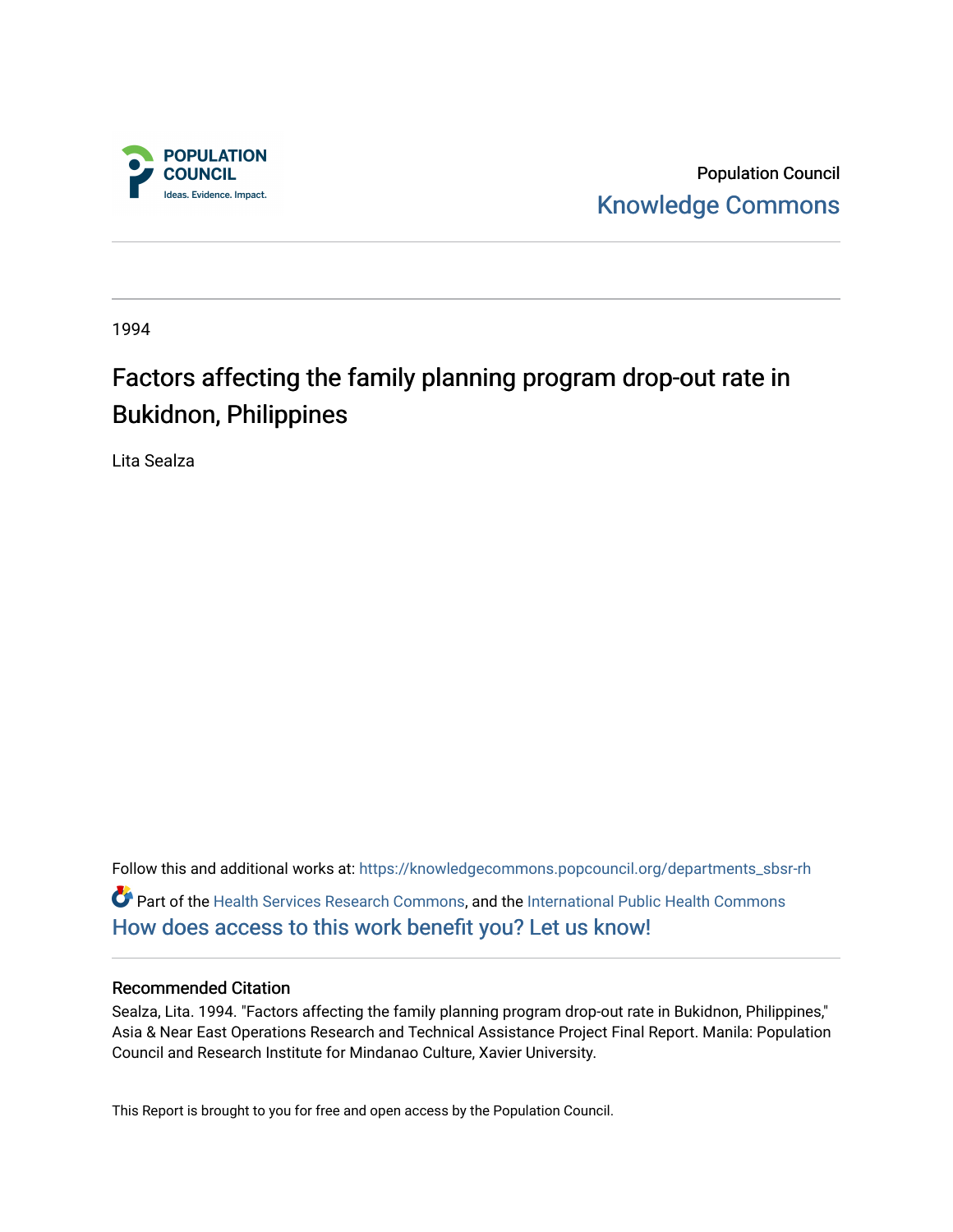Population Council

Knowledge Commons

1994

# Factors affecting the family planning program drop-out rate in Bukidnon, Philippines

Lita Sealza

Follow this and additional works at: https://knowledgecommons.popcouncil.org/departments_sbsr-rh

Part of the Health Services Research Commons, and the International Public Health Commons

How does access to this work benefit you? Let us know!

## Recommended Citation

Sealza, Lita. 1994. "Factors affecting the family planning program drop-out rate in Bukidnon, Philippines," Asia & Near East Operations Research and Technical Assistance Project Final Report. Manila: Population Council and Research Institute for Mindanao Culture, Xavier University.

This Report is brought to you for free and open access by the Population Council.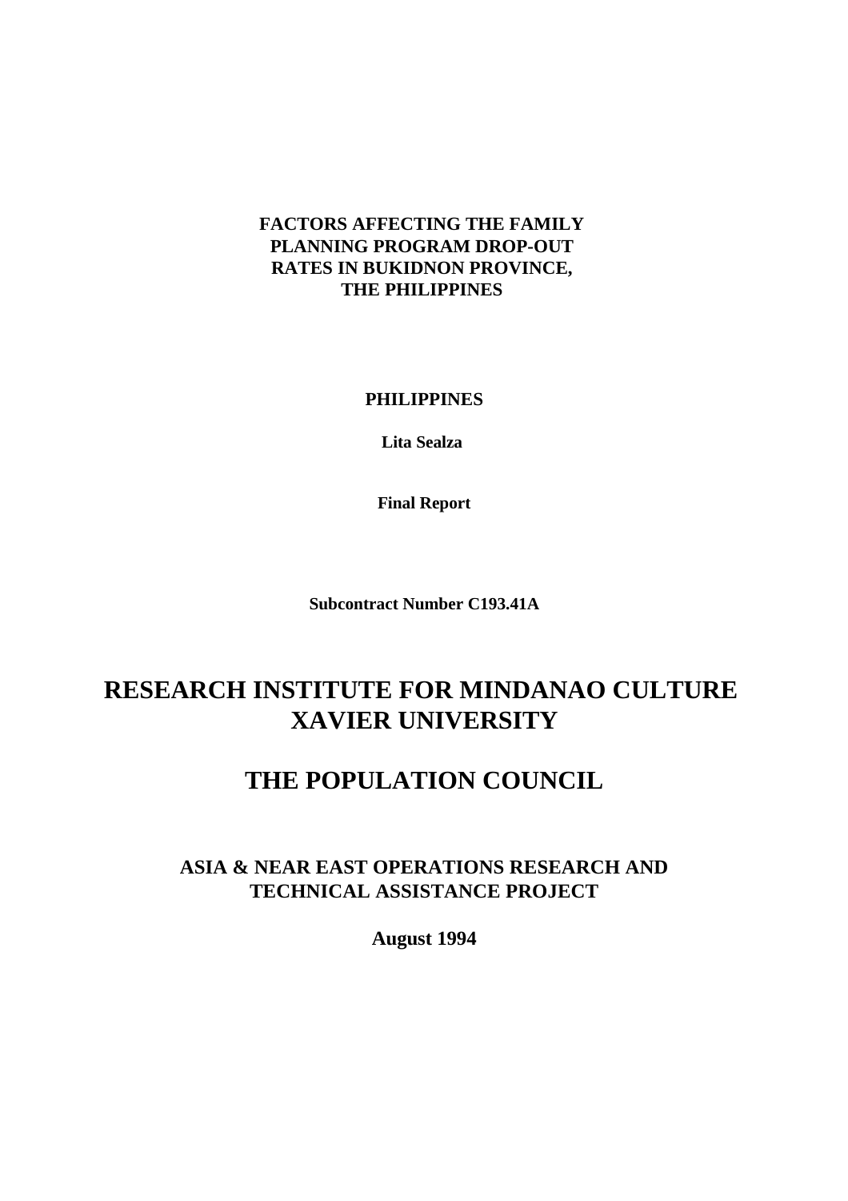**FACTORS AFFECTING THE FAMILY PLANNING PROGRAM DROP-OUT RATES IN BUKIDNON PROVINCE, THE PHILIPPINES**

**PHILIPPINES**

**Lita Sealza**

**Final Report**

**Subcontract Number C193.41A**

# RESEARCH INSTITUTE FOR MINDANAO CULTURE XAVIER UNIVERSITY

# THE POPULATION COUNCIL

## ASIA & NEAR EAST OPERATIONS RESEARCH AND TECHNICAL ASSISTANCE PROJECT

**August 1994**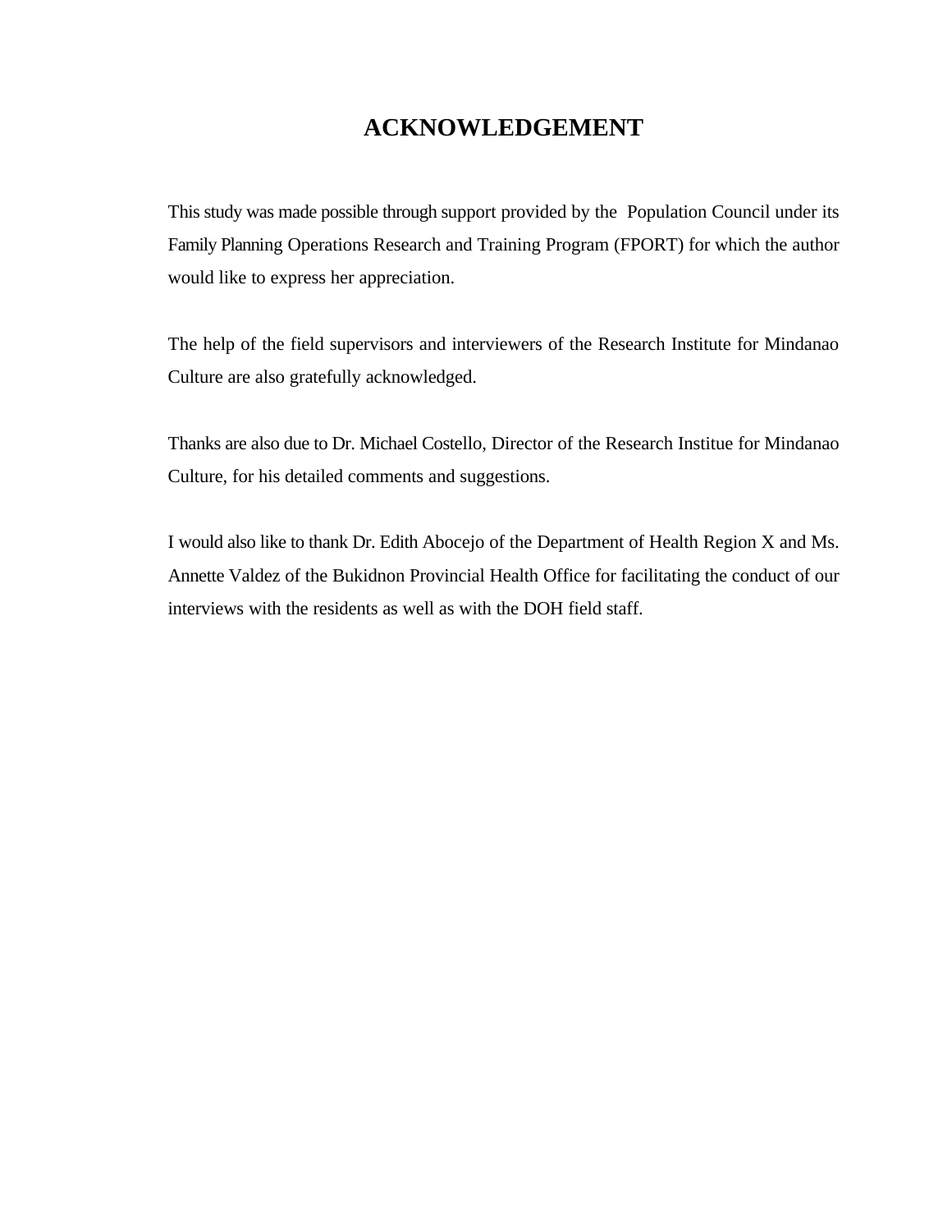# ACKNOWLEDGEMENT

This study was made possible through support provided by the Population Council under its Family Planning Operations Research and Training Program (FPORT) for which the author would like to express her appreciation.

The help of the field supervisors and interviewers of the Research Institute for Mindanao Culture are also gratefully acknowledged.

Thanks are also due to Dr. Michael Costello, Director of the Research Institue for Mindanao Culture, for his detailed comments and suggestions.

I would also like to thank Dr. Edith Abocejo of the Department of Health Region X and Ms. Annette Valdez of the Bukidnon Provincial Health Office for facilitating the conduct of our interviews with the residents as well as with the DOH field staff.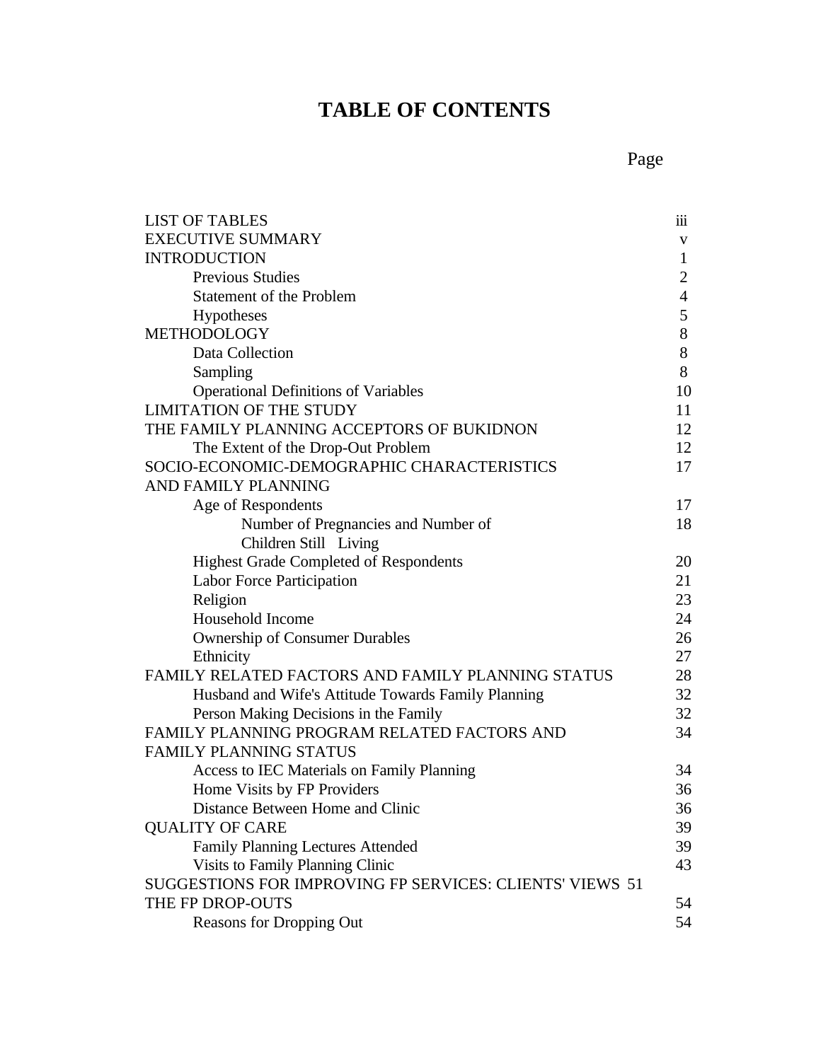# TABLE OF CONTENTS

| | Page |
|---|---|
| LIST OF TABLES | iii |
| EXECUTIVE SUMMARY | v |
| INTRODUCTION | 1 |
| Previous Studies | 2 |
| Statement of the Problem | 4 |
| Hypotheses | 5 |
| METHODOLOGY | 8 |
| Data Collection | 8 |
| Sampling | 8 |
| Operational Definitions of Variables | 10 |
| LIMITATION OF THE STUDY | 11 |
| THE FAMILY PLANNING ACCEPTORS OF BUKIDNON | 12 |
| The Extent of the Drop-Out Problem | 12 |
| SOCIO-ECONOMIC-DEMOGRAPHIC CHARACTERISTICS AND FAMILY PLANNING | 17 |
| Age of Respondents | 17 |
| Number of Pregnancies and Number of Children Still Living | 18 |
| Highest Grade Completed of Respondents | 20 |
| Labor Force Participation | 21 |
| Religion | 23 |
| Household Income | 24 |
| Ownership of Consumer Durables | 26 |
| Ethnicity | 27 |
| FAMILY RELATED FACTORS AND FAMILY PLANNING STATUS | 28 |
| Husband and Wife's Attitude Towards Family Planning | 32 |
| Person Making Decisions in the Family | 32 |
| FAMILY PLANNING PROGRAM RELATED FACTORS AND FAMILY PLANNING STATUS | 34 |
| Access to IEC Materials on Family Planning | 34 |
| Home Visits by FP Providers | 36 |
| Distance Between Home and Clinic | 36 |
| QUALITY OF CARE | 39 |
| Family Planning Lectures Attended | 39 |
| Visits to Family Planning Clinic | 43 |
| SUGGESTIONS FOR IMPROVING FP SERVICES: CLIENTS' VIEWS | 51 |
| THE FP DROP-OUTS | 54 |
| Reasons for Dropping Out | 54 |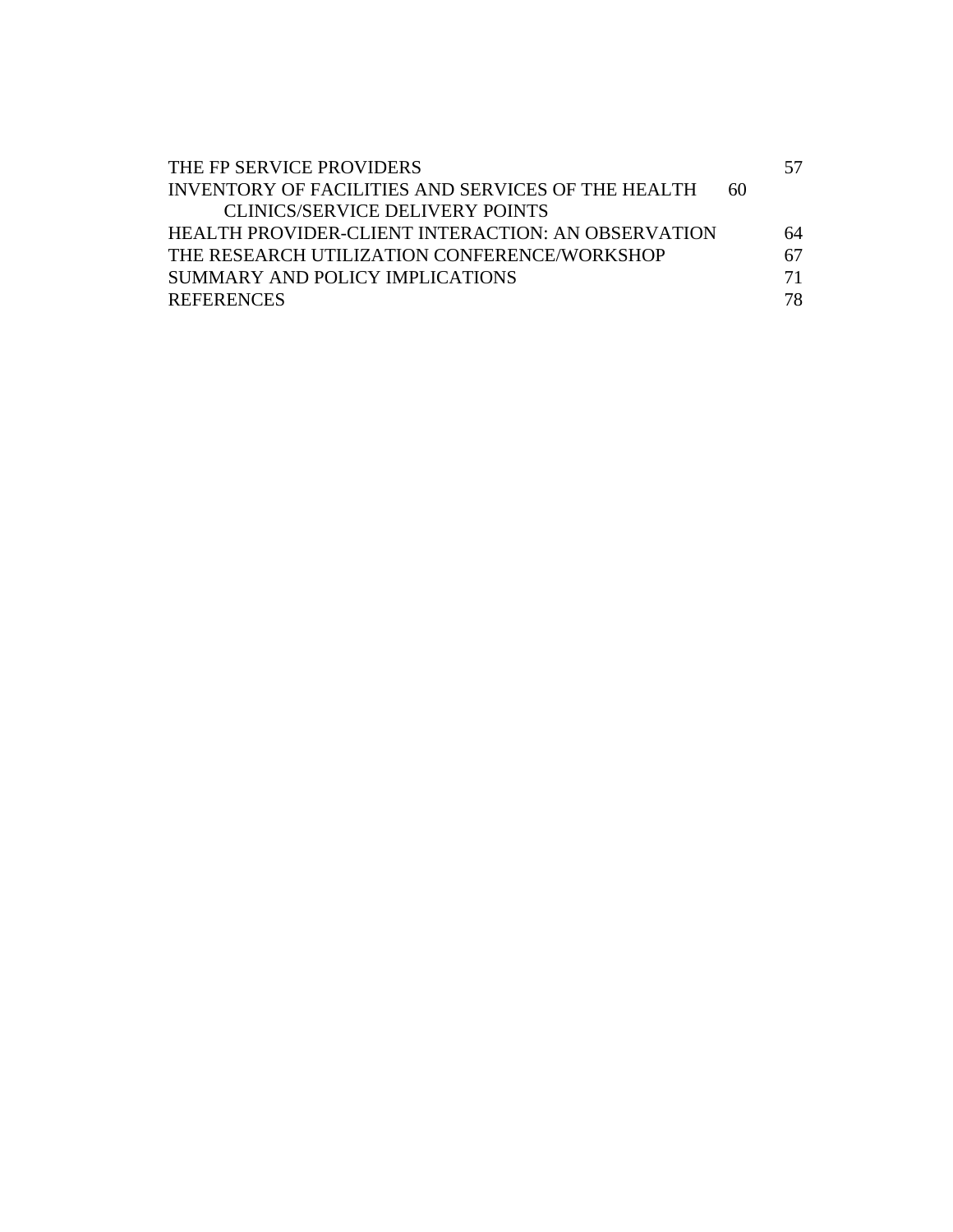| | |
|---|---|
| THE FP SERVICE PROVIDERS | 57 |
| INVENTORY OF FACILITIES AND SERVICES OF THE HEALTH CLINICS/SERVICE DELIVERY POINTS | 60 |
| HEALTH PROVIDER-CLIENT INTERACTION: AN OBSERVATION | 64 |
| THE RESEARCH UTILIZATION CONFERENCE/WORKSHOP | 67 |
| SUMMARY AND POLICY IMPLICATIONS | 71 |
| REFERENCES | 78 |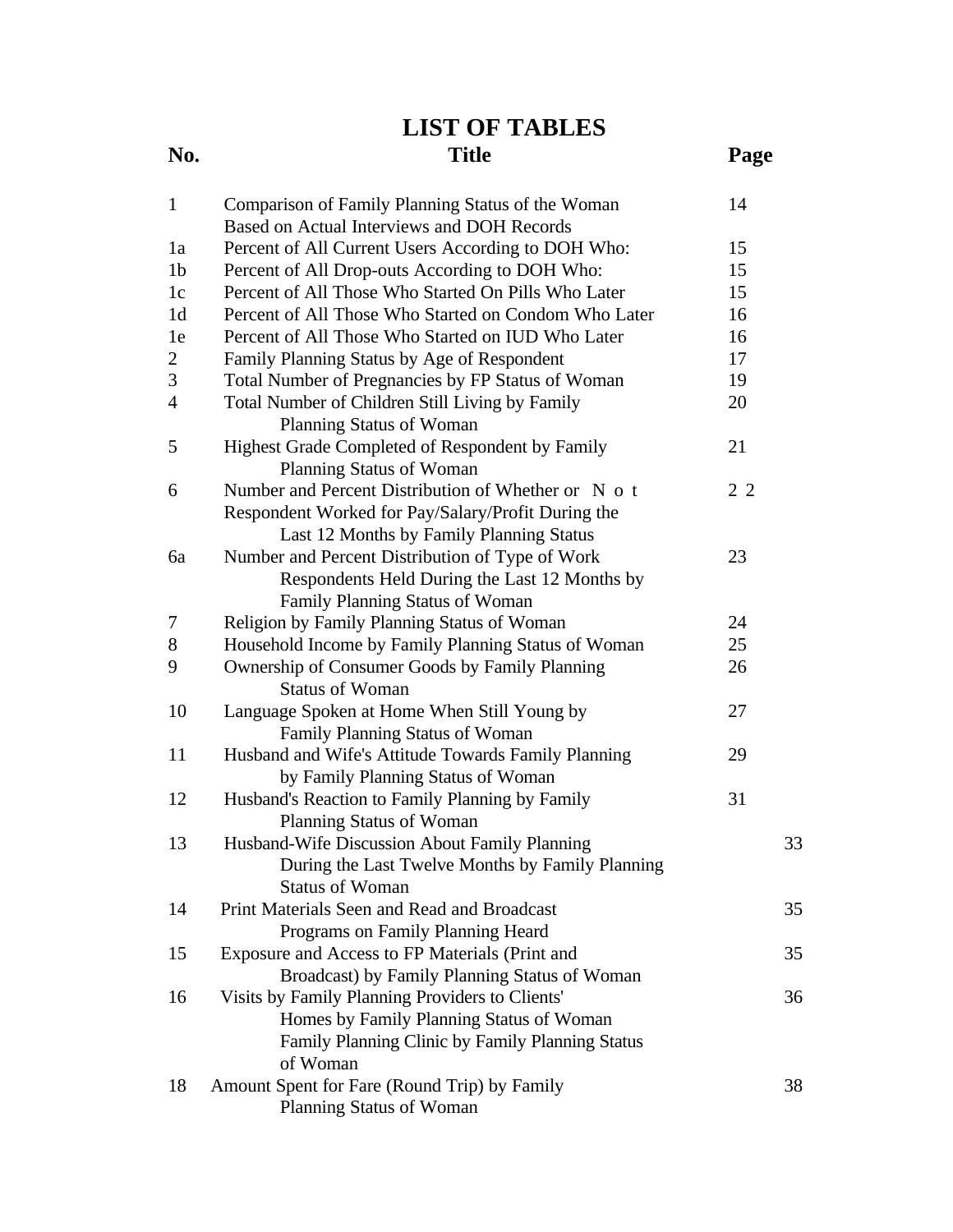# LIST OF TABLES

| No. | Title | Page |
| --- | --- | --- |
| 1 | Comparison of Family Planning Status of the Woman Based on Actual Interviews and DOH Records | 14 |
| 1a | Percent of All Current Users According to DOH Who: | 15 |
| 1b | Percent of All Drop-outs According to DOH Who: | 15 |
| 1c | Percent of All Those Who Started On Pills Who Later | 15 |
| 1d | Percent of All Those Who Started on Condom Who Later | 16 |
| 1e | Percent of All Those Who Started on IUD Who Later | 16 |
| 2 | Family Planning Status by Age of Respondent | 17 |
| 3 | Total Number of Pregnancies by FP Status of Woman | 19 |
| 4 | Total Number of Children Still Living by Family Planning Status of Woman | 20 |
| 5 | Highest Grade Completed of Respondent by Family Planning Status of Woman | 21 |
| 6 | Number and Percent Distribution of Whether or Not Respondent Worked for Pay/Salary/Profit During the Last 12 Months by Family Planning Status | 22 |
| 6a | Number and Percent Distribution of Type of Work Respondents Held During the Last 12 Months by Family Planning Status of Woman | 23 |
| 7 | Religion by Family Planning Status of Woman | 24 |
| 8 | Household Income by Family Planning Status of Woman | 25 |
| 9 | Ownership of Consumer Goods by Family Planning Status of Woman | 26 |
| 10 | Language Spoken at Home When Still Young by Family Planning Status of Woman | 27 |
| 11 | Husband and Wife's Attitude Towards Family Planning by Family Planning Status of Woman | 29 |
| 12 | Husband's Reaction to Family Planning by Family Planning Status of Woman | 31 |
| 13 | Husband-Wife Discussion About Family Planning During the Last Twelve Months by Family Planning Status of Woman | 33 |
| 14 | Print Materials Seen and Read and Broadcast Programs on Family Planning Heard | 35 |
| 15 | Exposure and Access to FP Materials (Print and Broadcast) by Family Planning Status of Woman | 35 |
| 16 | Visits by Family Planning Providers to Clients' Homes by Family Planning Status of Woman Family Planning Clinic by Family Planning Status of Woman | 36 |
| 18 | Amount Spent for Fare (Round Trip) by Family Planning Status of Woman | 38 |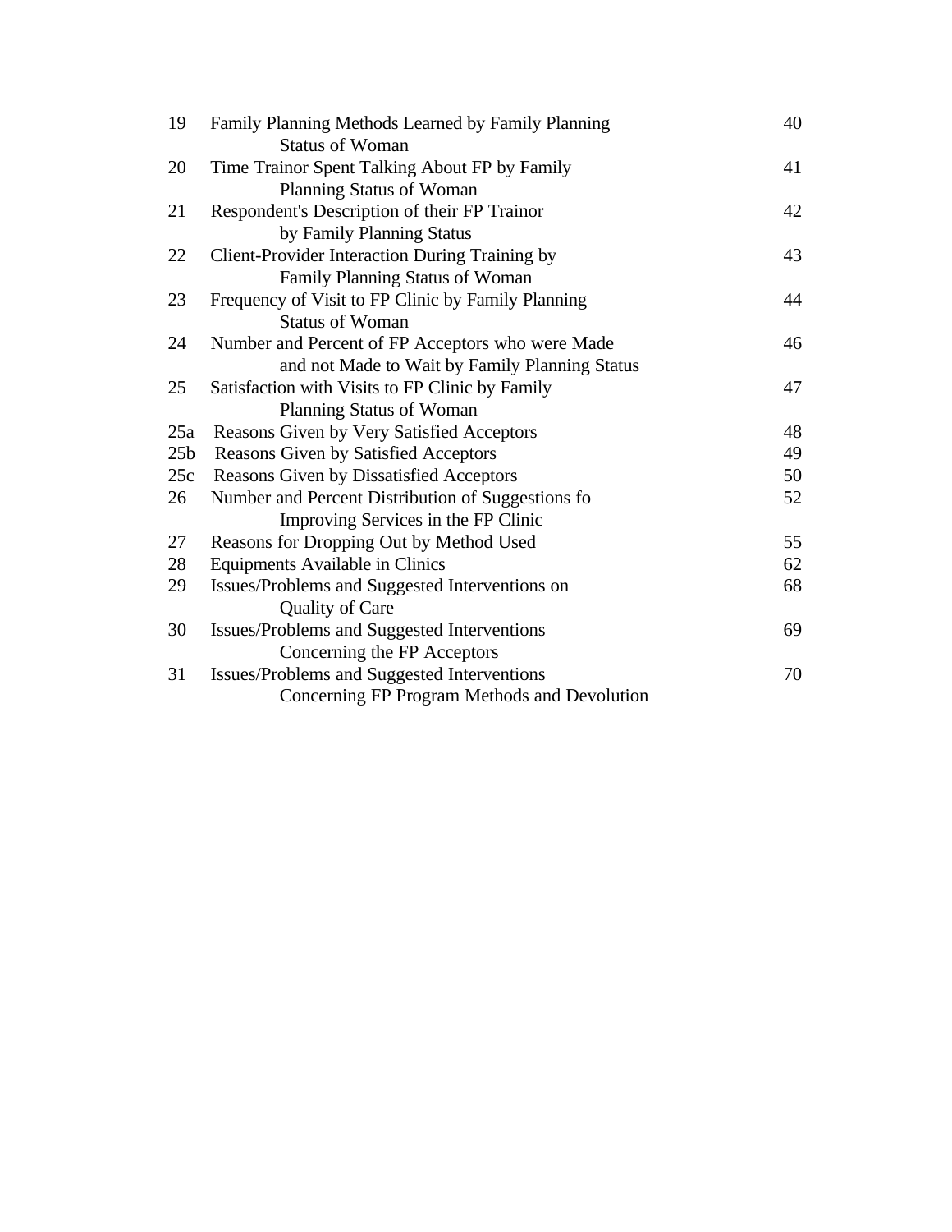| | | |
|---|---|---|
| 19 | Family Planning Methods Learned by Family Planning Status of Woman | 40 |
| 20 | Time Trainor Spent Talking About FP by Family Planning Status of Woman | 41 |
| 21 | Respondent's Description of their FP Trainor by Family Planning Status | 42 |
| 22 | Client-Provider Interaction During Training by Family Planning Status of Woman | 43 |
| 23 | Frequency of Visit to FP Clinic by Family Planning Status of Woman | 44 |
| 24 | Number and Percent of FP Acceptors who were Made and not Made to Wait by Family Planning Status | 46 |
| 25 | Satisfaction with Visits to FP Clinic by Family Planning Status of Woman | 47 |
| 25a | Reasons Given by Very Satisfied Acceptors | 48 |
| 25b | Reasons Given by Satisfied Acceptors | 49 |
| 25c | Reasons Given by Dissatisfied Acceptors | 50 |
| 26 | Number and Percent Distribution of Suggestions fo Improving Services in the FP Clinic | 52 |
| 27 | Reasons for Dropping Out by Method Used | 55 |
| 28 | Equipments Available in Clinics | 62 |
| 29 | Issues/Problems and Suggested Interventions on Quality of Care | 68 |
| 30 | Issues/Problems and Suggested Interventions Concerning the FP Acceptors | 69 |
| 31 | Issues/Problems and Suggested Interventions Concerning FP Program Methods and Devolution | 70 |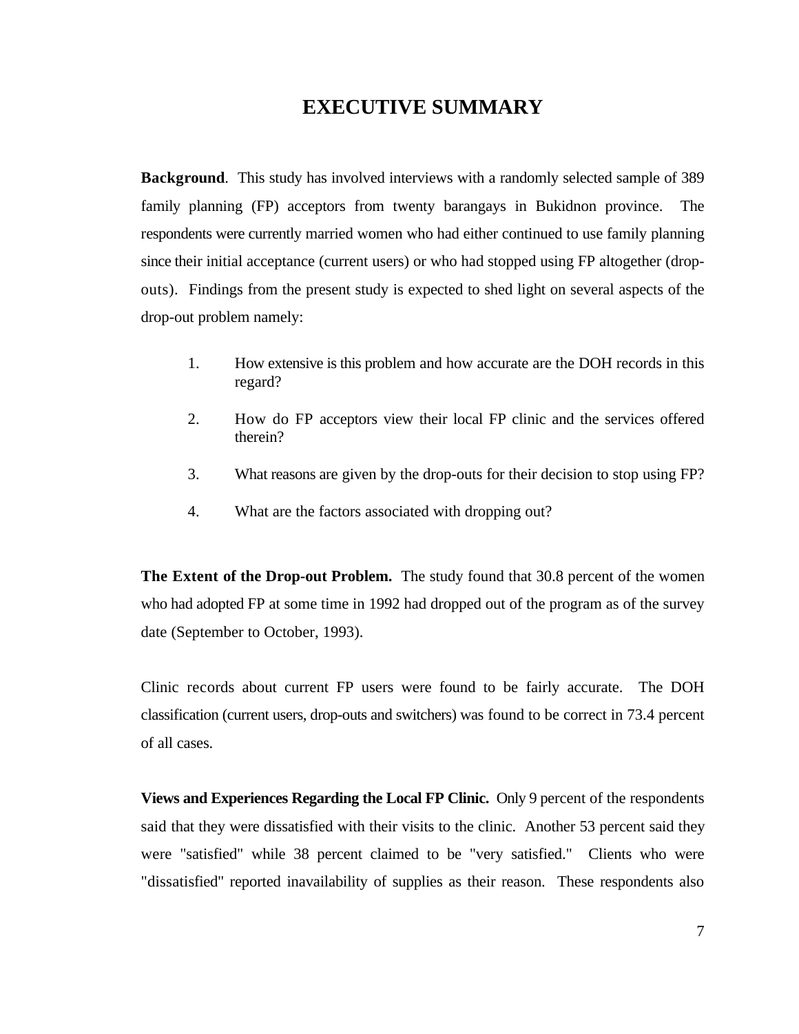# EXECUTIVE SUMMARY

**Background**. This study has involved interviews with a randomly selected sample of 389 family planning (FP) acceptors from twenty barangays in Bukidnon province. The respondents were currently married women who had either continued to use family planning since their initial acceptance (current users) or who had stopped using FP altogether (drop-outs). Findings from the present study is expected to shed light on several aspects of the drop-out problem namely:

1. How extensive is this problem and how accurate are the DOH records in this regard?

2. How do FP acceptors view their local FP clinic and the services offered therein?

3. What reasons are given by the drop-outs for their decision to stop using FP?

4. What are the factors associated with dropping out?

**The Extent of the Drop-out Problem.** The study found that 30.8 percent of the women who had adopted FP at some time in 1992 had dropped out of the program as of the survey date (September to October, 1993).

Clinic records about current FP users were found to be fairly accurate. The DOH classification (current users, drop-outs and switchers) was found to be correct in 73.4 percent of all cases.

**Views and Experiences Regarding the Local FP Clinic.** Only 9 percent of the respondents said that they were dissatisfied with their visits to the clinic. Another 53 percent said they were "satisfied" while 38 percent claimed to be "very satisfied." Clients who were "dissatisfied" reported inavailability of supplies as their reason. These respondents also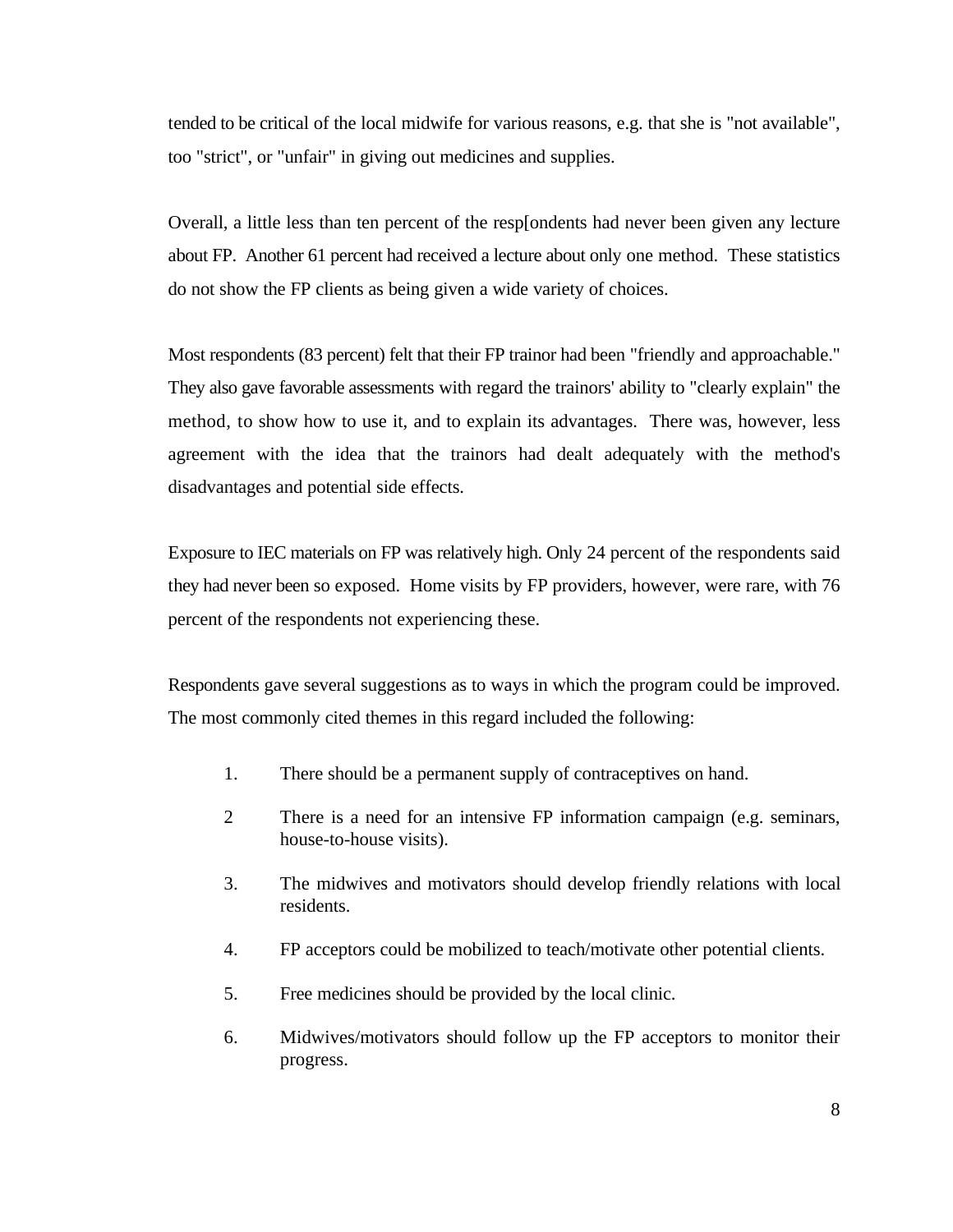tended to be critical of the local midwife for various reasons, e.g. that she is "not available", too "strict", or "unfair" in giving out medicines and supplies.

Overall, a little less than ten percent of the resp[ondents had never been given any lecture about FP. Another 61 percent had received a lecture about only one method. These statistics do not show the FP clients as being given a wide variety of choices.

Most respondents (83 percent) felt that their FP trainor had been "friendly and approachable." They also gave favorable assessments with regard the trainors' ability to "clearly explain" the method, to show how to use it, and to explain its advantages. There was, however, less agreement with the idea that the trainors had dealt adequately with the method's disadvantages and potential side effects.

Exposure to IEC materials on FP was relatively high. Only 24 percent of the respondents said they had never been so exposed. Home visits by FP providers, however, were rare, with 76 percent of the respondents not experiencing these.

Respondents gave several suggestions as to ways in which the program could be improved. The most commonly cited themes in this regard included the following:

1. There should be a permanent supply of contraceptives on hand.

2 There is a need for an intensive FP information campaign (e.g. seminars, house-to-house visits).

3. The midwives and motivators should develop friendly relations with local residents.

4. FP acceptors could be mobilized to teach/motivate other potential clients.

5. Free medicines should be provided by the local clinic.

6. Midwives/motivators should follow up the FP acceptors to monitor their progress.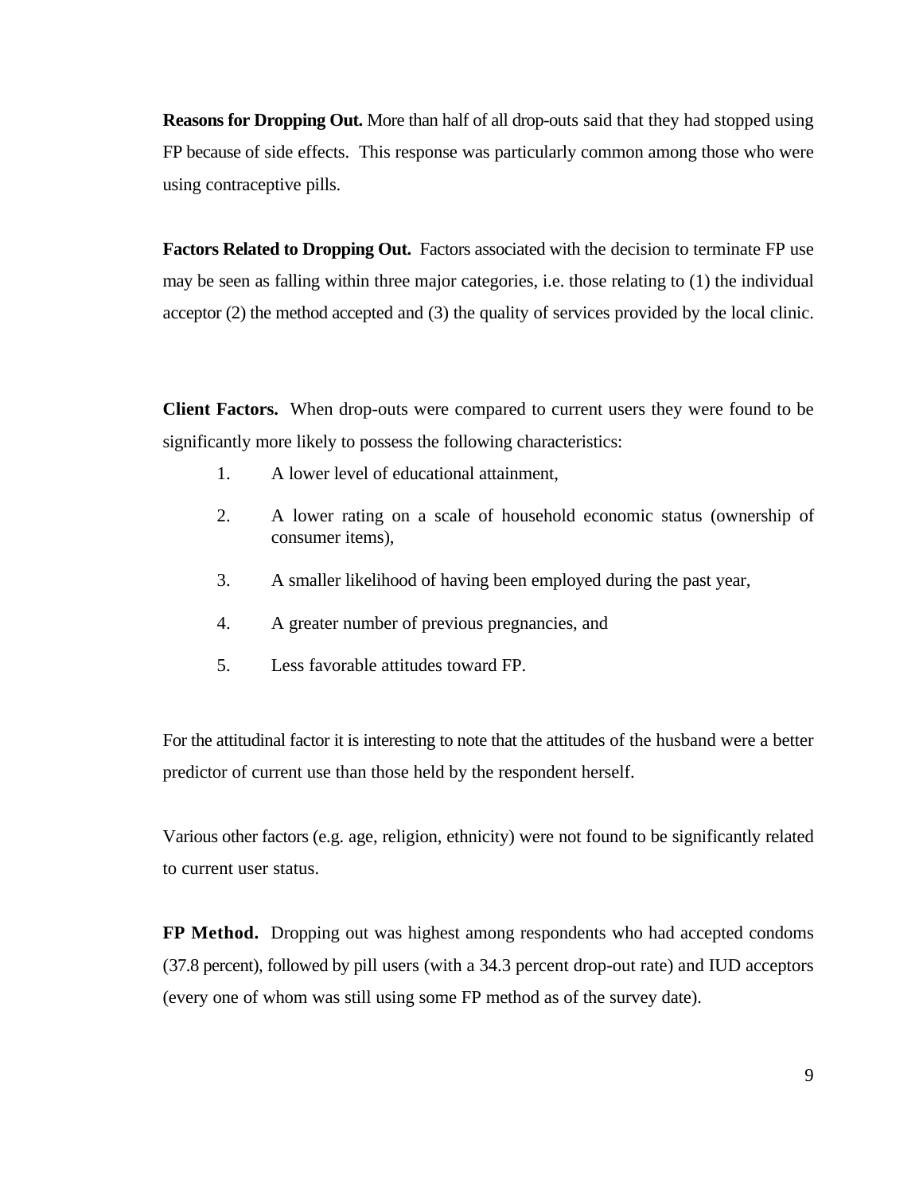**Reasons for Dropping Out.** More than half of all drop-outs said that they had stopped using FP because of side effects. This response was particularly common among those who were using contraceptive pills.

**Factors Related to Dropping Out.** Factors associated with the decision to terminate FP use may be seen as falling within three major categories, i.e. those relating to (1) the individual acceptor (2) the method accepted and (3) the quality of services provided by the local clinic.

**Client Factors.** When drop-outs were compared to current users they were found to be significantly more likely to possess the following characteristics:

1. A lower level of educational attainment,
2. A lower rating on a scale of household economic status (ownership of consumer items),
3. A smaller likelihood of having been employed during the past year,
4. A greater number of previous pregnancies, and
5. Less favorable attitudes toward FP.

For the attitudinal factor it is interesting to note that the attitudes of the husband were a better predictor of current use than those held by the respondent herself.

Various other factors (e.g. age, religion, ethnicity) were not found to be significantly related to current user status.

**FP Method.** Dropping out was highest among respondents who had accepted condoms (37.8 percent), followed by pill users (with a 34.3 percent drop-out rate) and IUD acceptors (every one of whom was still using some FP method as of the survey date).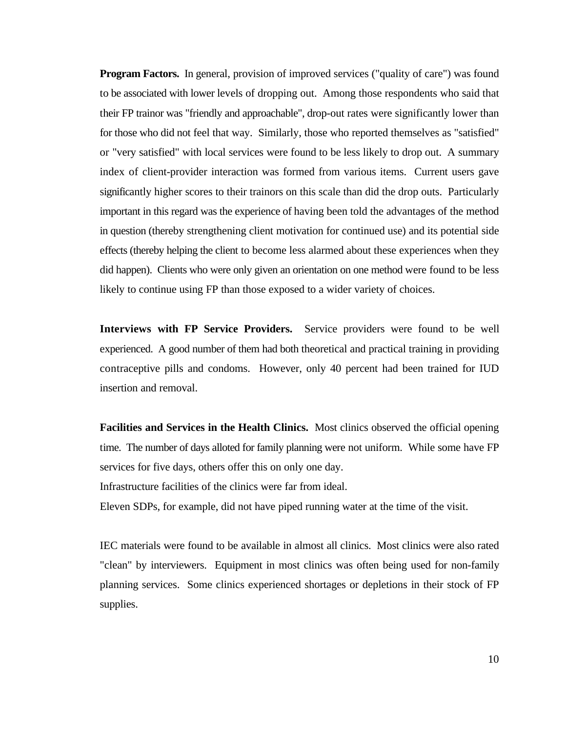**Program Factors.** In general, provision of improved services ("quality of care") was found to be associated with lower levels of dropping out. Among those respondents who said that their FP trainor was "friendly and approachable", drop-out rates were significantly lower than for those who did not feel that way. Similarly, those who reported themselves as "satisfied" or "very satisfied" with local services were found to be less likely to drop out. A summary index of client-provider interaction was formed from various items. Current users gave significantly higher scores to their trainors on this scale than did the drop outs. Particularly important in this regard was the experience of having been told the advantages of the method in question (thereby strengthening client motivation for continued use) and its potential side effects (thereby helping the client to become less alarmed about these experiences when they did happen). Clients who were only given an orientation on one method were found to be less likely to continue using FP than those exposed to a wider variety of choices.

**Interviews with FP Service Providers.** Service providers were found to be well experienced. A good number of them had both theoretical and practical training in providing contraceptive pills and condoms. However, only 40 percent had been trained for IUD insertion and removal.

**Facilities and Services in the Health Clinics.** Most clinics observed the official opening time. The number of days alloted for family planning were not uniform. While some have FP services for five days, others offer this on only one day.

Infrastructure facilities of the clinics were far from ideal.

Eleven SDPs, for example, did not have piped running water at the time of the visit.

IEC materials were found to be available in almost all clinics. Most clinics were also rated "clean" by interviewers. Equipment in most clinics was often being used for non-family planning services. Some clinics experienced shortages or depletions in their stock of FP supplies.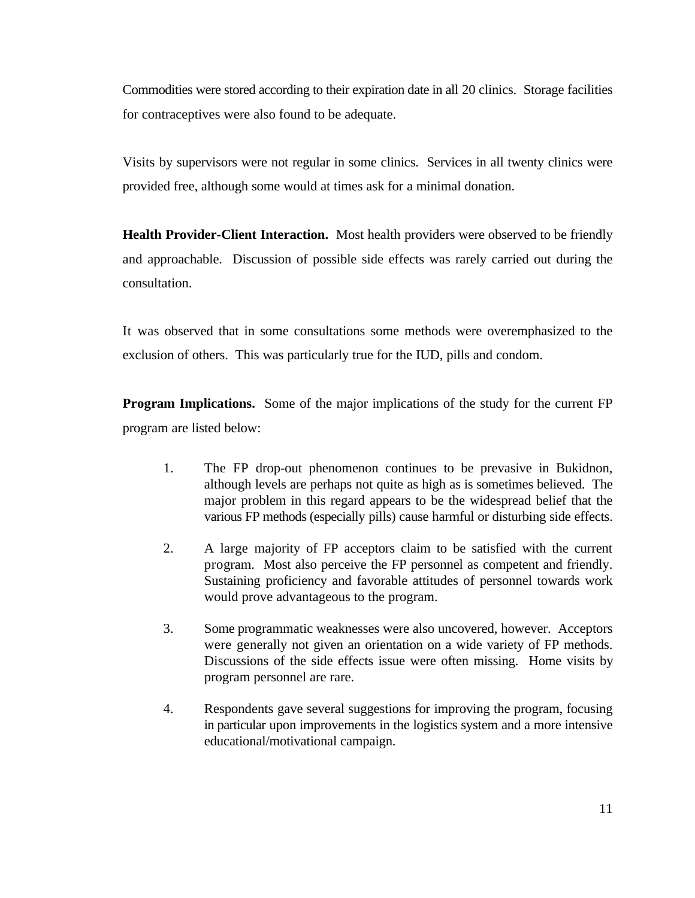Commodities were stored according to their expiration date in all 20 clinics. Storage facilities for contraceptives were also found to be adequate.

Visits by supervisors were not regular in some clinics. Services in all twenty clinics were provided free, although some would at times ask for a minimal donation.

**Health Provider-Client Interaction.** Most health providers were observed to be friendly and approachable. Discussion of possible side effects was rarely carried out during the consultation.

It was observed that in some consultations some methods were overemphasized to the exclusion of others. This was particularly true for the IUD, pills and condom.

**Program Implications.** Some of the major implications of the study for the current FP program are listed below:

1. The FP drop-out phenomenon continues to be prevasive in Bukidnon, although levels are perhaps not quite as high as is sometimes believed. The major problem in this regard appears to be the widespread belief that the various FP methods (especially pills) cause harmful or disturbing side effects.

2. A large majority of FP acceptors claim to be satisfied with the current program. Most also perceive the FP personnel as competent and friendly. Sustaining proficiency and favorable attitudes of personnel towards work would prove advantageous to the program.

3. Some programmatic weaknesses were also uncovered, however. Acceptors were generally not given an orientation on a wide variety of FP methods. Discussions of the side effects issue were often missing. Home visits by program personnel are rare.

4. Respondents gave several suggestions for improving the program, focusing in particular upon improvements in the logistics system and a more intensive educational/motivational campaign.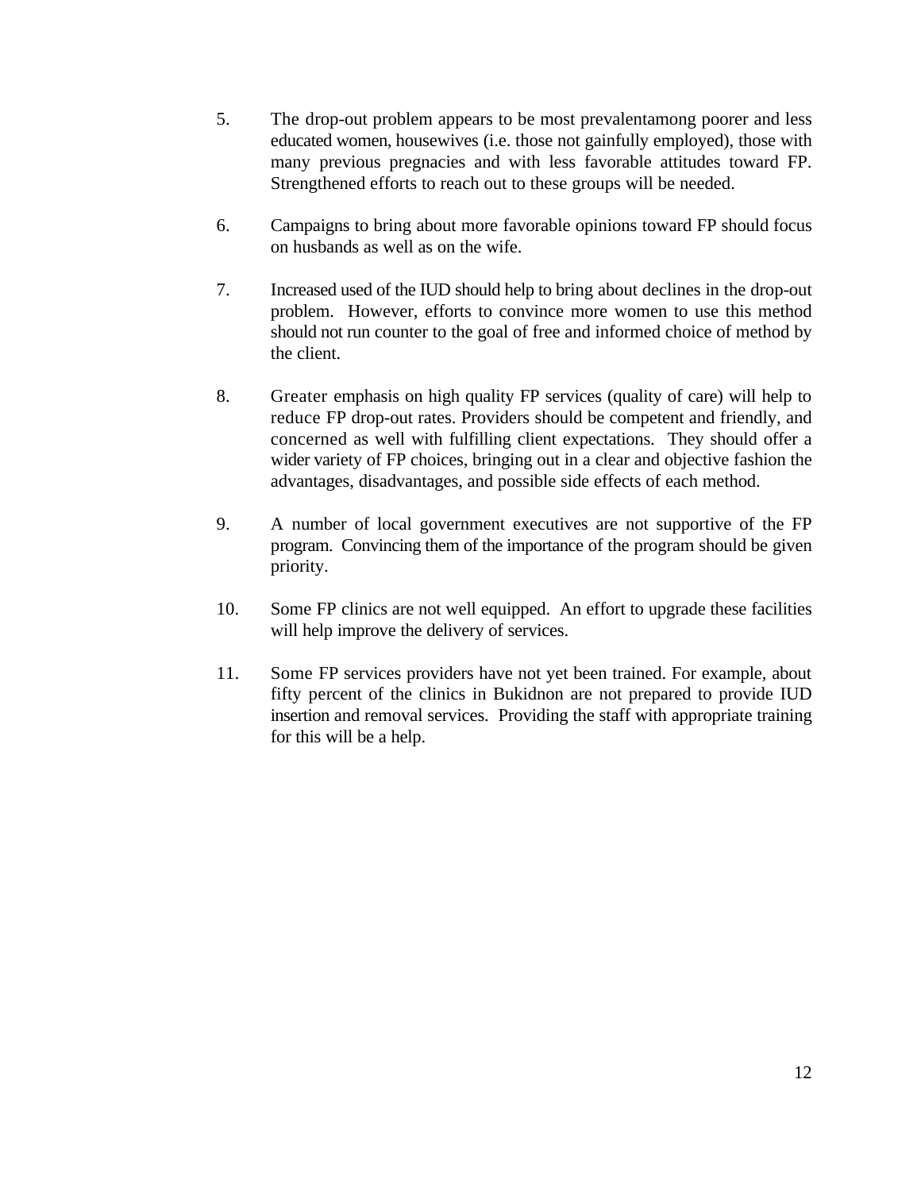5. The drop-out problem appears to be most prevalentamong poorer and less educated women, housewives (i.e. those not gainfully employed), those with many previous pregnacies and with less favorable attitudes toward FP. Strengthened efforts to reach out to these groups will be needed.

6. Campaigns to bring about more favorable opinions toward FP should focus on husbands as well as on the wife.

7. Increased used of the IUD should help to bring about declines in the drop-out problem. However, efforts to convince more women to use this method should not run counter to the goal of free and informed choice of method by the client.

8. Greater emphasis on high quality FP services (quality of care) will help to reduce FP drop-out rates. Providers should be competent and friendly, and concerned as well with fulfilling client expectations. They should offer a wider variety of FP choices, bringing out in a clear and objective fashion the advantages, disadvantages, and possible side effects of each method.

9. A number of local government executives are not supportive of the FP program. Convincing them of the importance of the program should be given priority.

10. Some FP clinics are not well equipped. An effort to upgrade these facilities will help improve the delivery of services.

11. Some FP services providers have not yet been trained. For example, about fifty percent of the clinics in Bukidnon are not prepared to provide IUD insertion and removal services. Providing the staff with appropriate training for this will be a help.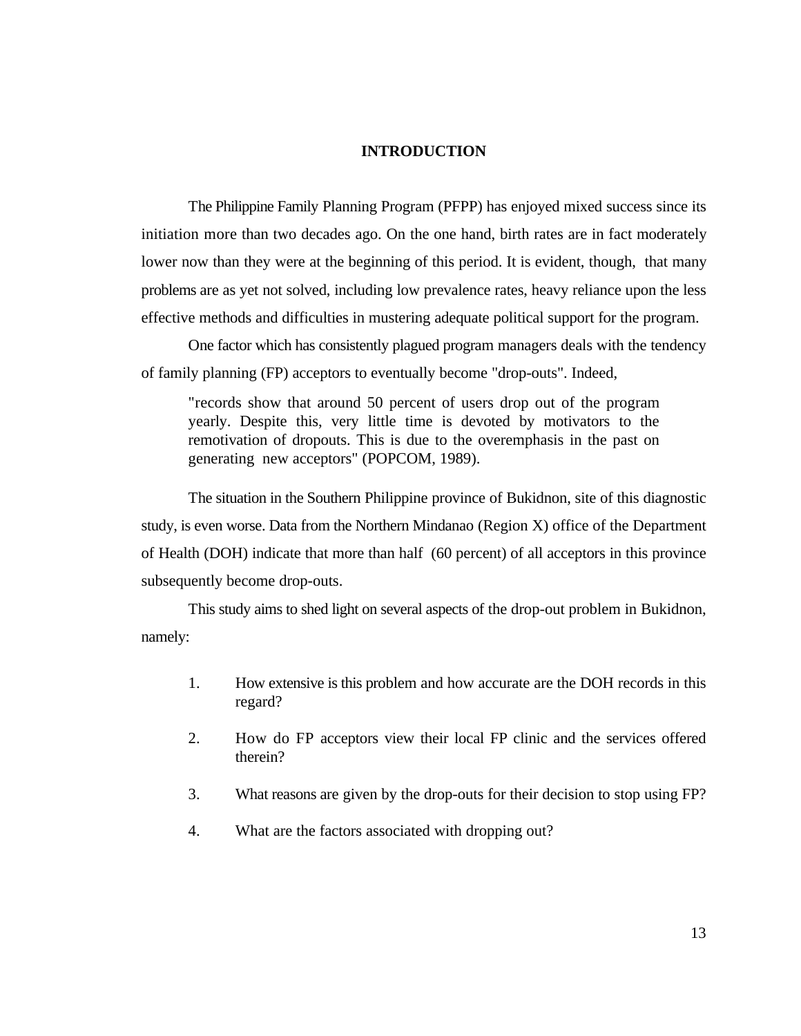# INTRODUCTION

The Philippine Family Planning Program (PFPP) has enjoyed mixed success since its initiation more than two decades ago. On the one hand, birth rates are in fact moderately lower now than they were at the beginning of this period. It is evident, though, that many problems are as yet not solved, including low prevalence rates, heavy reliance upon the less effective methods and difficulties in mustering adequate political support for the program.

One factor which has consistently plagued program managers deals with the tendency of family planning (FP) acceptors to eventually become "drop-outs". Indeed,

> "records show that around 50 percent of users drop out of the program yearly. Despite this, very little time is devoted by motivators to the remotivation of dropouts. This is due to the overemphasis in the past on generating new acceptors" (POPCOM, 1989).

The situation in the Southern Philippine province of Bukidnon, site of this diagnostic study, is even worse. Data from the Northern Mindanao (Region X) office of the Department of Health (DOH) indicate that more than half (60 percent) of all acceptors in this province subsequently become drop-outs.

This study aims to shed light on several aspects of the drop-out problem in Bukidnon, namely:

1. How extensive is this problem and how accurate are the DOH records in this regard?
2. How do FP acceptors view their local FP clinic and the services offered therein?
3. What reasons are given by the drop-outs for their decision to stop using FP?
4. What are the factors associated with dropping out?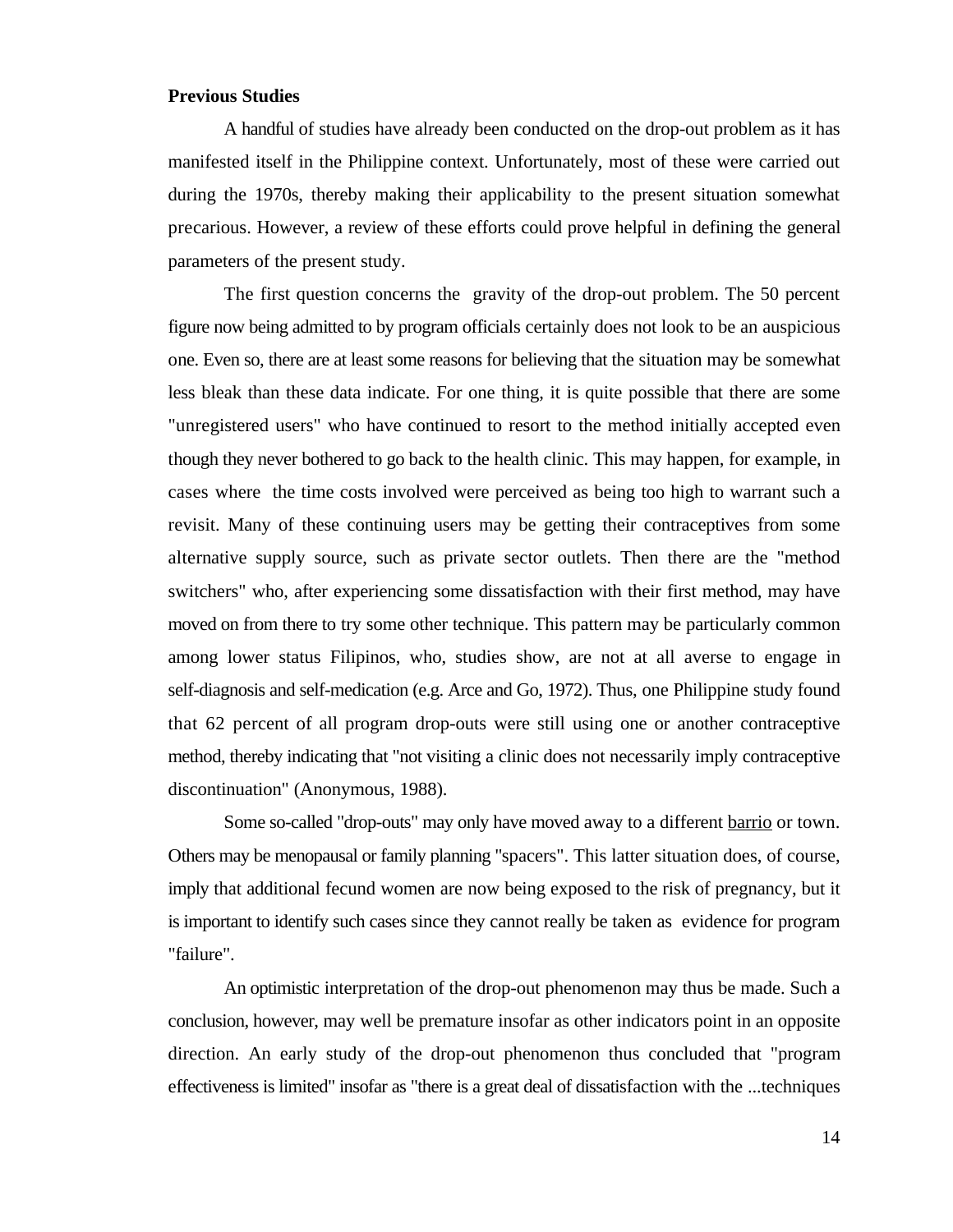**Previous Studies**

A handful of studies have already been conducted on the drop-out problem as it has manifested itself in the Philippine context. Unfortunately, most of these were carried out during the 1970s, thereby making their applicability to the present situation somewhat precarious. However, a review of these efforts could prove helpful in defining the general parameters of the present study.

The first question concerns the gravity of the drop-out problem. The 50 percent figure now being admitted to by program officials certainly does not look to be an auspicious one. Even so, there are at least some reasons for believing that the situation may be somewhat less bleak than these data indicate. For one thing, it is quite possible that there are some "unregistered users" who have continued to resort to the method initially accepted even though they never bothered to go back to the health clinic. This may happen, for example, in cases where the time costs involved were perceived as being too high to warrant such a revisit. Many of these continuing users may be getting their contraceptives from some alternative supply source, such as private sector outlets. Then there are the "method switchers" who, after experiencing some dissatisfaction with their first method, may have moved on from there to try some other technique. This pattern may be particularly common among lower status Filipinos, who, studies show, are not at all averse to engage in self-diagnosis and self-medication (e.g. Arce and Go, 1972). Thus, one Philippine study found that 62 percent of all program drop-outs were still using one or another contraceptive method, thereby indicating that "not visiting a clinic does not necessarily imply contraceptive discontinuation" (Anonymous, 1988).

Some so-called "drop-outs" may only have moved away to a different <u>barrio</u> or town. Others may be menopausal or family planning "spacers". This latter situation does, of course, imply that additional fecund women are now being exposed to the risk of pregnancy, but it is important to identify such cases since they cannot really be taken as evidence for program "failure".

An optimistic interpretation of the drop-out phenomenon may thus be made. Such a conclusion, however, may well be premature insofar as other indicators point in an opposite direction. An early study of the drop-out phenomenon thus concluded that "program effectiveness is limited" insofar as "there is a great deal of dissatisfaction with the ...techniques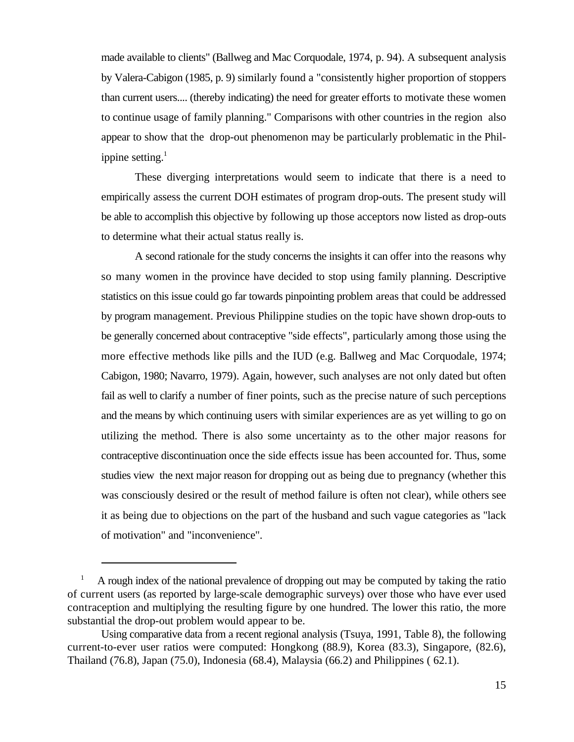made available to clients" (Ballweg and Mac Corquodale, 1974, p. 94). A subsequent analysis by Valera-Cabigon (1985, p. 9) similarly found a "consistently higher proportion of stoppers than current users.... (thereby indicating) the need for greater efforts to motivate these women to continue usage of family planning." Comparisons with other countries in the region also appear to show that the drop-out phenomenon may be particularly problematic in the Philippine setting.[1]

These diverging interpretations would seem to indicate that there is a need to empirically assess the current DOH estimates of program drop-outs. The present study will be able to accomplish this objective by following up those acceptors now listed as drop-outs to determine what their actual status really is.

A second rationale for the study concerns the insights it can offer into the reasons why so many women in the province have decided to stop using family planning. Descriptive statistics on this issue could go far towards pinpointing problem areas that could be addressed by program management. Previous Philippine studies on the topic have shown drop-outs to be generally concerned about contraceptive "side effects", particularly among those using the more effective methods like pills and the IUD (e.g. Ballweg and Mac Corquodale, 1974; Cabigon, 1980; Navarro, 1979). Again, however, such analyses are not only dated but often fail as well to clarify a number of finer points, such as the precise nature of such perceptions and the means by which continuing users with similar experiences are as yet willing to go on utilizing the method. There is also some uncertainty as to the other major reasons for contraceptive discontinuation once the side effects issue has been accounted for. Thus, some studies view the next major reason for dropping out as being due to pregnancy (whether this was consciously desired or the result of method failure is often not clear), while others see it as being due to objections on the part of the husband and such vague categories as "lack of motivation" and "inconvenience".

---

[1] A rough index of the national prevalence of dropping out may be computed by taking the ratio of current users (as reported by large-scale demographic surveys) over those who have ever used contraception and multiplying the resulting figure by one hundred. The lower this ratio, the more substantial the drop-out problem would appear to be.

Using comparative data from a recent regional analysis (Tsuya, 1991, Table 8), the following current-to-ever user ratios were computed: Hongkong (88.9), Korea (83.3), Singapore, (82.6), Thailand (76.8), Japan (75.0), Indonesia (68.4), Malaysia (66.2) and Philippines ( 62.1).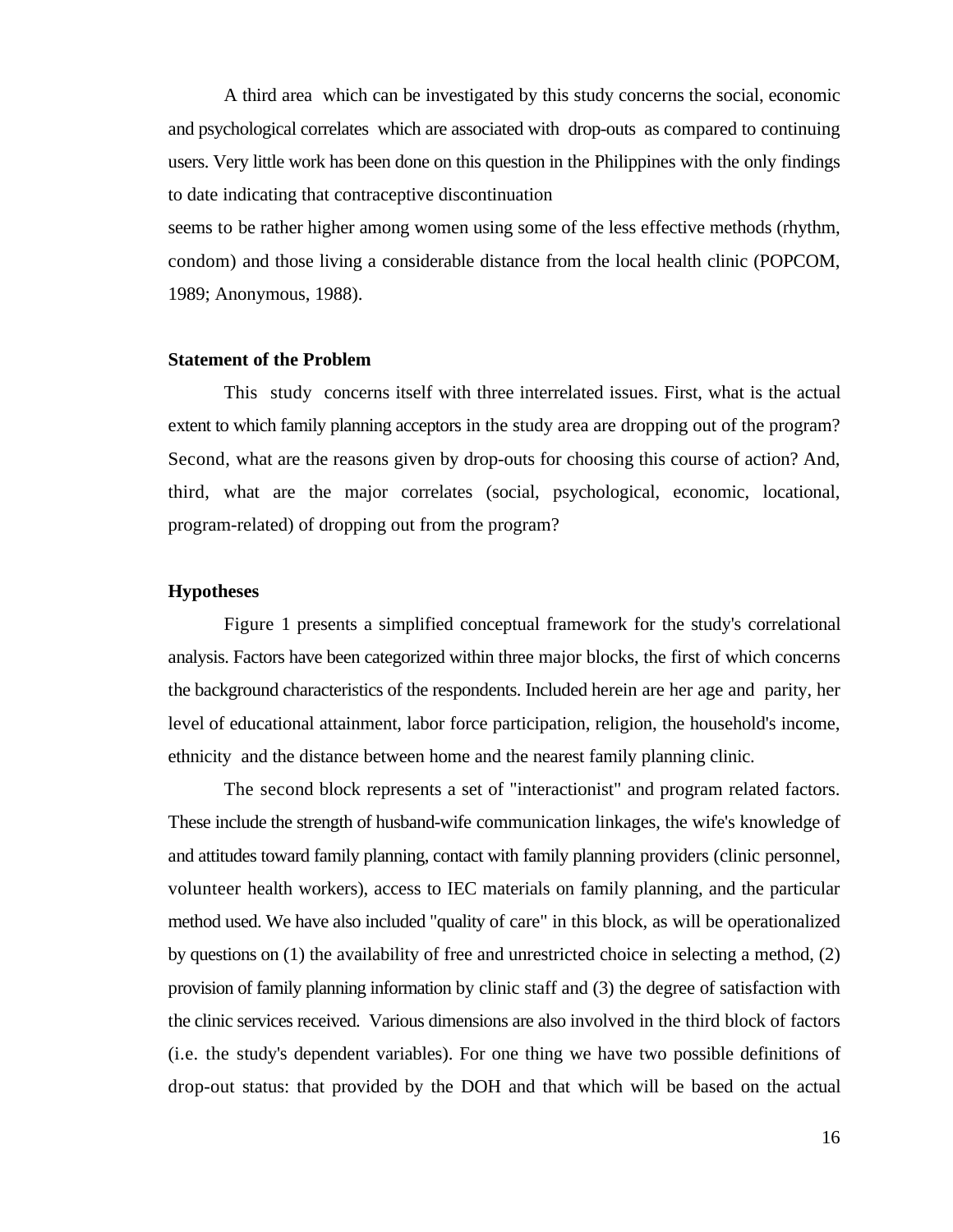A third area which can be investigated by this study concerns the social, economic and psychological correlates which are associated with drop-outs as compared to continuing users. Very little work has been done on this question in the Philippines with the only findings to date indicating that contraceptive discontinuation seems to be rather higher among women using some of the less effective methods (rhythm, condom) and those living a considerable distance from the local health clinic (POPCOM, 1989; Anonymous, 1988).

**Statement of the Problem**

This study concerns itself with three interrelated issues. First, what is the actual extent to which family planning acceptors in the study area are dropping out of the program? Second, what are the reasons given by drop-outs for choosing this course of action? And, third, what are the major correlates (social, psychological, economic, locational, program-related) of dropping out from the program?

**Hypotheses**

Figure 1 presents a simplified conceptual framework for the study's correlational analysis. Factors have been categorized within three major blocks, the first of which concerns the background characteristics of the respondents. Included herein are her age and parity, her level of educational attainment, labor force participation, religion, the household's income, ethnicity and the distance between home and the nearest family planning clinic.

The second block represents a set of "interactionist" and program related factors. These include the strength of husband-wife communication linkages, the wife's knowledge of and attitudes toward family planning, contact with family planning providers (clinic personnel, volunteer health workers), access to IEC materials on family planning, and the particular method used. We have also included "quality of care" in this block, as will be operationalized by questions on (1) the availability of free and unrestricted choice in selecting a method, (2) provision of family planning information by clinic staff and (3) the degree of satisfaction with the clinic services received. Various dimensions are also involved in the third block of factors (i.e. the study's dependent variables). For one thing we have two possible definitions of drop-out status: that provided by the DOH and that which will be based on the actual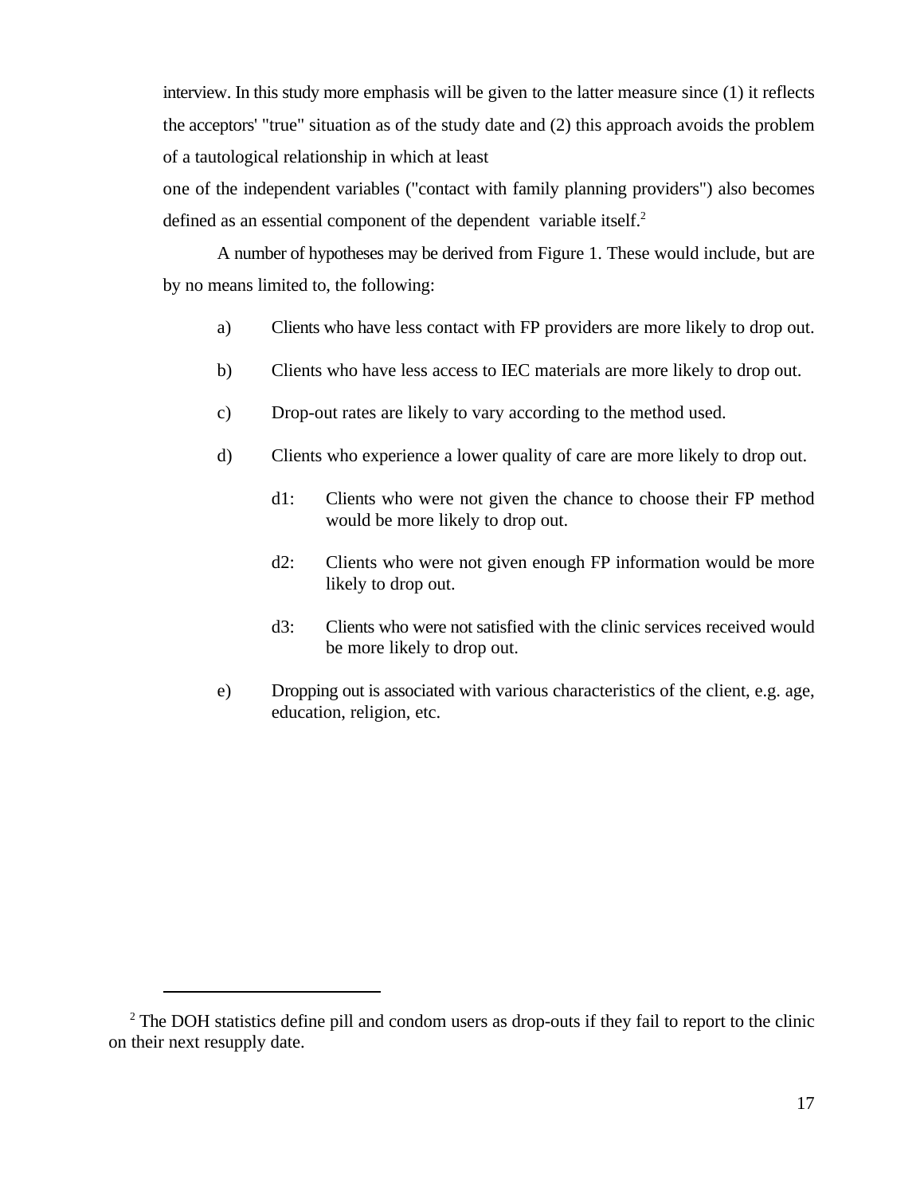interview. In this study more emphasis will be given to the latter measure since (1) it reflects the acceptors' "true" situation as of the study date and (2) this approach avoids the problem of a tautological relationship in which at least one of the independent variables ("contact with family planning providers") also becomes defined as an essential component of the dependent variable itself.[2]

A number of hypotheses may be derived from Figure 1. These would include, but are by no means limited to, the following:

a) Clients who have less contact with FP providers are more likely to drop out.

b) Clients who have less access to IEC materials are more likely to drop out.

c) Drop-out rates are likely to vary according to the method used.

d) Clients who experience a lower quality of care are more likely to drop out.

   d1: Clients who were not given the chance to choose their FP method would be more likely to drop out.

   d2: Clients who were not given enough FP information would be more likely to drop out.

   d3: Clients who were not satisfied with the clinic services received would be more likely to drop out.

e) Dropping out is associated with various characteristics of the client, e.g. age, education, religion, etc.

---

[2] The DOH statistics define pill and condom users as drop-outs if they fail to report to the clinic on their next resupply date.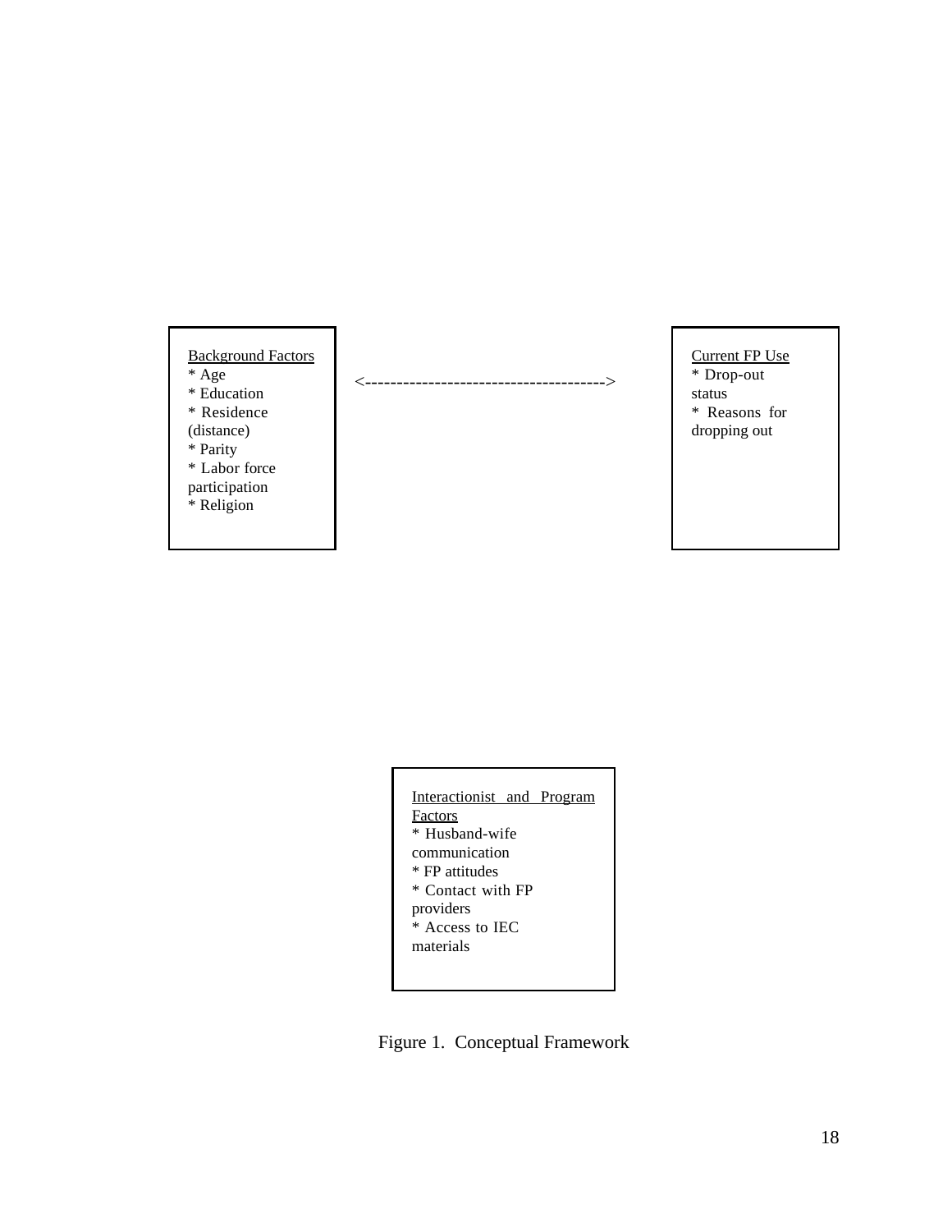Background Factors
* Age
* Education
* Residence (distance)
* Parity
* Labor force participation
* Religion

<-------------------------------------->

Current FP Use
* Drop-out status
* Reasons for dropping out

Interactionist and Program Factors
* Husband-wife communication
* FP attitudes
* Contact with FP providers
* Access to IEC materials

Figure 1. Conceptual Framework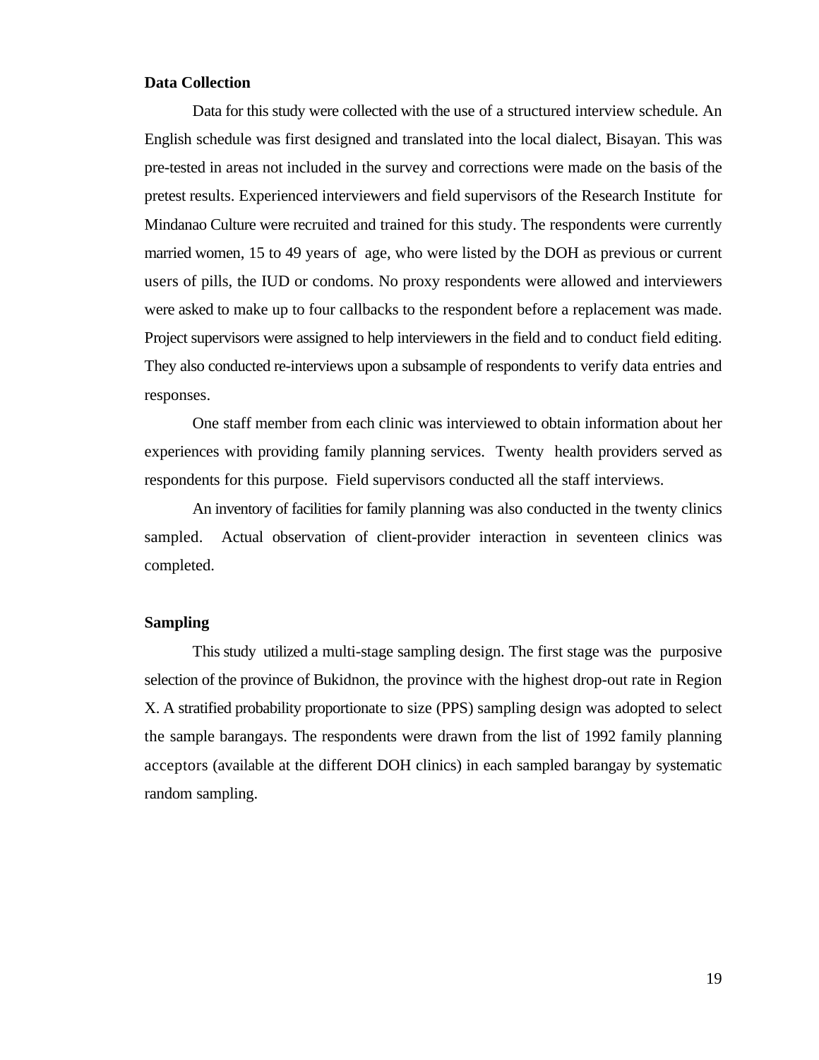**Data Collection**

Data for this study were collected with the use of a structured interview schedule. An English schedule was first designed and translated into the local dialect, Bisayan. This was pre-tested in areas not included in the survey and corrections were made on the basis of the pretest results. Experienced interviewers and field supervisors of the Research Institute for Mindanao Culture were recruited and trained for this study. The respondents were currently married women, 15 to 49 years of age, who were listed by the DOH as previous or current users of pills, the IUD or condoms. No proxy respondents were allowed and interviewers were asked to make up to four callbacks to the respondent before a replacement was made. Project supervisors were assigned to help interviewers in the field and to conduct field editing. They also conducted re-interviews upon a subsample of respondents to verify data entries and responses.

One staff member from each clinic was interviewed to obtain information about her experiences with providing family planning services. Twenty health providers served as respondents for this purpose. Field supervisors conducted all the staff interviews.

An inventory of facilities for family planning was also conducted in the twenty clinics sampled. Actual observation of client-provider interaction in seventeen clinics was completed.

**Sampling**

This study utilized a multi-stage sampling design. The first stage was the purposive selection of the province of Bukidnon, the province with the highest drop-out rate in Region X. A stratified probability proportionate to size (PPS) sampling design was adopted to select the sample barangays. The respondents were drawn from the list of 1992 family planning acceptors (available at the different DOH clinics) in each sampled barangay by systematic random sampling.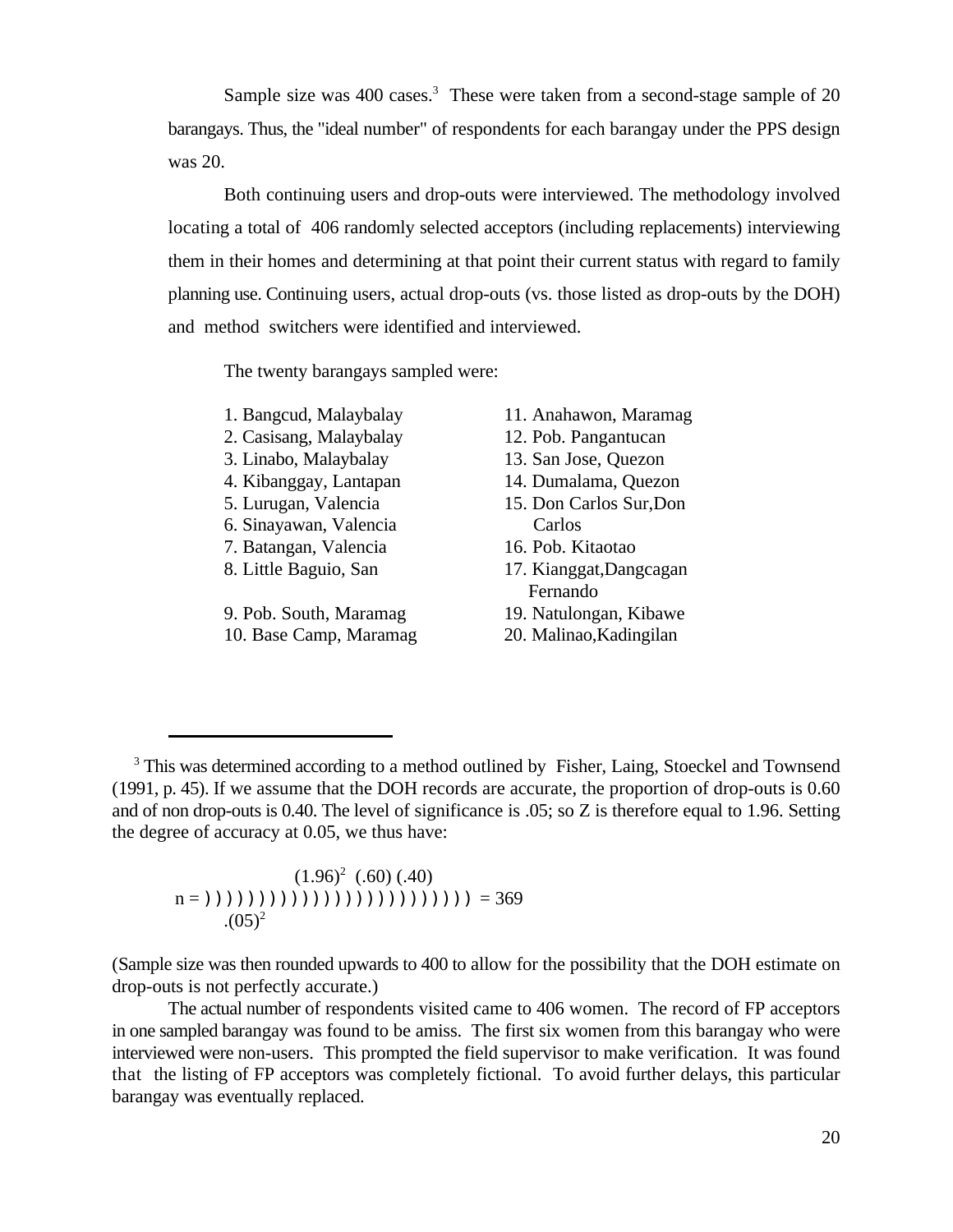Sample size was 400 cases.[3] These were taken from a second-stage sample of 20 barangays. Thus, the "ideal number" of respondents for each barangay under the PPS design was 20.

Both continuing users and drop-outs were interviewed. The methodology involved locating a total of 406 randomly selected acceptors (including replacements) interviewing them in their homes and determining at that point their current status with regard to family planning use. Continuing users, actual drop-outs (vs. those listed as drop-outs by the DOH) and method switchers were identified and interviewed.

The twenty barangays sampled were:

1. Bangcud, Malaybalay
2. Casisang, Malaybalay
3. Linabo, Malaybalay
4. Kibanggay, Lantapan
5. Lurugan, Valencia
6. Sinayawan, Valencia
7. Batangan, Valencia
8. Little Baguio, San Fernando
9. Pob. South, Maramag
10. Base Camp, Maramag
11. Anahawon, Maramag
12. Pob. Pangantucan
13. San Jose, Quezon
14. Dumalama, Quezon
15. Don Carlos Sur, Don Carlos
16. Pob. Kitaotao
17. Kianggat, Dangcagan
19. Natulongan, Kibawe
20. Malinao, Kadingilan

---

[3] This was determined according to a method outlined by Fisher, Laing, Stoeckel and Townsend (1991, p. 45). If we assume that the DOH records are accurate, the proportion of drop-outs is 0.60 and of non drop-outs is 0.40. The level of significance is .05; so Z is therefore equal to 1.96. Setting the degree of accuracy at 0.05, we thus have:

$$n = \frac{(1.96)^2 \ (.60)\ (.40)}{.(05)^2} = 369$$

(Sample size was then rounded upwards to 400 to allow for the possibility that the DOH estimate on drop-outs is not perfectly accurate.)

The actual number of respondents visited came to 406 women. The record of FP acceptors in one sampled barangay was found to be amiss. The first six women from this barangay who were interviewed were non-users. This prompted the field supervisor to make verification. It was found that the listing of FP acceptors was completely fictional. To avoid further delays, this particular barangay was eventually replaced.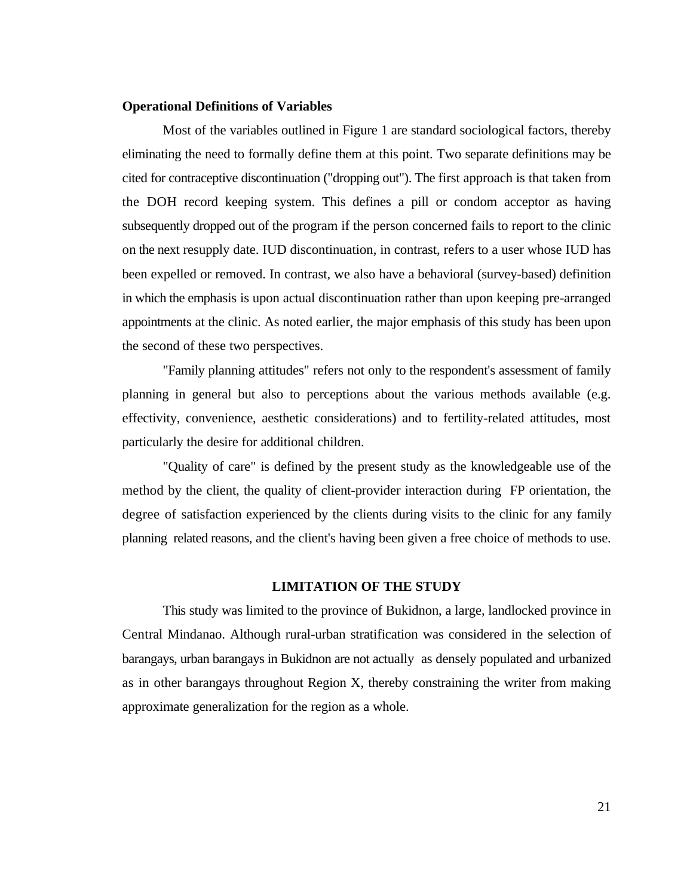**Operational Definitions of Variables**

Most of the variables outlined in Figure 1 are standard sociological factors, thereby eliminating the need to formally define them at this point. Two separate definitions may be cited for contraceptive discontinuation ("dropping out"). The first approach is that taken from the DOH record keeping system. This defines a pill or condom acceptor as having subsequently dropped out of the program if the person concerned fails to report to the clinic on the next resupply date. IUD discontinuation, in contrast, refers to a user whose IUD has been expelled or removed. In contrast, we also have a behavioral (survey-based) definition in which the emphasis is upon actual discontinuation rather than upon keeping pre-arranged appointments at the clinic. As noted earlier, the major emphasis of this study has been upon the second of these two perspectives.

"Family planning attitudes" refers not only to the respondent's assessment of family planning in general but also to perceptions about the various methods available (e.g. effectivity, convenience, aesthetic considerations) and to fertility-related attitudes, most particularly the desire for additional children.

"Quality of care" is defined by the present study as the knowledgeable use of the method by the client, the quality of client-provider interaction during FP orientation, the degree of satisfaction experienced by the clients during visits to the clinic for any family planning related reasons, and the client's having been given a free choice of methods to use.

## LIMITATION OF THE STUDY

This study was limited to the province of Bukidnon, a large, landlocked province in Central Mindanao. Although rural-urban stratification was considered in the selection of barangays, urban barangays in Bukidnon are not actually as densely populated and urbanized as in other barangays throughout Region X, thereby constraining the writer from making approximate generalization for the region as a whole.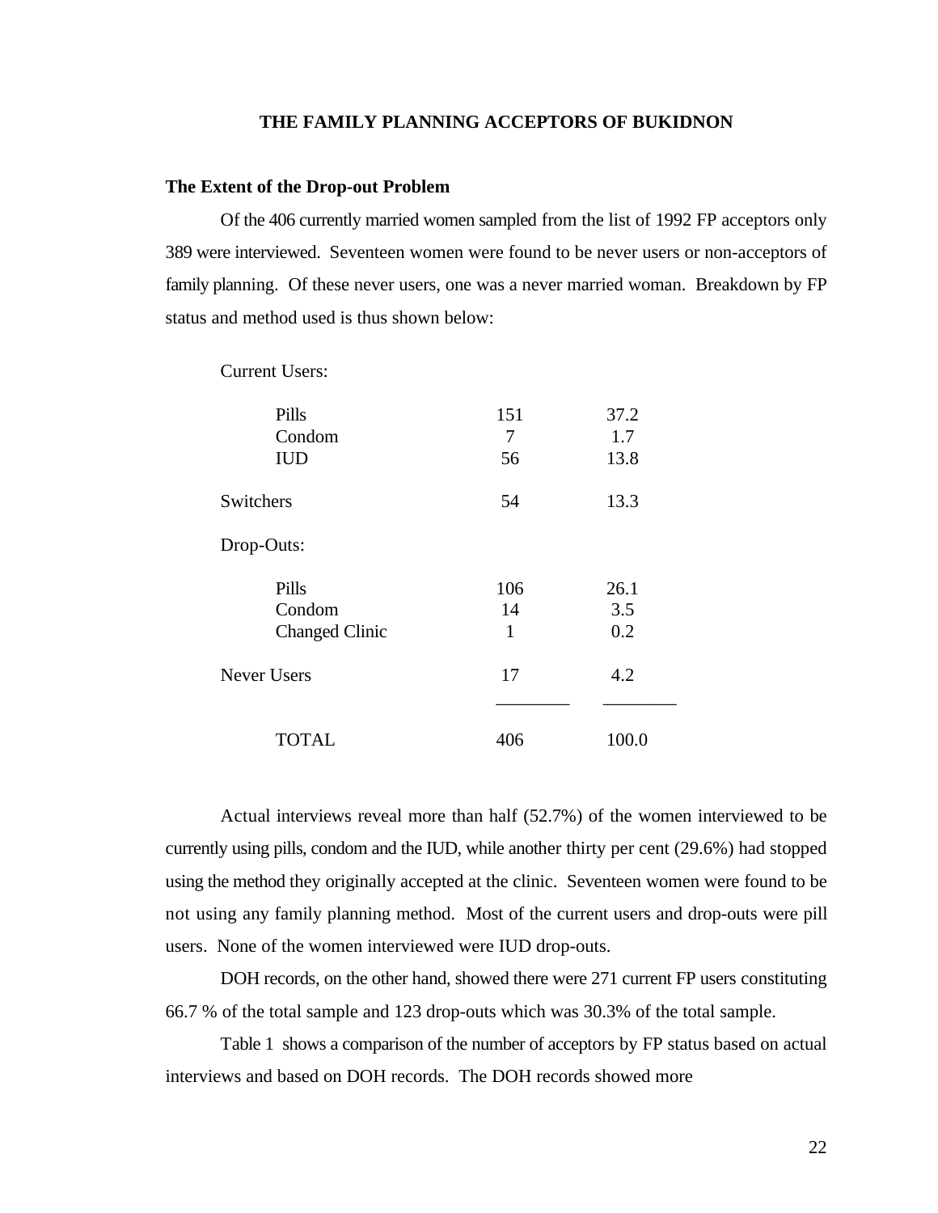## THE FAMILY PLANNING ACCEPTORS OF BUKIDNON

### The Extent of the Drop-out Problem

Of the 406 currently married women sampled from the list of 1992 FP acceptors only 389 were interviewed. Seventeen women were found to be never users or non-acceptors of family planning. Of these never users, one was a never married woman. Breakdown by FP status and method used is thus shown below:

| | | |
|---|---|---|
| Current Users: | | |
| Pills | 151 | 37.2 |
| Condom | 7 | 1.7 |
| IUD | 56 | 13.8 |
| Switchers | 54 | 13.3 |
| Drop-Outs: | | |
| Pills | 106 | 26.1 |
| Condom | 14 | 3.5 |
| Changed Clinic | 1 | 0.2 |
| Never Users | 17 | 4.2 |
| TOTAL | 406 | 100.0 |

Actual interviews reveal more than half (52.7%) of the women interviewed to be currently using pills, condom and the IUD, while another thirty per cent (29.6%) had stopped using the method they originally accepted at the clinic. Seventeen women were found to be not using any family planning method. Most of the current users and drop-outs were pill users. None of the women interviewed were IUD drop-outs.

DOH records, on the other hand, showed there were 271 current FP users constituting 66.7 % of the total sample and 123 drop-outs which was 30.3% of the total sample.

Table 1 shows a comparison of the number of acceptors by FP status based on actual interviews and based on DOH records. The DOH records showed more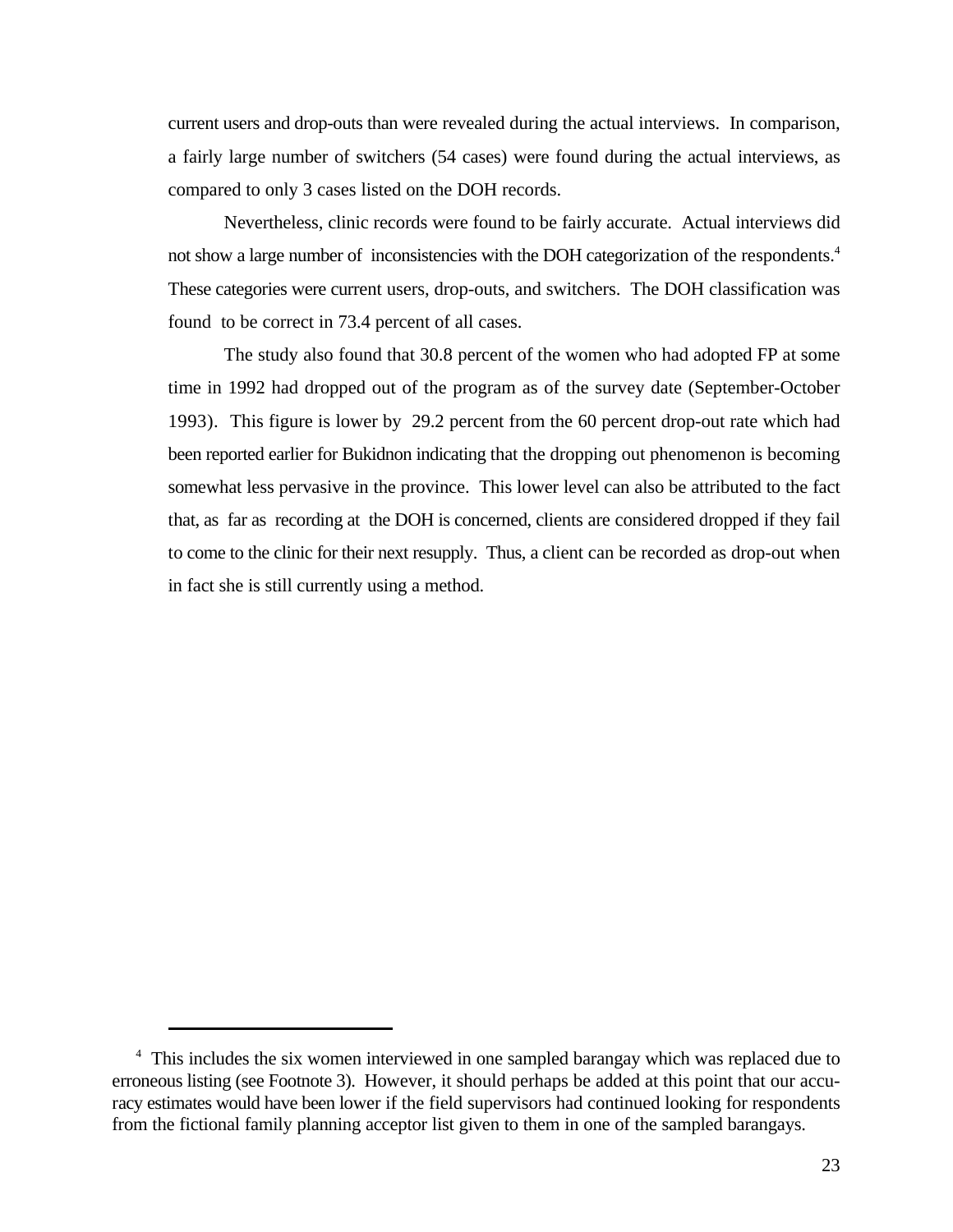current users and drop-outs than were revealed during the actual interviews. In comparison, a fairly large number of switchers (54 cases) were found during the actual interviews, as compared to only 3 cases listed on the DOH records.

Nevertheless, clinic records were found to be fairly accurate. Actual interviews did not show a large number of inconsistencies with the DOH categorization of the respondents.[4] These categories were current users, drop-outs, and switchers. The DOH classification was found to be correct in 73.4 percent of all cases.

The study also found that 30.8 percent of the women who had adopted FP at some time in 1992 had dropped out of the program as of the survey date (September-October 1993). This figure is lower by 29.2 percent from the 60 percent drop-out rate which had been reported earlier for Bukidnon indicating that the dropping out phenomenon is becoming somewhat less pervasive in the province. This lower level can also be attributed to the fact that, as far as recording at the DOH is concerned, clients are considered dropped if they fail to come to the clinic for their next resupply. Thus, a client can be recorded as drop-out when in fact she is still currently using a method.

---

[4] This includes the six women interviewed in one sampled barangay which was replaced due to erroneous listing (see Footnote 3). However, it should perhaps be added at this point that our accuracy estimates would have been lower if the field supervisors had continued looking for respondents from the fictional family planning acceptor list given to them in one of the sampled barangays.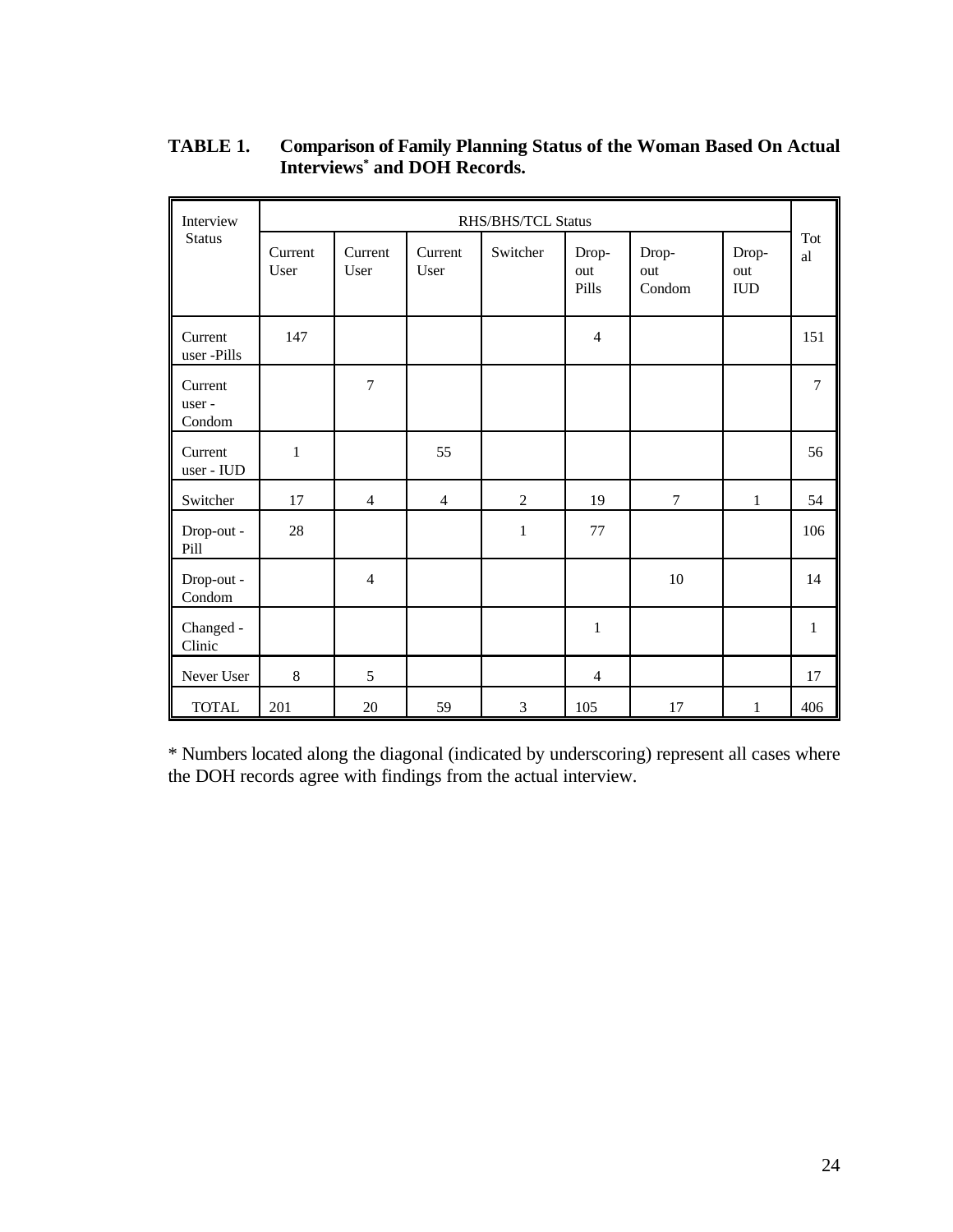**TABLE 1. Comparison of Family Planning Status of the Woman Based On Actual Interviews\* and DOH Records.**

| Interview Status | RHS/BHS/TCL Status | | | | | | | Total |
|---|---|---|---|---|---|---|---|---|
| | Current User | Current User | Current User | Switcher | Drop-out Pills | Drop-out Condom | Drop-out IUD | |
| Current user -Pills | 147 | | | | 4 | | | 151 |
| Current user - Condom | | 7 | | | | | | 7 |
| Current user - IUD | 1 | | 55 | | | | | 56 |
| Switcher | 17 | 4 | 4 | 2 | 19 | 7 | 1 | 54 |
| Drop-out - Pill | 28 | | | 1 | 77 | | | 106 |
| Drop-out - Condom | | 4 | | | | 10 | | 14 |
| Changed - Clinic | | | | | 1 | | | 1 |
| Never User | 8 | 5 | | | 4 | | | 17 |
| TOTAL | 201 | 20 | 59 | 3 | 105 | 17 | 1 | 406 |

\* Numbers located along the diagonal (indicated by underscoring) represent all cases where the DOH records agree with findings from the actual interview.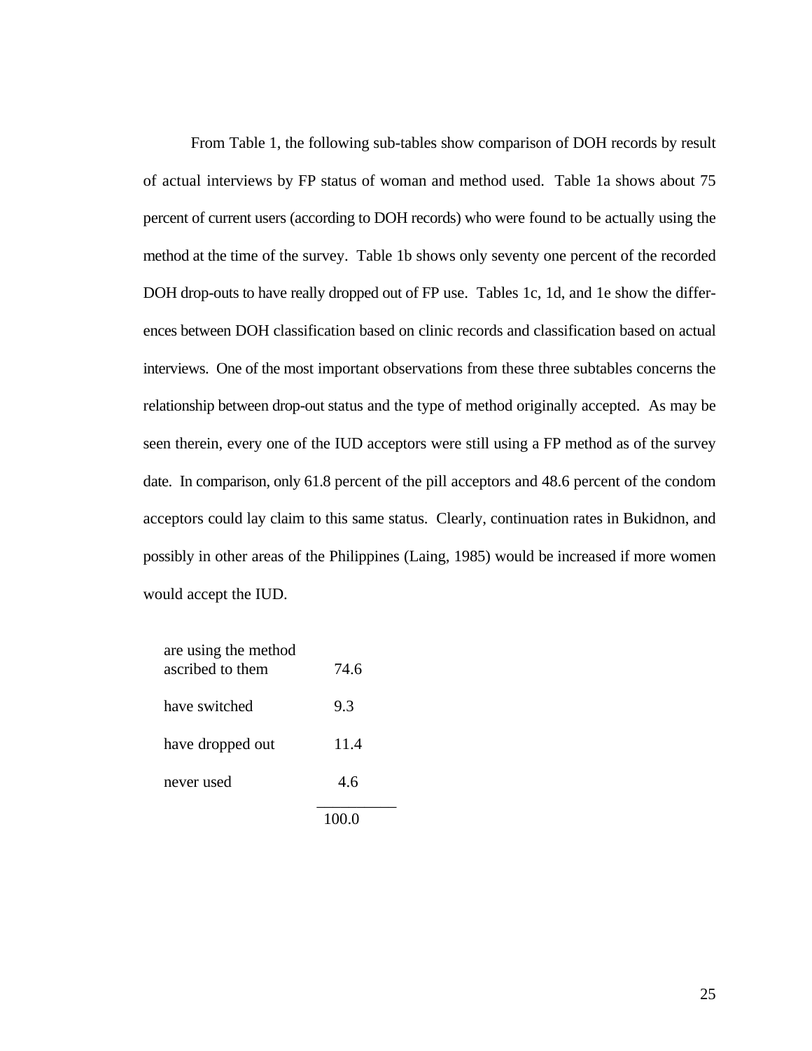From Table 1, the following sub-tables show comparison of DOH records by result of actual interviews by FP status of woman and method used. Table 1a shows about 75 percent of current users (according to DOH records) who were found to be actually using the method at the time of the survey. Table 1b shows only seventy one percent of the recorded DOH drop-outs to have really dropped out of FP use. Tables 1c, 1d, and 1e show the differences between DOH classification based on clinic records and classification based on actual interviews. One of the most important observations from these three subtables concerns the relationship between drop-out status and the type of method originally accepted. As may be seen therein, every one of the IUD acceptors were still using a FP method as of the survey date. In comparison, only 61.8 percent of the pill acceptors and 48.6 percent of the condom acceptors could lay claim to this same status. Clearly, continuation rates in Bukidnon, and possibly in other areas of the Philippines (Laing, 1985) would be increased if more women would accept the IUD.

| | |
|---|---|
| are using the method ascribed to them | 74.6 |
| have switched | 9.3 |
| have dropped out | 11.4 |
| never used | 4.6 |
| | 100.0 |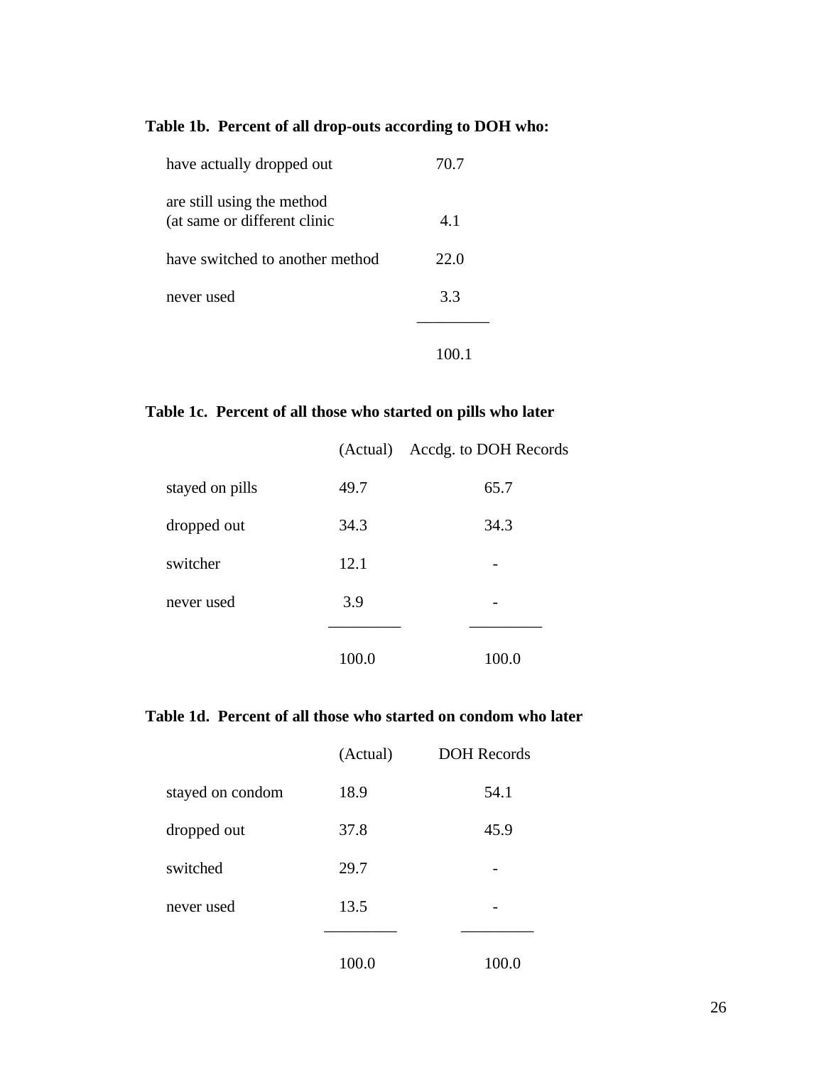**Table 1b. Percent of all drop-outs according to DOH who:**

| | |
|---|---|
| have actually dropped out | 70.7 |
| are still using the method (at same or different clinic | 4.1 |
| have switched to another method | 22.0 |
| never used | 3.3 |
| | 100.1 |

**Table 1c. Percent of all those who started on pills who later**

| | (Actual) | Accdg. to DOH Records |
|---|---|---|
| stayed on pills | 49.7 | 65.7 |
| dropped out | 34.3 | 34.3 |
| switcher | 12.1 | - |
| never used | 3.9 | - |
| | 100.0 | 100.0 |

**Table 1d. Percent of all those who started on condom who later**

| | (Actual) | DOH Records |
|---|---|---|
| stayed on condom | 18.9 | 54.1 |
| dropped out | 37.8 | 45.9 |
| switched | 29.7 | - |
| never used | 13.5 | - |
| | 100.0 | 100.0 |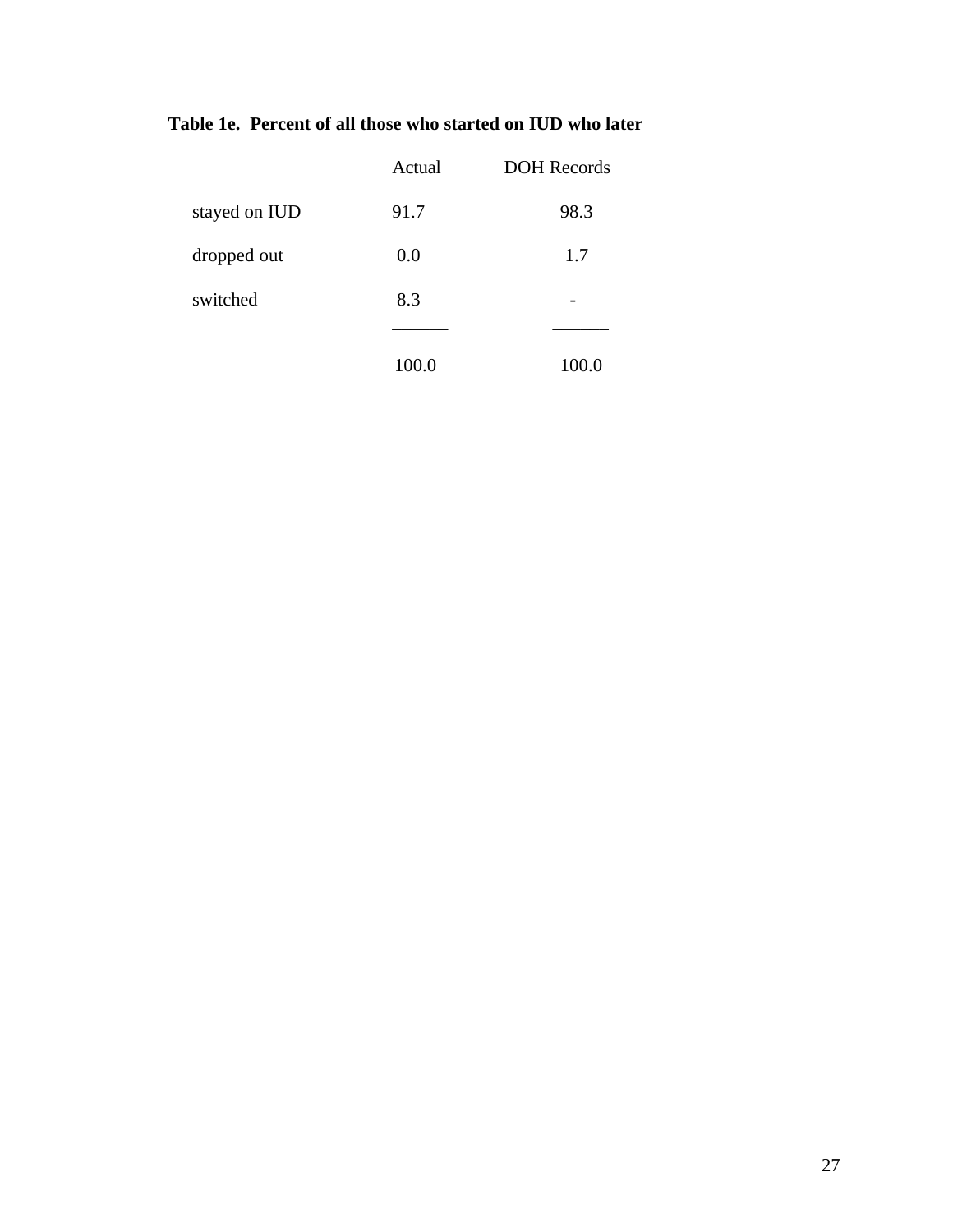**Table 1e. Percent of all those who started on IUD who later**

| | Actual | DOH Records |
|---|---|---|
| stayed on IUD | 91.7 | 98.3 |
| dropped out | 0.0 | 1.7 |
| switched | 8.3 | - |
| | 100.0 | 100.0 |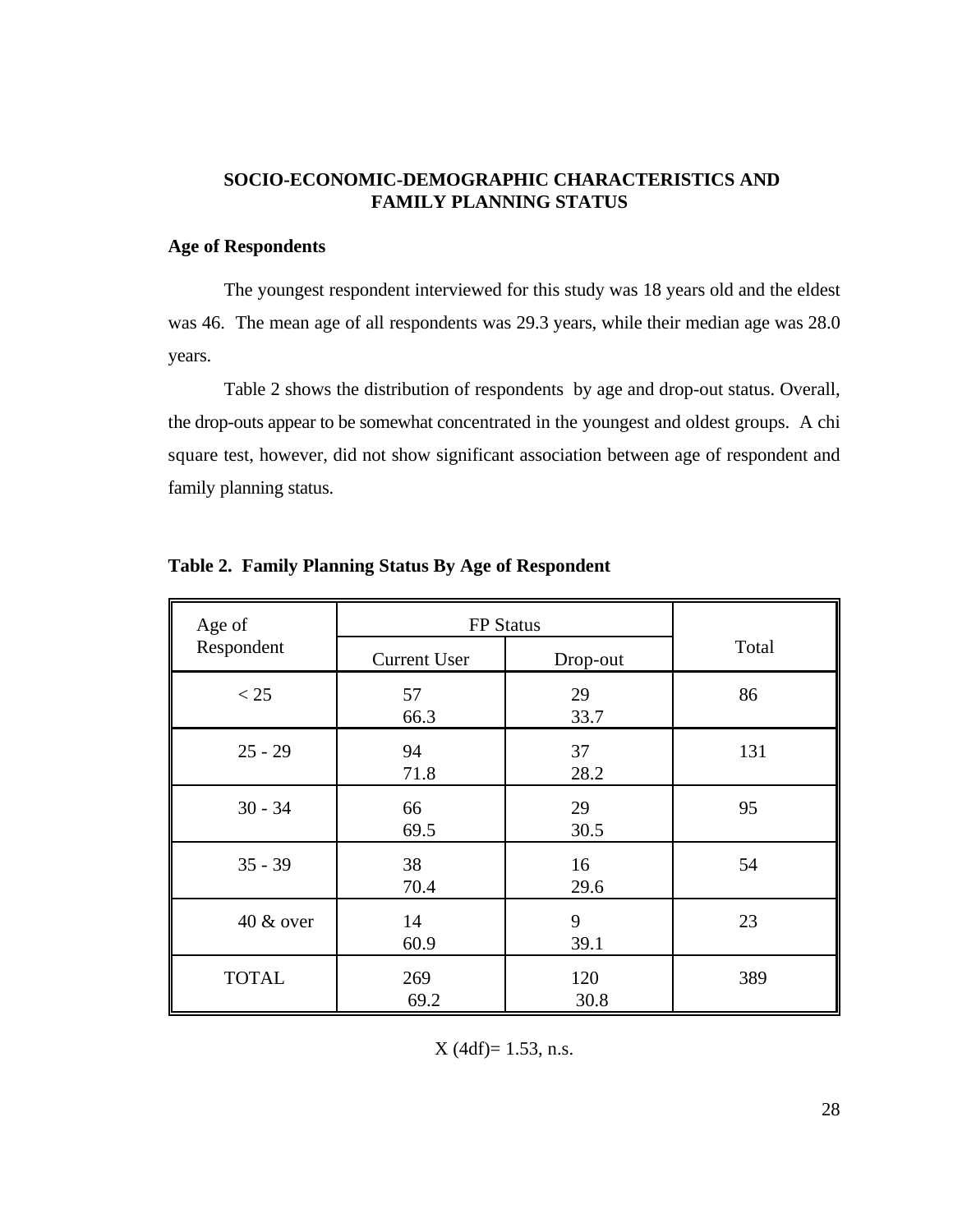## SOCIO-ECONOMIC-DEMOGRAPHIC CHARACTERISTICS AND FAMILY PLANNING STATUS

### Age of Respondents

The youngest respondent interviewed for this study was 18 years old and the eldest was 46. The mean age of all respondents was 29.3 years, while their median age was 28.0 years.

Table 2 shows the distribution of respondents by age and drop-out status. Overall, the drop-outs appear to be somewhat concentrated in the youngest and oldest groups. A chi square test, however, did not show significant association between age of respondent and family planning status.

**Table 2. Family Planning Status By Age of Respondent**

| Age of Respondent | FP Status | | Total |
|---|---|---|---|
| | Current User | Drop-out | |
| < 25 | 57<br>66.3 | 29<br>33.7 | 86 |
| 25 - 29 | 94<br>71.8 | 37<br>28.2 | 131 |
| 30 - 34 | 66<br>69.5 | 29<br>30.5 | 95 |
| 35 - 39 | 38<br>70.4 | 16<br>29.6 | 54 |
| 40 & over | 14<br>60.9 | 9<br>39.1 | 23 |
| TOTAL | 269<br>69.2 | 120<br>30.8 | 389 |

X (4df)= 1.53, n.s.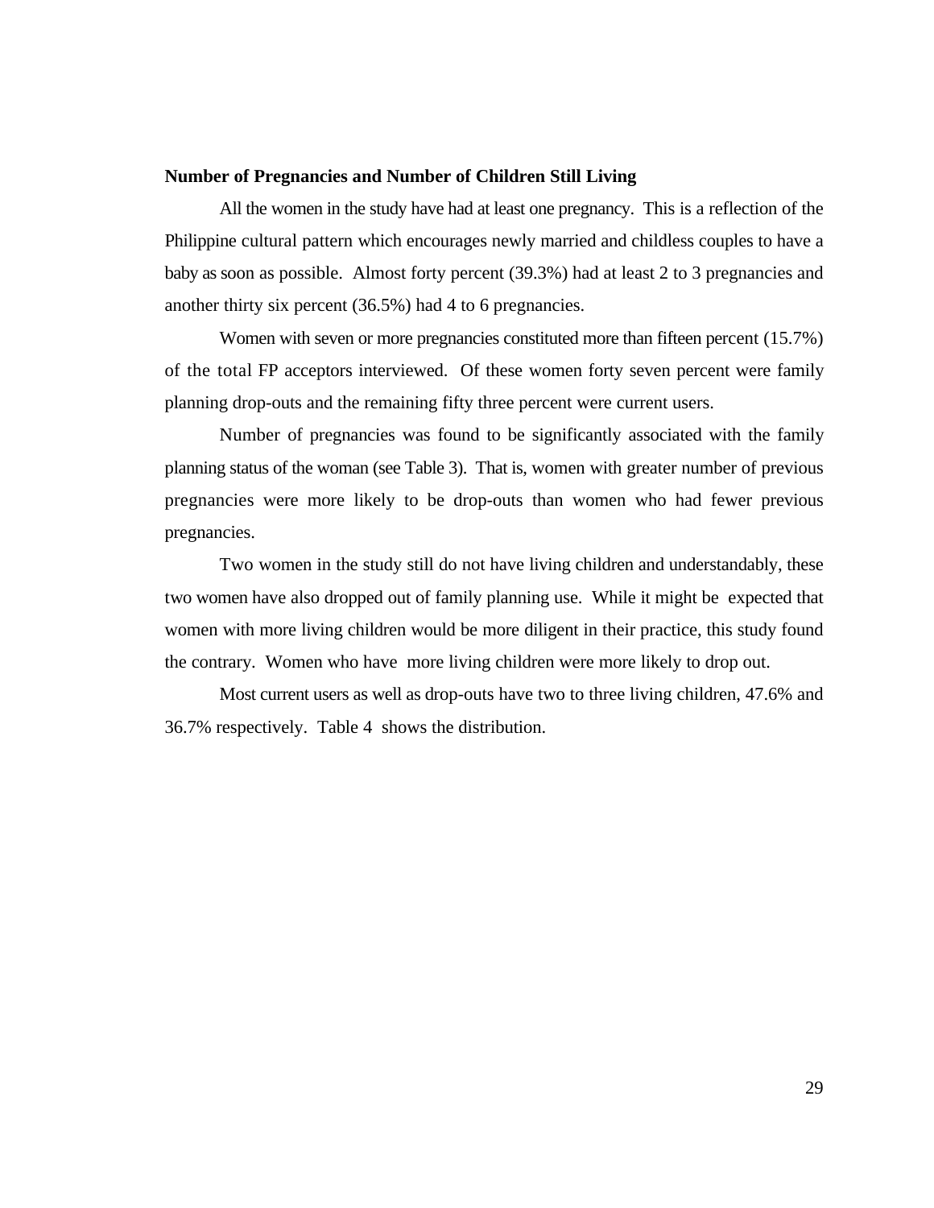**Number of Pregnancies and Number of Children Still Living**

All the women in the study have had at least one pregnancy. This is a reflection of the Philippine cultural pattern which encourages newly married and childless couples to have a baby as soon as possible. Almost forty percent (39.3%) had at least 2 to 3 pregnancies and another thirty six percent (36.5%) had 4 to 6 pregnancies.

Women with seven or more pregnancies constituted more than fifteen percent (15.7%) of the total FP acceptors interviewed. Of these women forty seven percent were family planning drop-outs and the remaining fifty three percent were current users.

Number of pregnancies was found to be significantly associated with the family planning status of the woman (see Table 3). That is, women with greater number of previous pregnancies were more likely to be drop-outs than women who had fewer previous pregnancies.

Two women in the study still do not have living children and understandably, these two women have also dropped out of family planning use. While it might be expected that women with more living children would be more diligent in their practice, this study found the contrary. Women who have more living children were more likely to drop out.

Most current users as well as drop-outs have two to three living children, 47.6% and 36.7% respectively. Table 4 shows the distribution.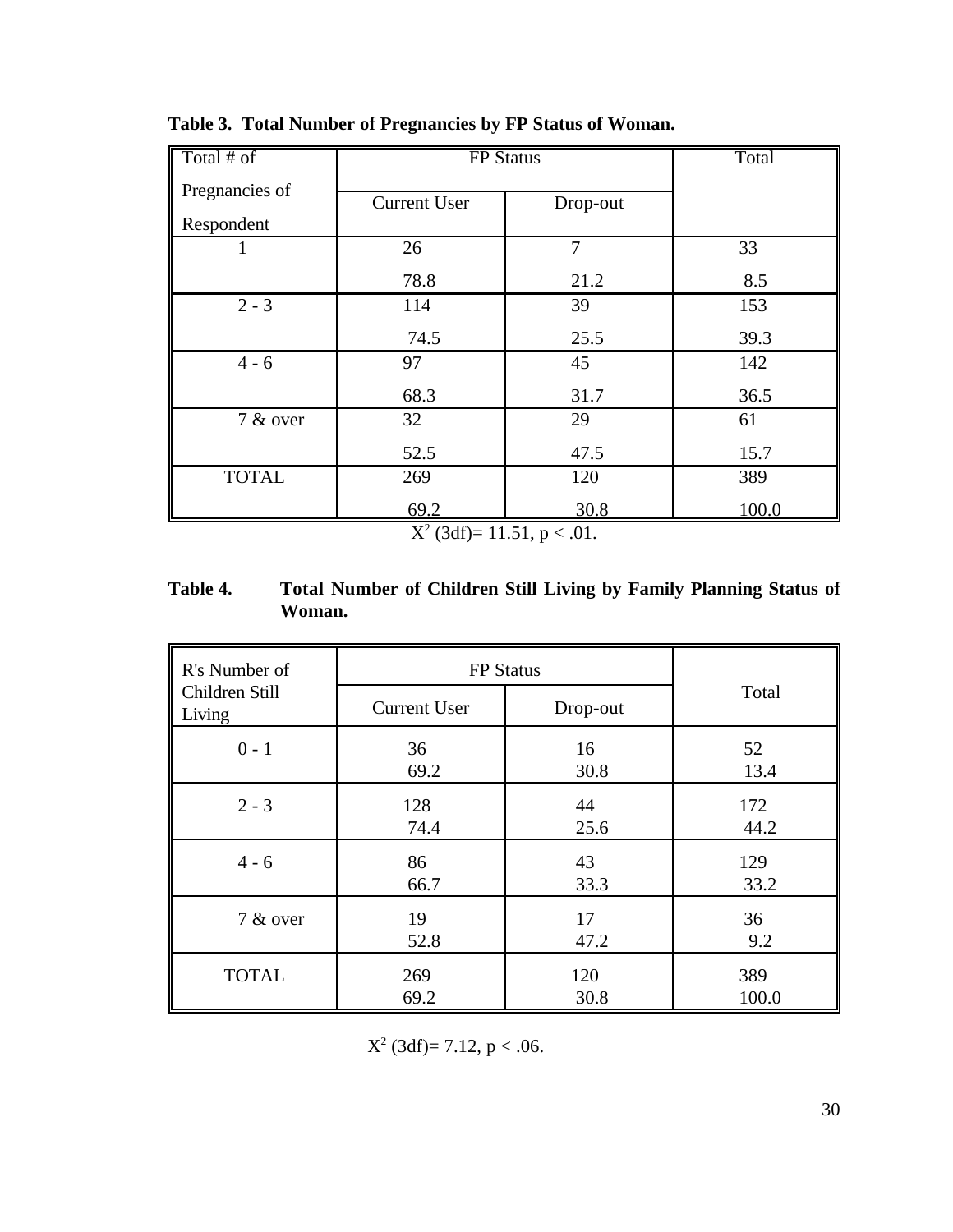**Table 3. Total Number of Pregnancies by FP Status of Woman.**

| Total # of Pregnancies of Respondent | FP Status | | Total |
|---|---|---|---|
| | Current User | Drop-out | |
| 1 | 26<br>78.8 | 7<br>21.2 | 33<br>8.5 |
| 2 - 3 | 114<br>74.5 | 39<br>25.5 | 153<br>39.3 |
| 4 - 6 | 97<br>68.3 | 45<br>31.7 | 142<br>36.5 |
| 7 & over | 32<br>52.5 | 29<br>47.5 | 61<br>15.7 |
| TOTAL | 269<br>69.2 | 120<br>30.8 | 389<br>100.0 |

$X^2$ (3df)= 11.51, $p < .01$.

**Table 4. Total Number of Children Still Living by Family Planning Status of Woman.**

| R's Number of Children Still Living | FP Status | | Total |
|---|---|---|---|
| | Current User | Drop-out | |
| 0 - 1 | 36<br>69.2 | 16<br>30.8 | 52<br>13.4 |
| 2 - 3 | 128<br>74.4 | 44<br>25.6 | 172<br>44.2 |
| 4 - 6 | 86<br>66.7 | 43<br>33.3 | 129<br>33.2 |
| 7 & over | 19<br>52.8 | 17<br>47.2 | 36<br>9.2 |
| TOTAL | 269<br>69.2 | 120<br>30.8 | 389<br>100.0 |

$X^2$ (3df)= 7.12, $p < .06$.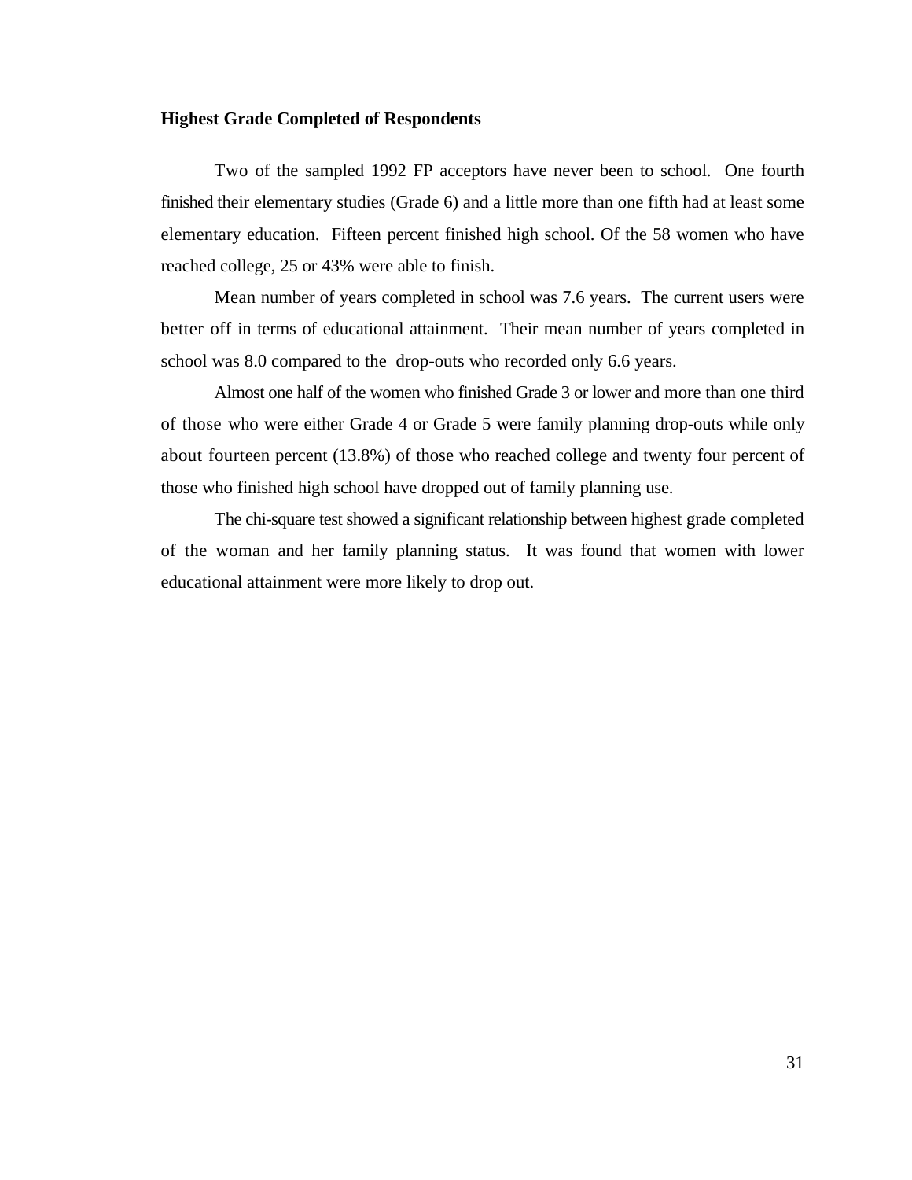**Highest Grade Completed of Respondents**

Two of the sampled 1992 FP acceptors have never been to school. One fourth finished their elementary studies (Grade 6) and a little more than one fifth had at least some elementary education. Fifteen percent finished high school. Of the 58 women who have reached college, 25 or 43% were able to finish.

Mean number of years completed in school was 7.6 years. The current users were better off in terms of educational attainment. Their mean number of years completed in school was 8.0 compared to the drop-outs who recorded only 6.6 years.

Almost one half of the women who finished Grade 3 or lower and more than one third of those who were either Grade 4 or Grade 5 were family planning drop-outs while only about fourteen percent (13.8%) of those who reached college and twenty four percent of those who finished high school have dropped out of family planning use.

The chi-square test showed a significant relationship between highest grade completed of the woman and her family planning status. It was found that women with lower educational attainment were more likely to drop out.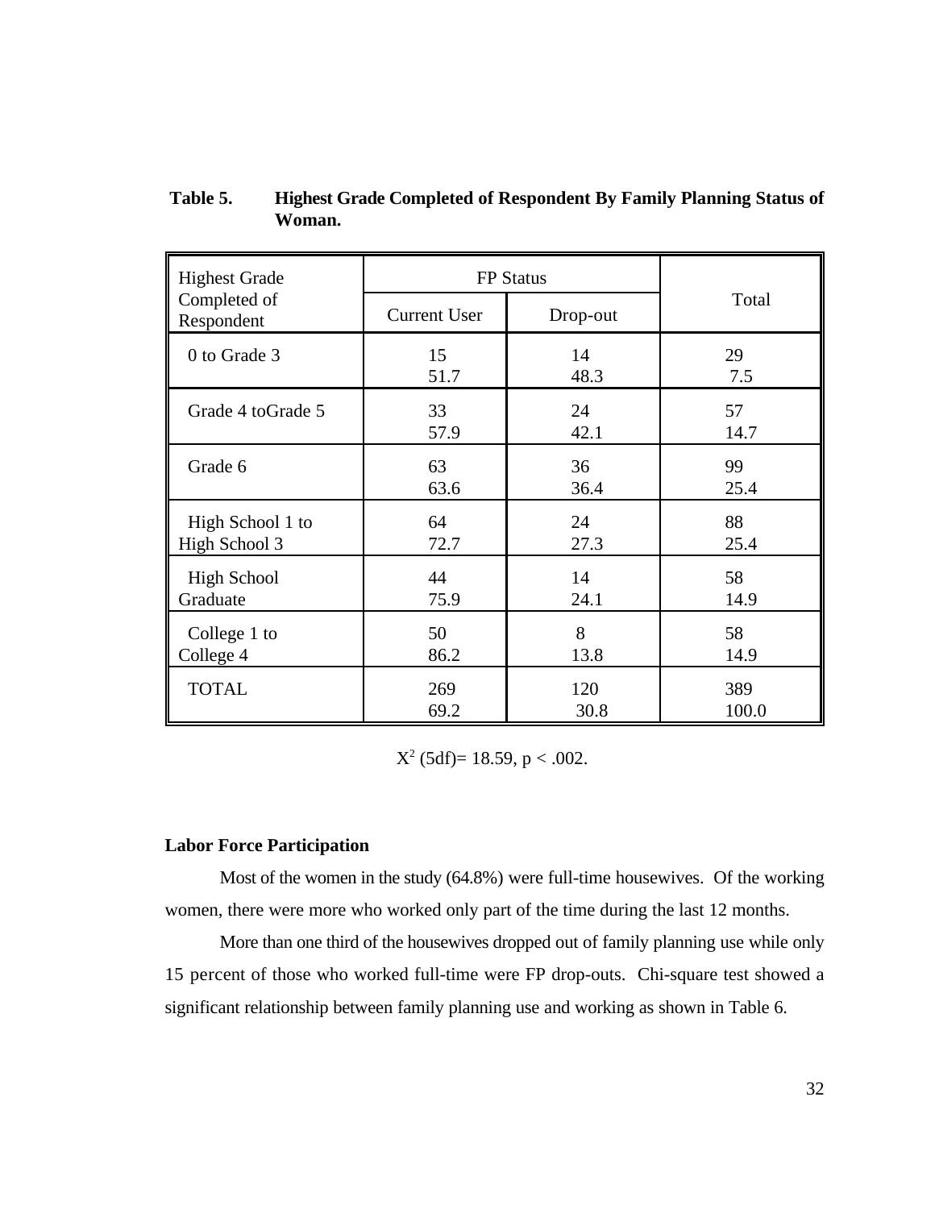**Table 5. Highest Grade Completed of Respondent By Family Planning Status of Woman.**

| Highest Grade Completed of Respondent | FP Status | | Total |
|---|---|---|---|
| | Current User | Drop-out | |
| 0 to Grade 3 | 15<br>51.7 | 14<br>48.3 | 29<br>7.5 |
| Grade 4 toGrade 5 | 33<br>57.9 | 24<br>42.1 | 57<br>14.7 |
| Grade 6 | 63<br>63.6 | 36<br>36.4 | 99<br>25.4 |
| High School 1 to High School 3 | 64<br>72.7 | 24<br>27.3 | 88<br>25.4 |
| High School Graduate | 44<br>75.9 | 14<br>24.1 | 58<br>14.9 |
| College 1 to College 4 | 50<br>86.2 | 8<br>13.8 | 58<br>14.9 |
| TOTAL | 269<br>69.2 | 120<br>30.8 | 389<br>100.0 |

$X^2$ (5df)= 18.59, $p < .002$.

**Labor Force Participation**

Most of the women in the study (64.8%) were full-time housewives. Of the working women, there were more who worked only part of the time during the last 12 months.

More than one third of the housewives dropped out of family planning use while only 15 percent of those who worked full-time were FP drop-outs. Chi-square test showed a significant relationship between family planning use and working as shown in Table 6.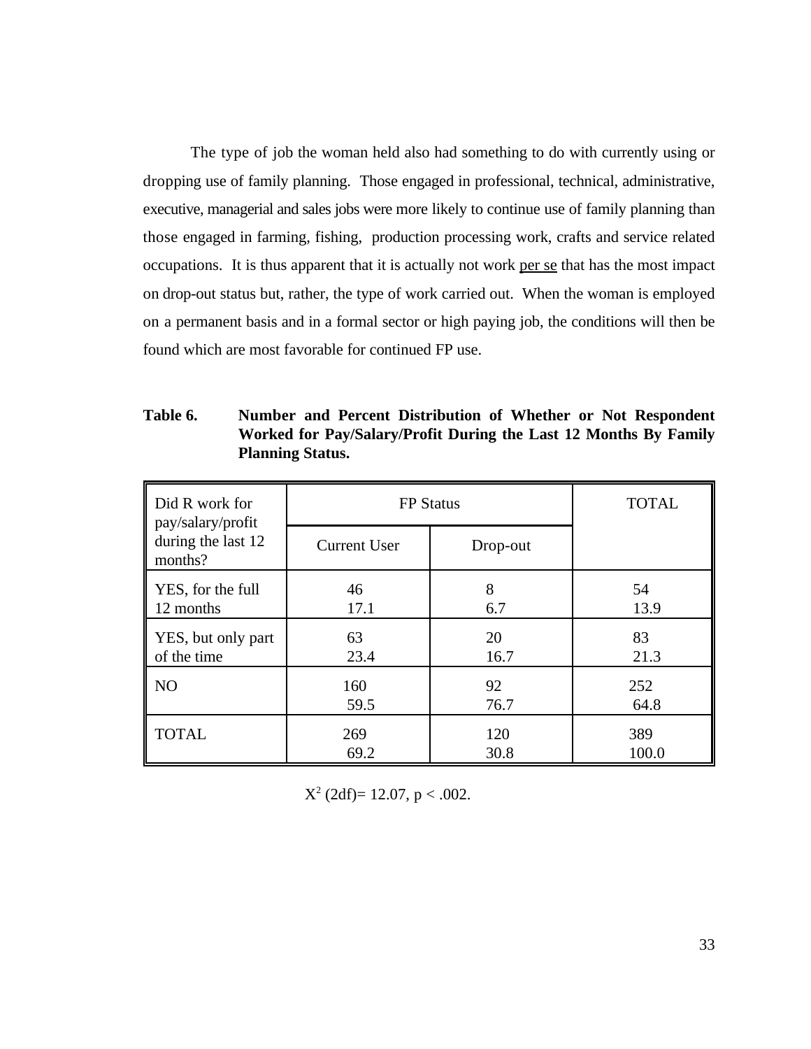The type of job the woman held also had something to do with currently using or dropping use of family planning. Those engaged in professional, technical, administrative, executive, managerial and sales jobs were more likely to continue use of family planning than those engaged in farming, fishing, production processing work, crafts and service related occupations. It is thus apparent that it is actually not work per se that has the most impact on drop-out status but, rather, the type of work carried out. When the woman is employed on a permanent basis and in a formal sector or high paying job, the conditions will then be found which are most favorable for continued FP use.

**Table 6. Number and Percent Distribution of Whether or Not Respondent Worked for Pay/Salary/Profit During the Last 12 Months By Family Planning Status.**

| Did R work for pay/salary/profit during the last 12 months? | FP Status | | TOTAL |
|---|---|---|---|
| | Current User | Drop-out | |
| YES, for the full 12 months | 46<br>17.1 | 8<br>6.7 | 54<br>13.9 |
| YES, but only part of the time | 63<br>23.4 | 20<br>16.7 | 83<br>21.3 |
| NO | 160<br>59.5 | 92<br>76.7 | 252<br>64.8 |
| TOTAL | 269<br>69.2 | 120<br>30.8 | 389<br>100.0 |

$X^2$ (2df)= 12.07, $p < .002$.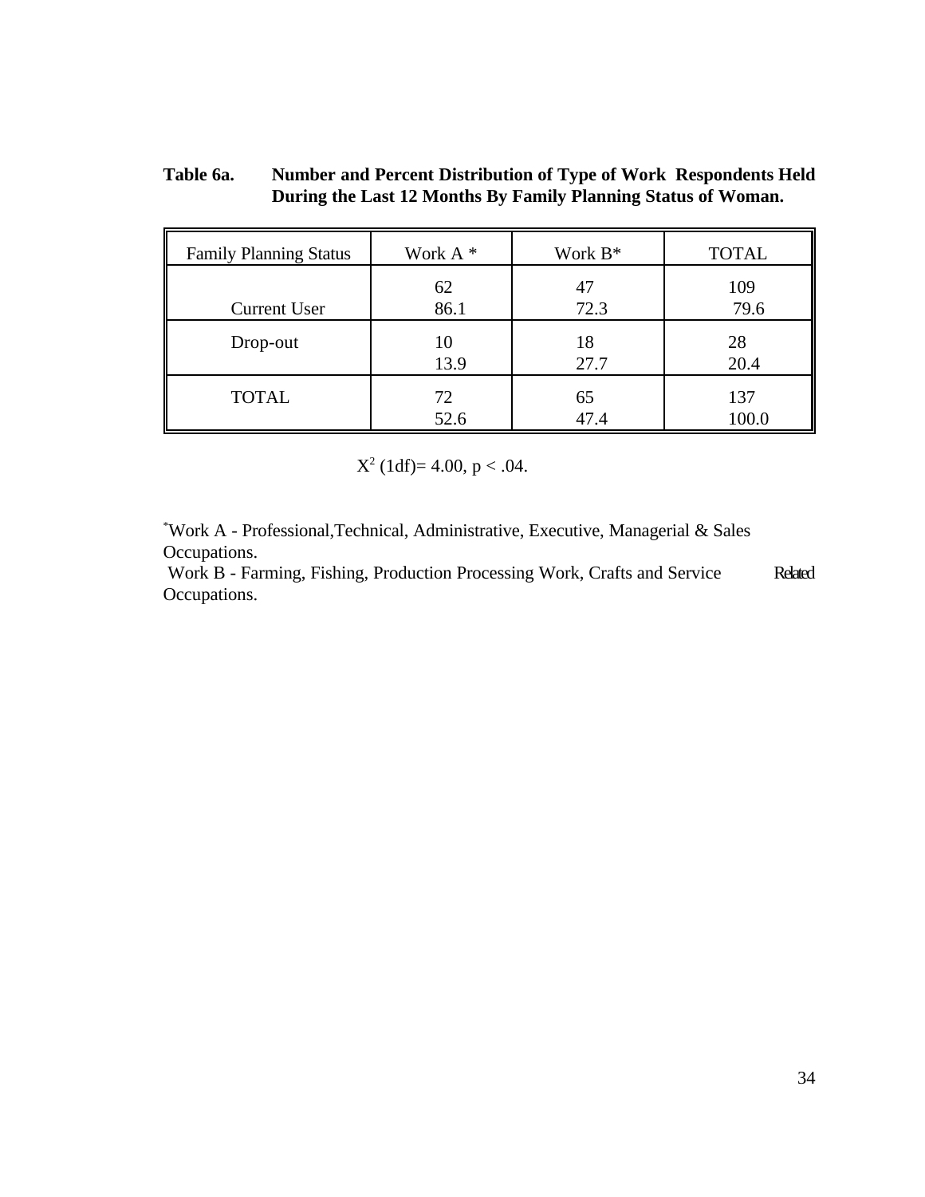**Table 6a. Number and Percent Distribution of Type of Work Respondents Held During the Last 12 Months By Family Planning Status of Woman.**

| Family Planning Status | Work A * | Work B* | TOTAL |
|---|---|---|---|
| Current User | 62<br>86.1 | 47<br>72.3 | 109<br>79.6 |
| Drop-out | 10<br>13.9 | 18<br>27.7 | 28<br>20.4 |
| TOTAL | 72<br>52.6 | 65<br>47.4 | 137<br>100.0 |

$X^2$ (1df)= 4.00, $p < .04$.

*Work A - Professional,Technical, Administrative, Executive, Managerial & Sales Occupations.
Work B - Farming, Fishing, Production Processing Work, Crafts and Service Related Occupations.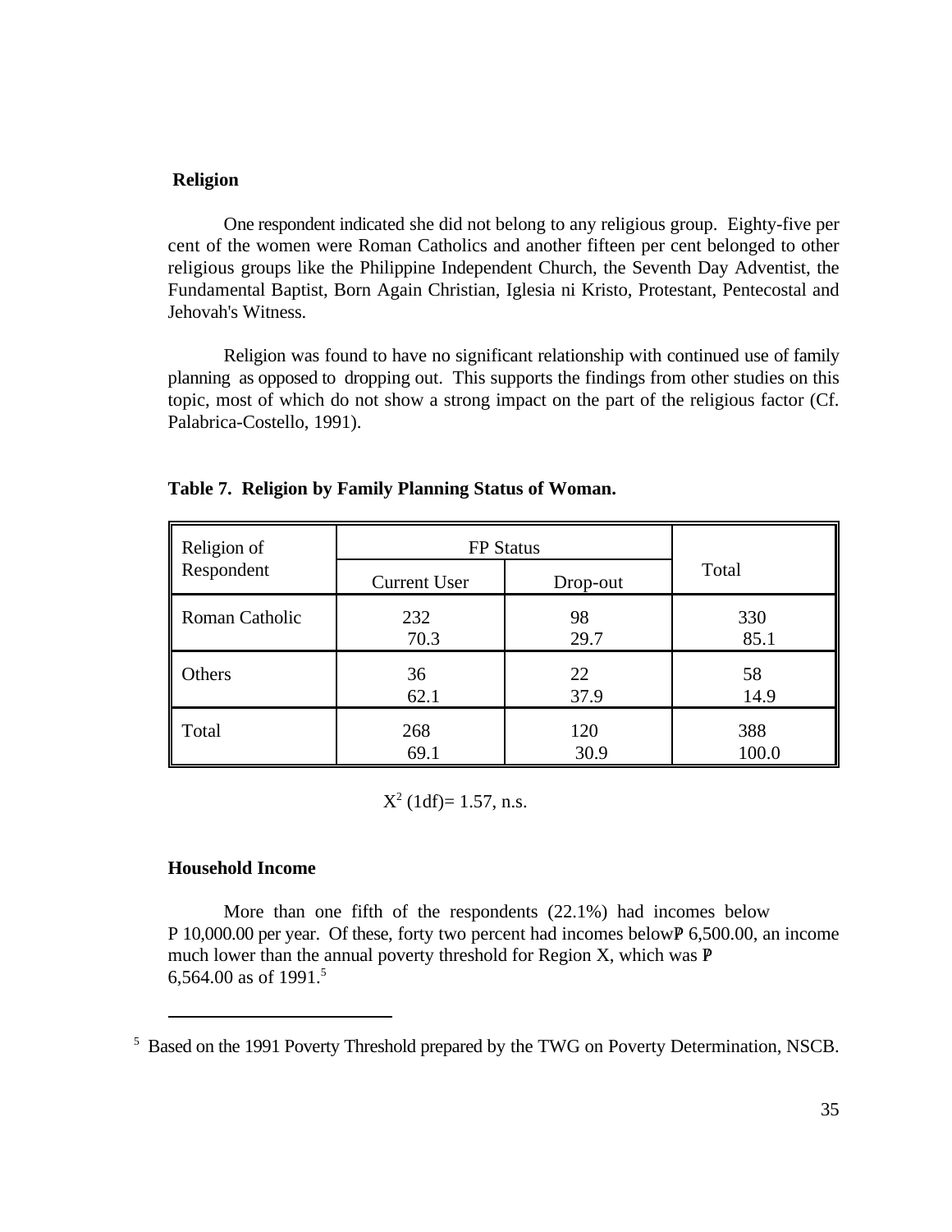### Religion

One respondent indicated she did not belong to any religious group. Eighty-five per cent of the women were Roman Catholics and another fifteen per cent belonged to other religious groups like the Philippine Independent Church, the Seventh Day Adventist, the Fundamental Baptist, Born Again Christian, Iglesia ni Kristo, Protestant, Pentecostal and Jehovah's Witness.

Religion was found to have no significant relationship with continued use of family planning as opposed to dropping out. This supports the findings from other studies on this topic, most of which do not show a strong impact on the part of the religious factor (Cf. Palabrica-Costello, 1991).

**Table 7. Religion by Family Planning Status of Woman.**

| Religion of Respondent | FP Status | | Total |
|---|---|---|---|
| | Current User | Drop-out | |
| Roman Catholic | 232<br>70.3 | 98<br>29.7 | 330<br>85.1 |
| Others | 36<br>62.1 | 22<br>37.9 | 58<br>14.9 |
| Total | 268<br>69.1 | 120<br>30.9 | 388<br>100.0 |

$X^2$ (1df)= 1.57, n.s.

### Household Income

More than one fifth of the respondents (22.1%) had incomes below P 10,000.00 per year. Of these, forty two percent had incomes below ₱ 6,500.00, an income much lower than the annual poverty threshold for Region X, which was ₱ 6,564.00 as of 1991.[5]

---

[5] Based on the 1991 Poverty Threshold prepared by the TWG on Poverty Determination, NSCB.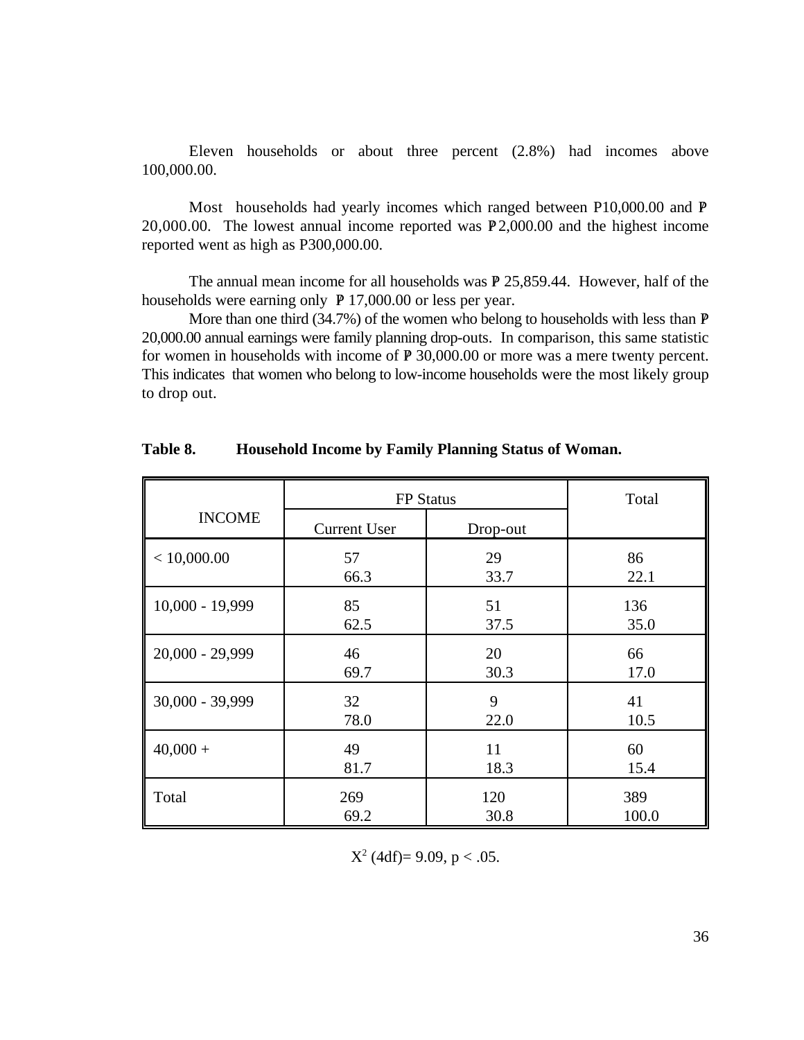Eleven households or about three percent (2.8%) had incomes above 100,000.00.

Most households had yearly incomes which ranged between P10,000.00 and ₱ 20,000.00. The lowest annual income reported was ₱2,000.00 and the highest income reported went as high as P300,000.00.

The annual mean income for all households was ₱ 25,859.44. However, half of the households were earning only ₱ 17,000.00 or less per year.

More than one third (34.7%) of the women who belong to households with less than ₱ 20,000.00 annual earnings were family planning drop-outs. In comparison, this same statistic for women in households with income of ₱ 30,000.00 or more was a mere twenty percent. This indicates that women who belong to low-income households were the most likely group to drop out.

**Table 8. Household Income by Family Planning Status of Woman.**

| INCOME | FP Status | | Total |
|---|---|---|---|
| | Current User | Drop-out | |
| < 10,000.00 | 57<br>66.3 | 29<br>33.7 | 86<br>22.1 |
| 10,000 - 19,999 | 85<br>62.5 | 51<br>37.5 | 136<br>35.0 |
| 20,000 - 29,999 | 46<br>69.7 | 20<br>30.3 | 66<br>17.0 |
| 30,000 - 39,999 | 32<br>78.0 | 9<br>22.0 | 41<br>10.5 |
| 40,000 + | 49<br>81.7 | 11<br>18.3 | 60<br>15.4 |
| Total | 269<br>69.2 | 120<br>30.8 | 389<br>100.0 |

$X^2$ (4df)= 9.09, $p < .05$.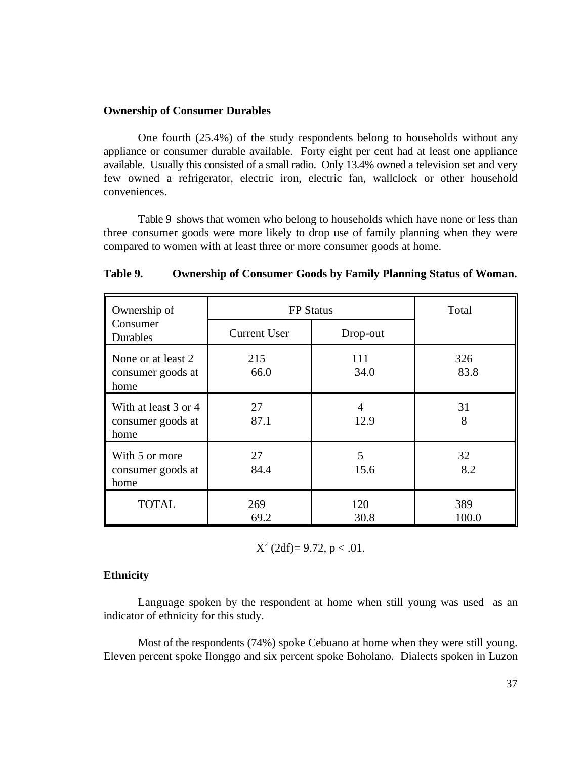**Ownership of Consumer Durables**

One fourth (25.4%) of the study respondents belong to households without any appliance or consumer durable available. Forty eight per cent had at least one appliance available. Usually this consisted of a small radio. Only 13.4% owned a television set and very few owned a refrigerator, electric iron, electric fan, wallclock or other household conveniences.

Table 9 shows that women who belong to households which have none or less than three consumer goods were more likely to drop use of family planning when they were compared to women with at least three or more consumer goods at home.

**Table 9. Ownership of Consumer Goods by Family Planning Status of Woman.**

| Ownership of Consumer Durables | FP Status | | Total |
|---|---|---|---|
| | Current User | Drop-out | |
| None or at least 2 consumer goods at home | 215<br>66.0 | 111<br>34.0 | 326<br>83.8 |
| With at least 3 or 4 consumer goods at home | 27<br>87.1 | 4<br>12.9 | 31<br>8 |
| With 5 or more consumer goods at home | 27<br>84.4 | 5<br>15.6 | 32<br>8.2 |
| TOTAL | 269<br>69.2 | 120<br>30.8 | 389<br>100.0 |

$X^2$ (2df)= 9.72, $p < .01$.

**Ethnicity**

Language spoken by the respondent at home when still young was used as an indicator of ethnicity for this study.

Most of the respondents (74%) spoke Cebuano at home when they were still young. Eleven percent spoke Ilonggo and six percent spoke Boholano. Dialects spoken in Luzon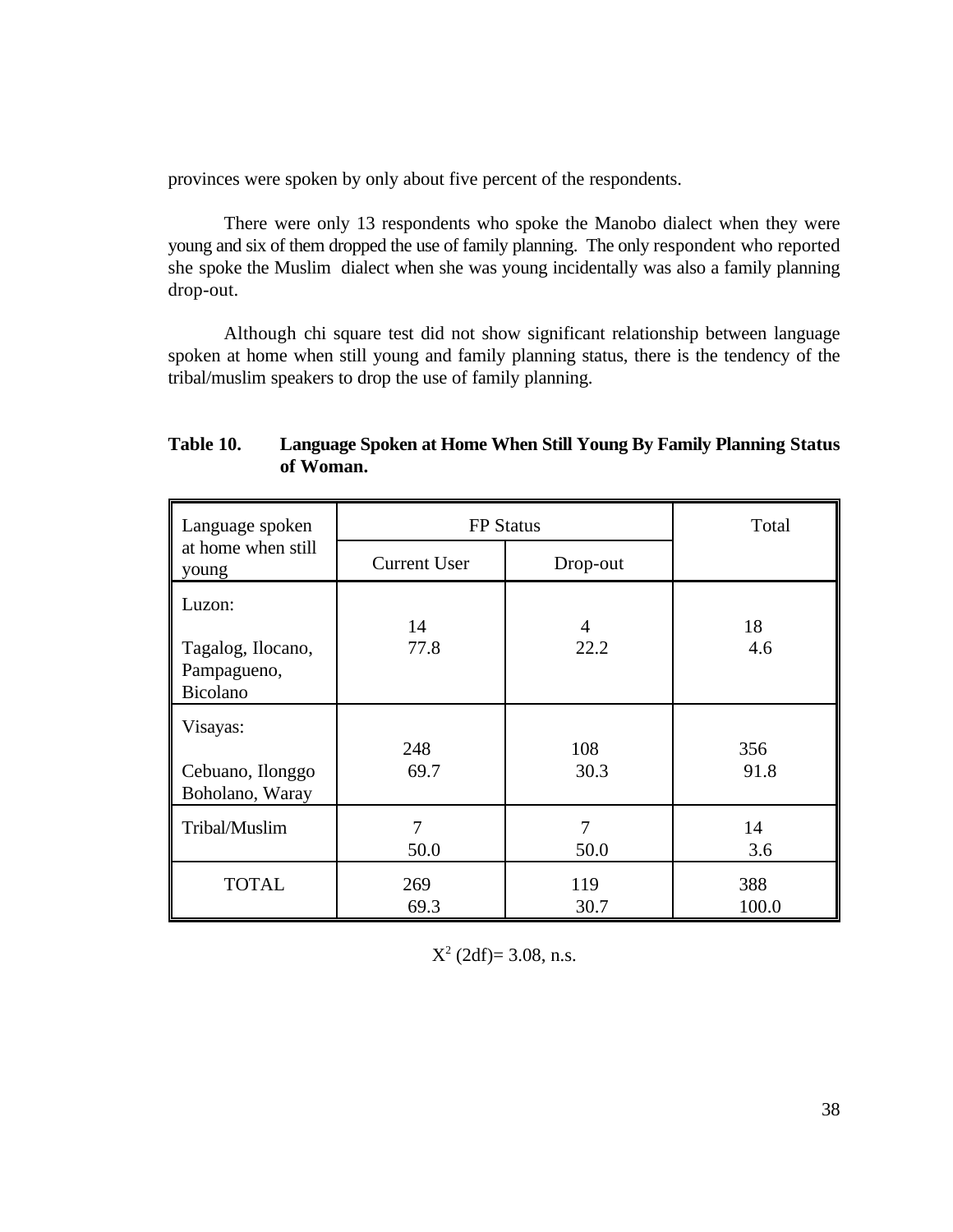provinces were spoken by only about five percent of the respondents.

There were only 13 respondents who spoke the Manobo dialect when they were young and six of them dropped the use of family planning. The only respondent who reported she spoke the Muslim dialect when she was young incidentally was also a family planning drop-out.

Although chi square test did not show significant relationship between language spoken at home when still young and family planning status, there is the tendency of the tribal/muslim speakers to drop the use of family planning.

**Table 10. Language Spoken at Home When Still Young By Family Planning Status of Woman.**

| Language spoken at home when still young | FP Status | | Total |
|---|---|---|---|
| | Current User | Drop-out | |
| Luzon:<br><br>Tagalog, Ilocano, Pampagueno, Bicolano | 14<br>77.8 | 4<br>22.2 | 18<br>4.6 |
| Visayas:<br><br>Cebuano, Ilonggo Boholano, Waray | 248<br>69.7 | 108<br>30.3 | 356<br>91.8 |
| Tribal/Muslim | 7<br>50.0 | 7<br>50.0 | 14<br>3.6 |
| TOTAL | 269<br>69.3 | 119<br>30.7 | 388<br>100.0 |

$X^2$ (2df)= 3.08, n.s.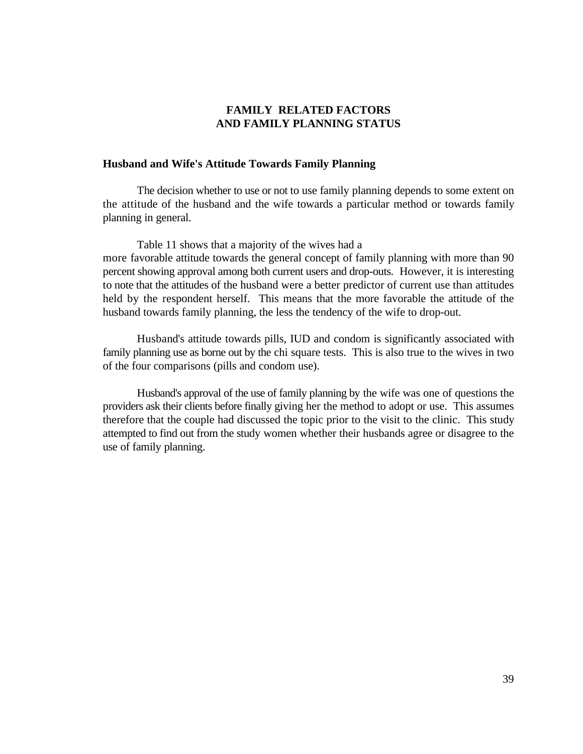# FAMILY RELATED FACTORS AND FAMILY PLANNING STATUS

## Husband and Wife's Attitude Towards Family Planning

The decision whether to use or not to use family planning depends to some extent on the attitude of the husband and the wife towards a particular method or towards family planning in general.

Table 11 shows that a majority of the wives had a more favorable attitude towards the general concept of family planning with more than 90 percent showing approval among both current users and drop-outs. However, it is interesting to note that the attitudes of the husband were a better predictor of current use than attitudes held by the respondent herself. This means that the more favorable the attitude of the husband towards family planning, the less the tendency of the wife to drop-out.

Husband's attitude towards pills, IUD and condom is significantly associated with family planning use as borne out by the chi square tests. This is also true to the wives in two of the four comparisons (pills and condom use).

Husband's approval of the use of family planning by the wife was one of questions the providers ask their clients before finally giving her the method to adopt or use. This assumes therefore that the couple had discussed the topic prior to the visit to the clinic. This study attempted to find out from the study women whether their husbands agree or disagree to the use of family planning.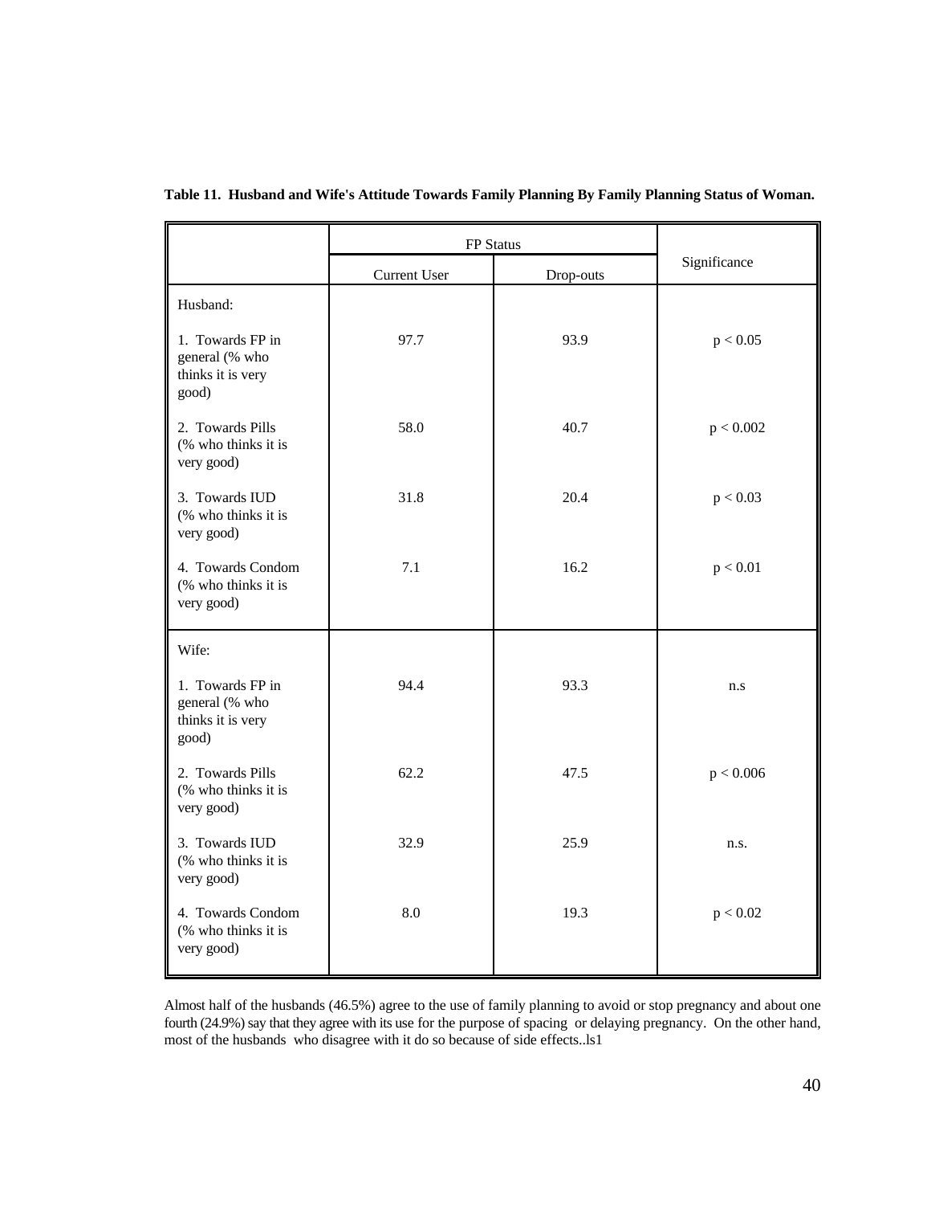**Table 11. Husband and Wife's Attitude Towards Family Planning By Family Planning Status of Woman.**

| | FP Status | | Significance |
|---|---|---|---|
| | Current User | Drop-outs | |
| Husband: | | | |
| 1. Towards FP in general (% who thinks it is very good) | 97.7 | 93.9 | $p < 0.05$ |
| 2. Towards Pills (% who thinks it is very good) | 58.0 | 40.7 | $p < 0.002$ |
| 3. Towards IUD (% who thinks it is very good) | 31.8 | 20.4 | $p < 0.03$ |
| 4. Towards Condom (% who thinks it is very good) | 7.1 | 16.2 | $p < 0.01$ |
| Wife: | | | |
| 1. Towards FP in general (% who thinks it is very good) | 94.4 | 93.3 | n.s |
| 2. Towards Pills (% who thinks it is very good) | 62.2 | 47.5 | $p < 0.006$ |
| 3. Towards IUD (% who thinks it is very good) | 32.9 | 25.9 | n.s. |
| 4. Towards Condom (% who thinks it is very good) | 8.0 | 19.3 | $p < 0.02$ |

Almost half of the husbands (46.5%) agree to the use of family planning to avoid or stop pregnancy and about one fourth (24.9%) say that they agree with its use for the purpose of spacing or delaying pregnancy. On the other hand, most of the husbands who disagree with it do so because of side effects..ls1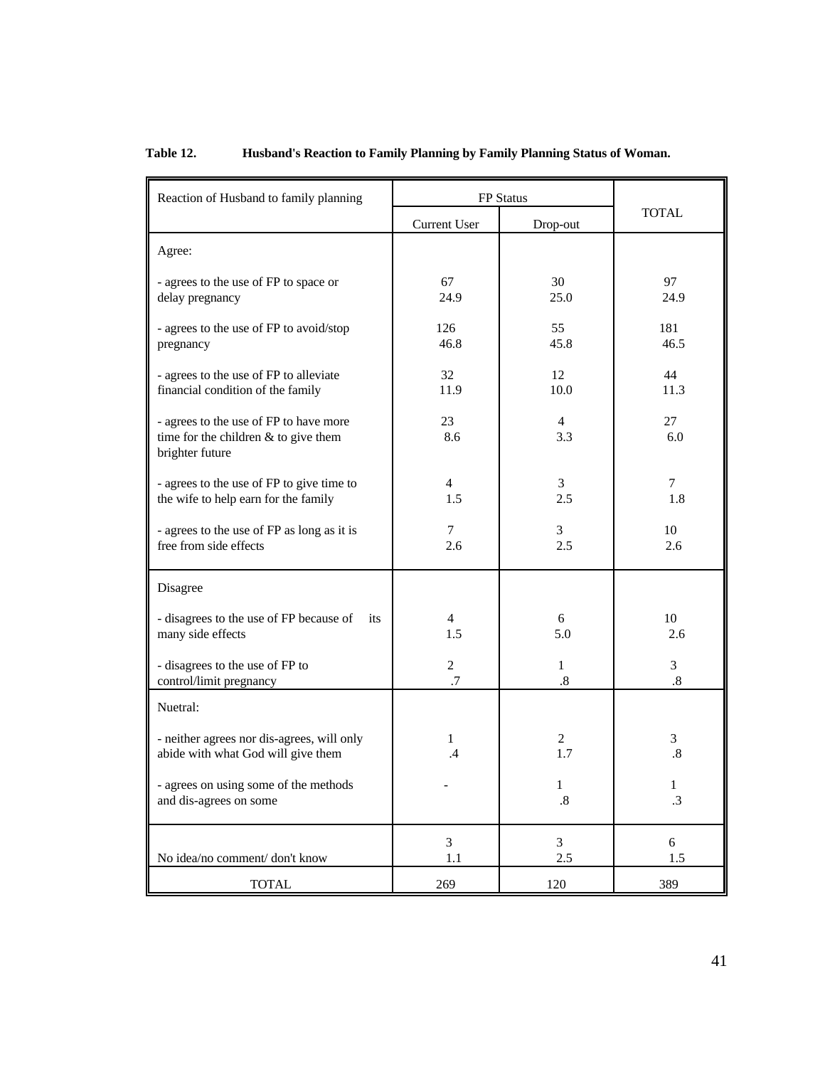**Table 12. Husband's Reaction to Family Planning by Family Planning Status of Woman.**

| Reaction of Husband to family planning | FP Status | | TOTAL |
|---|---|---|---|
| | Current User | Drop-out | |
| Agree: | | | |
| - agrees to the use of FP to space or delay pregnancy | 67<br>24.9 | 30<br>25.0 | 97<br>24.9 |
| - agrees to the use of FP to avoid/stop pregnancy | 126<br>46.8 | 55<br>45.8 | 181<br>46.5 |
| - agrees to the use of FP to alleviate financial condition of the family | 32<br>11.9 | 12<br>10.0 | 44<br>11.3 |
| - agrees to the use of FP to have more time for the children & to give them brighter future | 23<br>8.6 | 4<br>3.3 | 27<br>6.0 |
| - agrees to the use of FP to give time to the wife to help earn for the family | 4<br>1.5 | 3<br>2.5 | 7<br>1.8 |
| - agrees to the use of FP as long as it is free from side effects | 7<br>2.6 | 3<br>2.5 | 10<br>2.6 |
| Disagree | | | |
| - disagrees to the use of FP because of its many side effects | 4<br>1.5 | 6<br>5.0 | 10<br>2.6 |
| - disagrees to the use of FP to control/limit pregnancy | 2<br>.7 | 1<br>.8 | 3<br>.8 |
| Nuetral: | | | |
| - neither agrees nor dis-agrees, will only abide with what God will give them | 1<br>.4 | 2<br>1.7 | 3<br>.8 |
| - agrees on using some of the methods and dis-agrees on some | - | 1<br>.8 | 1<br>.3 |
| No idea/no comment/ don't know | 3<br>1.1 | 3<br>2.5 | 6<br>1.5 |
| TOTAL | 269 | 120 | 389 |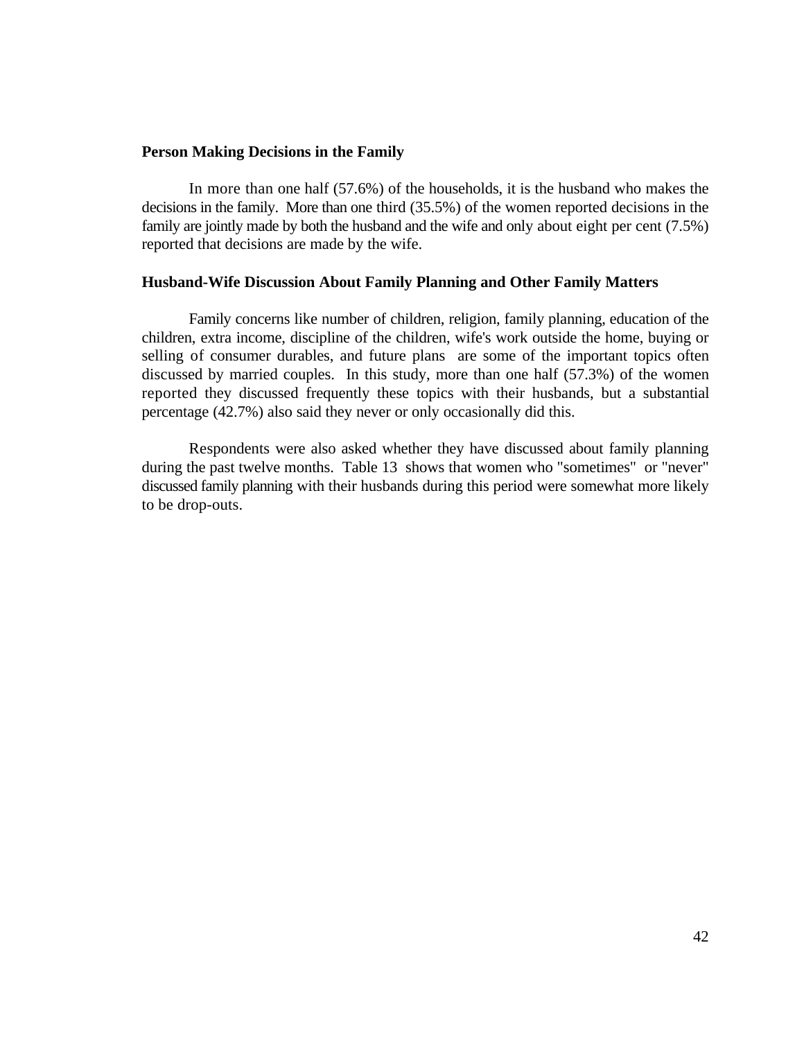### Person Making Decisions in the Family

In more than one half (57.6%) of the households, it is the husband who makes the decisions in the family. More than one third (35.5%) of the women reported decisions in the family are jointly made by both the husband and the wife and only about eight per cent (7.5%) reported that decisions are made by the wife.

### Husband-Wife Discussion About Family Planning and Other Family Matters

Family concerns like number of children, religion, family planning, education of the children, extra income, discipline of the children, wife's work outside the home, buying or selling of consumer durables, and future plans are some of the important topics often discussed by married couples. In this study, more than one half (57.3%) of the women reported they discussed frequently these topics with their husbands, but a substantial percentage (42.7%) also said they never or only occasionally did this.

Respondents were also asked whether they have discussed about family planning during the past twelve months. Table 13 shows that women who "sometimes" or "never" discussed family planning with their husbands during this period were somewhat more likely to be drop-outs.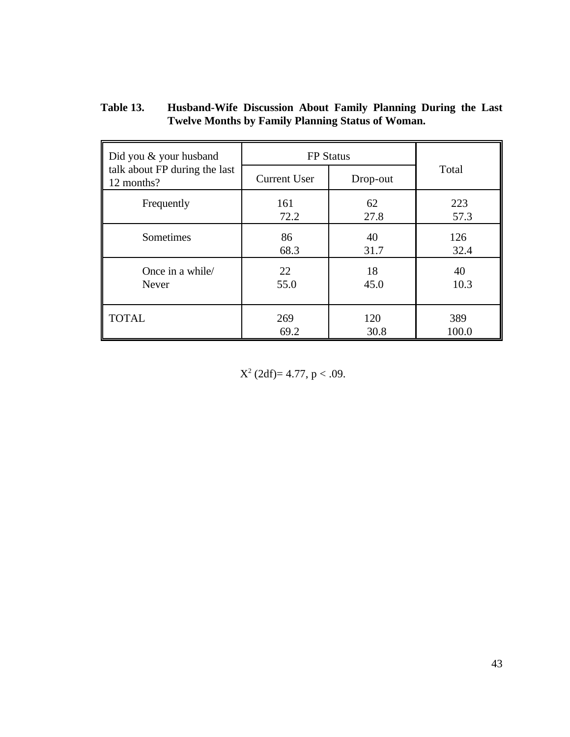**Table 13. Husband-Wife Discussion About Family Planning During the Last Twelve Months by Family Planning Status of Woman.**

| Did you & your husband talk about FP during the last 12 months? | FP Status | | Total |
|---|---|---|---|
| | Current User | Drop-out | |
| Frequently | 161<br>72.2 | 62<br>27.8 | 223<br>57.3 |
| Sometimes | 86<br>68.3 | 40<br>31.7 | 126<br>32.4 |
| Once in a while/ Never | 22<br>55.0 | 18<br>45.0 | 40<br>10.3 |
| TOTAL | 269<br>69.2 | 120<br>30.8 | 389<br>100.0 |

$X^2$ (2df)= 4.77, $p < .09$.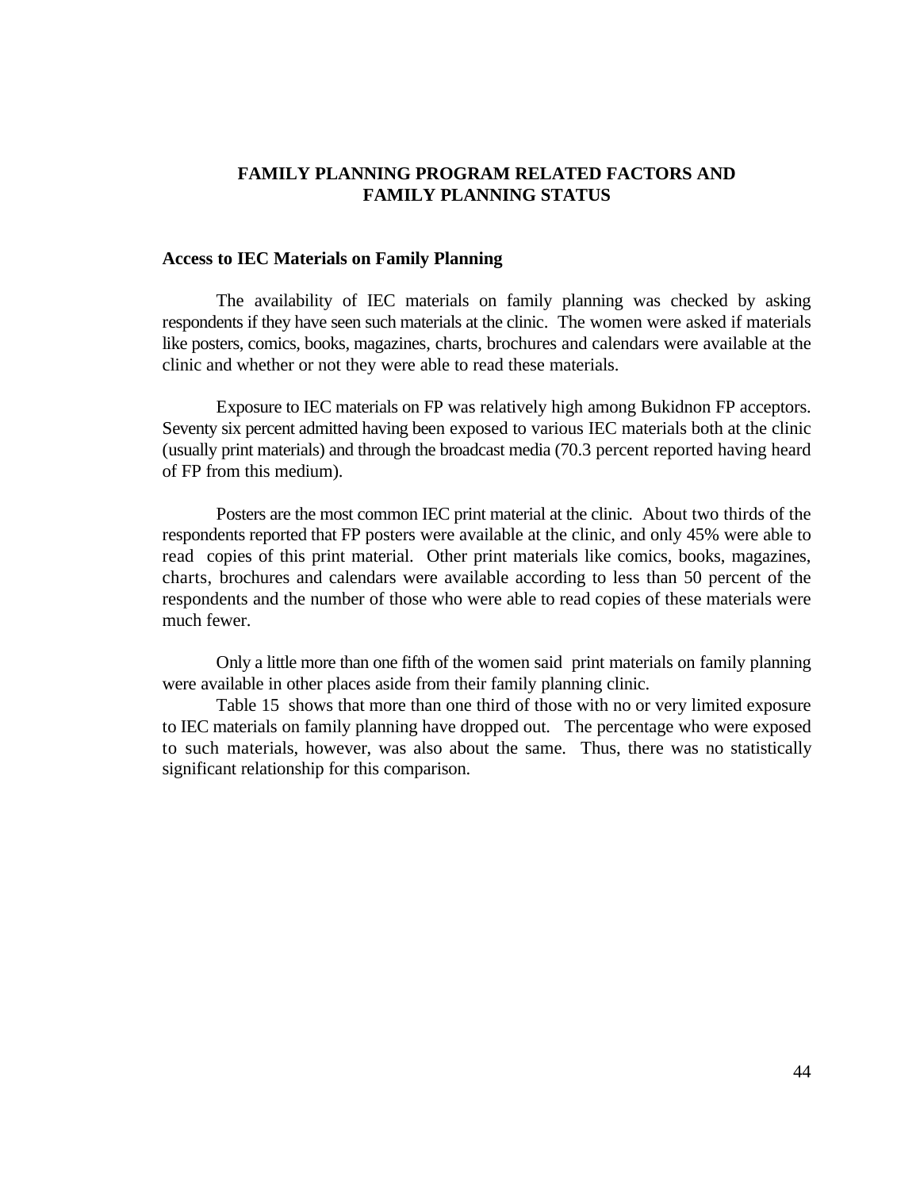# FAMILY PLANNING PROGRAM RELATED FACTORS AND FAMILY PLANNING STATUS

## Access to IEC Materials on Family Planning

The availability of IEC materials on family planning was checked by asking respondents if they have seen such materials at the clinic. The women were asked if materials like posters, comics, books, magazines, charts, brochures and calendars were available at the clinic and whether or not they were able to read these materials.

Exposure to IEC materials on FP was relatively high among Bukidnon FP acceptors. Seventy six percent admitted having been exposed to various IEC materials both at the clinic (usually print materials) and through the broadcast media (70.3 percent reported having heard of FP from this medium).

Posters are the most common IEC print material at the clinic. About two thirds of the respondents reported that FP posters were available at the clinic, and only 45% were able to read copies of this print material. Other print materials like comics, books, magazines, charts, brochures and calendars were available according to less than 50 percent of the respondents and the number of those who were able to read copies of these materials were much fewer.

Only a little more than one fifth of the women said print materials on family planning were available in other places aside from their family planning clinic.

Table 15 shows that more than one third of those with no or very limited exposure to IEC materials on family planning have dropped out. The percentage who were exposed to such materials, however, was also about the same. Thus, there was no statistically significant relationship for this comparison.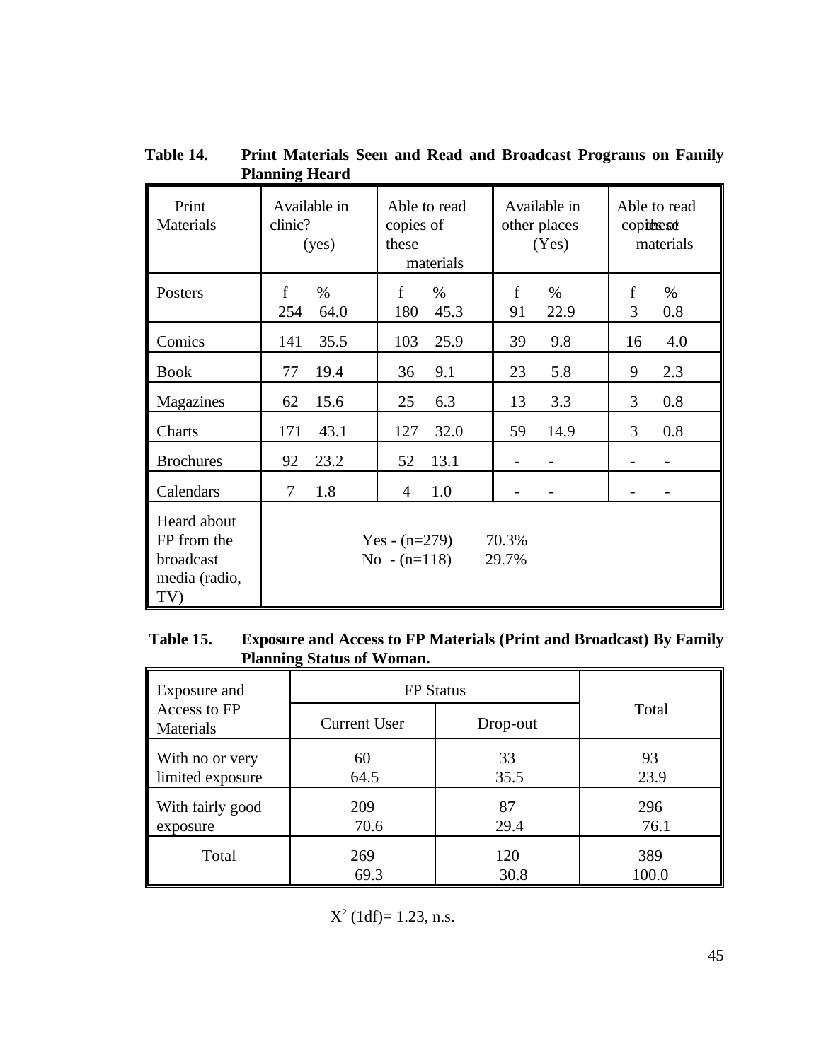**Table 14. Print Materials Seen and Read and Broadcast Programs on Family Planning Heard**

| Print Materials | Available in clinic? (yes) | | Able to read copies of these materials | | Available in other places (Yes) | | Able to read copies of these materials | |
|---|---|---|---|---|---|---|---|---|
| | f | % | f | % | f | % | f | % |
| Posters | 254 | 64.0 | 180 | 45.3 | 91 | 22.9 | 3 | 0.8 |
| Comics | 141 | 35.5 | 103 | 25.9 | 39 | 9.8 | 16 | 4.0 |
| Book | 77 | 19.4 | 36 | 9.1 | 23 | 5.8 | 9 | 2.3 |
| Magazines | 62 | 15.6 | 25 | 6.3 | 13 | 3.3 | 3 | 0.8 |
| Charts | 171 | 43.1 | 127 | 32.0 | 59 | 14.9 | 3 | 0.8 |
| Brochures | 92 | 23.2 | 52 | 13.1 | - | - | - | - |
| Calendars | 7 | 1.8 | 4 | 1.0 | - | - | - | - |
| Heard about FP from the broadcast media (radio, TV) | Yes - (n=279) 70.3%<br>No - (n=118) 29.7% | | | | | | | |

**Table 15. Exposure and Access to FP Materials (Print and Broadcast) By Family Planning Status of Woman.**

| Exposure and Access to FP Materials | FP Status | | Total |
|---|---|---|---|
| | Current User | Drop-out | |
| With no or very limited exposure | 60<br>64.5 | 33<br>35.5 | 93<br>23.9 |
| With fairly good exposure | 209<br>70.6 | 87<br>29.4 | 296<br>76.1 |
| Total | 269<br>69.3 | 120<br>30.8 | 389<br>100.0 |

$X^2$ (1df)= 1.23, n.s.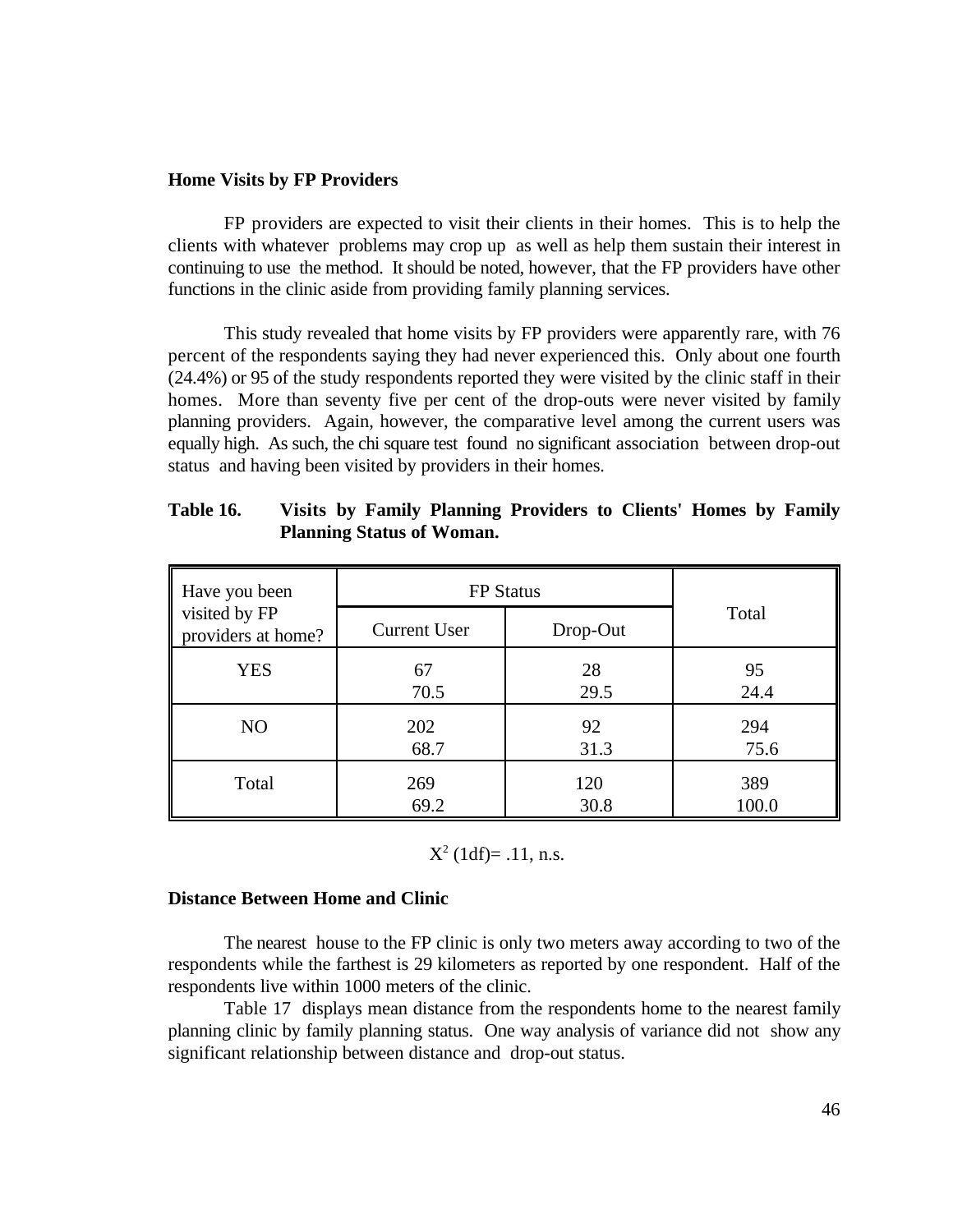**Home Visits by FP Providers**

FP providers are expected to visit their clients in their homes. This is to help the clients with whatever problems may crop up as well as help them sustain their interest in continuing to use the method. It should be noted, however, that the FP providers have other functions in the clinic aside from providing family planning services.

This study revealed that home visits by FP providers were apparently rare, with 76 percent of the respondents saying they had never experienced this. Only about one fourth (24.4%) or 95 of the study respondents reported they were visited by the clinic staff in their homes. More than seventy five per cent of the drop-outs were never visited by family planning providers. Again, however, the comparative level among the current users was equally high. As such, the chi square test found no significant association between drop-out status and having been visited by providers in their homes.

**Table 16. Visits by Family Planning Providers to Clients' Homes by Family Planning Status of Woman.**

| Have you been visited by FP providers at home? | FP Status | | Total |
|---|---|---|---|
| | Current User | Drop-Out | |
| YES | 67<br>70.5 | 28<br>29.5 | 95<br>24.4 |
| NO | 202<br>68.7 | 92<br>31.3 | 294<br>75.6 |
| Total | 269<br>69.2 | 120<br>30.8 | 389<br>100.0 |

$X^2$ (1df)= .11, n.s.

**Distance Between Home and Clinic**

The nearest house to the FP clinic is only two meters away according to two of the respondents while the farthest is 29 kilometers as reported by one respondent. Half of the respondents live within 1000 meters of the clinic.

Table 17 displays mean distance from the respondents home to the nearest family planning clinic by family planning status. One way analysis of variance did not show any significant relationship between distance and drop-out status.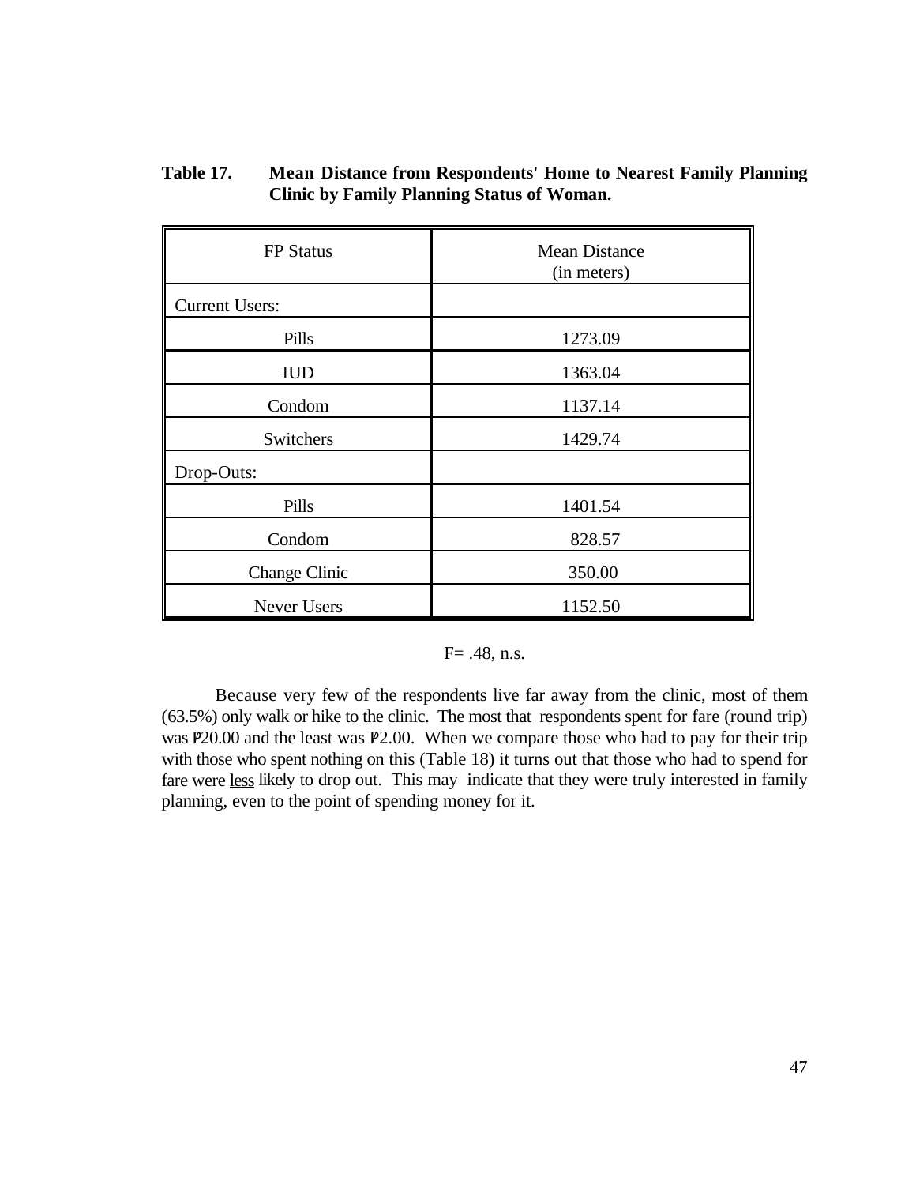**Table 17. Mean Distance from Respondents' Home to Nearest Family Planning Clinic by Family Planning Status of Woman.**

| FP Status | Mean Distance (in meters) |
|---|---|
| Current Users: | |
| Pills | 1273.09 |
| IUD | 1363.04 |
| Condom | 1137.14 |
| Switchers | 1429.74 |
| Drop-Outs: | |
| Pills | 1401.54 |
| Condom | 828.57 |
| Change Clinic | 350.00 |
| Never Users | 1152.50 |

F= .48, n.s.

Because very few of the respondents live far away from the clinic, most of them (63.5%) only walk or hike to the clinic. The most that respondents spent for fare (round trip) was ₱20.00 and the least was ₱2.00. When we compare those who had to pay for their trip with those who spent nothing on this (Table 18) it turns out that those who had to spend for fare were <u>less</u> likely to drop out. This may indicate that they were truly interested in family planning, even to the point of spending money for it.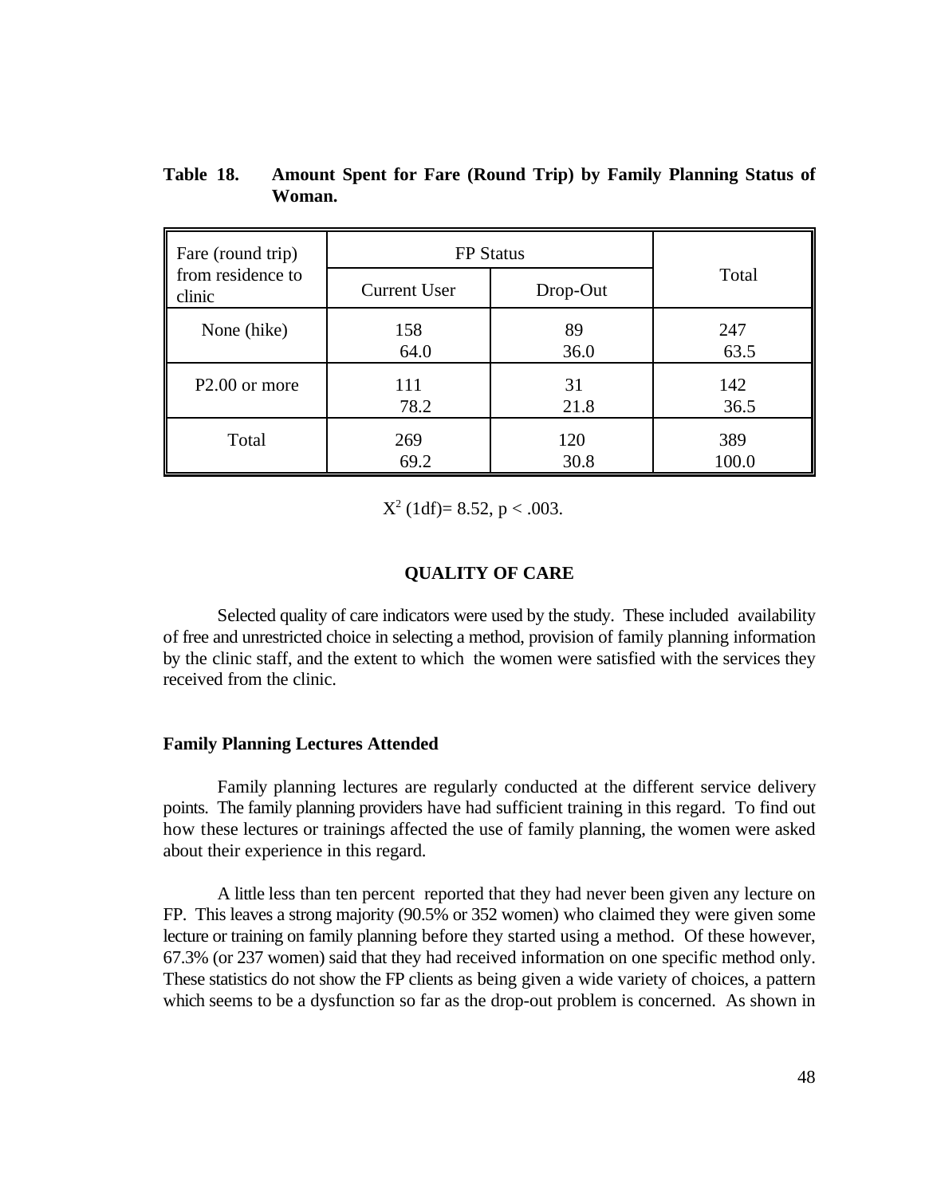**Table 18. Amount Spent for Fare (Round Trip) by Family Planning Status of Woman.**

| Fare (round trip) from residence to clinic | FP Status | | Total |
|---|---|---|---|
| | Current User | Drop-Out | |
| None (hike) | 158<br>64.0 | 89<br>36.0 | 247<br>63.5 |
| P2.00 or more | 111<br>78.2 | 31<br>21.8 | 142<br>36.5 |
| Total | 269<br>69.2 | 120<br>30.8 | 389<br>100.0 |

$X^2$ (1df)= 8.52, $p < .003$.

## QUALITY OF CARE

Selected quality of care indicators were used by the study. These included availability of free and unrestricted choice in selecting a method, provision of family planning information by the clinic staff, and the extent to which the women were satisfied with the services they received from the clinic.

### Family Planning Lectures Attended

Family planning lectures are regularly conducted at the different service delivery points. The family planning providers have had sufficient training in this regard. To find out how these lectures or trainings affected the use of family planning, the women were asked about their experience in this regard.

A little less than ten percent reported that they had never been given any lecture on FP. This leaves a strong majority (90.5% or 352 women) who claimed they were given some lecture or training on family planning before they started using a method. Of these however, 67.3% (or 237 women) said that they had received information on one specific method only. These statistics do not show the FP clients as being given a wide variety of choices, a pattern which seems to be a dysfunction so far as the drop-out problem is concerned. As shown in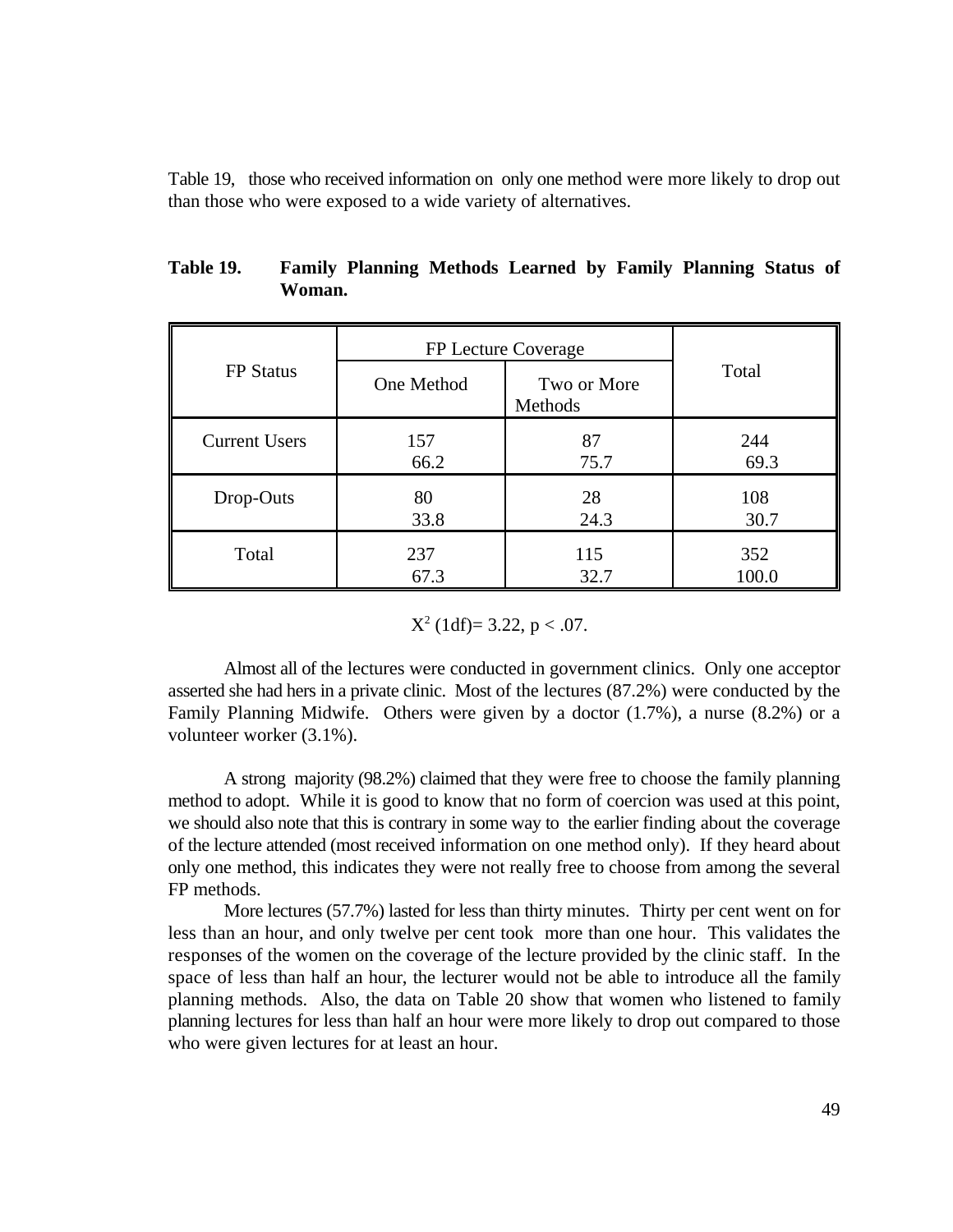Table 19, those who received information on only one method were more likely to drop out than those who were exposed to a wide variety of alternatives.

**Table 19. Family Planning Methods Learned by Family Planning Status of Woman.**

| FP Status | FP Lecture Coverage | | Total |
|---|---|---|---|
| | One Method | Two or More Methods | |
| Current Users | 157<br>66.2 | 87<br>75.7 | 244<br>69.3 |
| Drop-Outs | 80<br>33.8 | 28<br>24.3 | 108<br>30.7 |
| Total | 237<br>67.3 | 115<br>32.7 | 352<br>100.0 |

$X^2$ (1df)= 3.22, $p < .07$.

Almost all of the lectures were conducted in government clinics. Only one acceptor asserted she had hers in a private clinic. Most of the lectures (87.2%) were conducted by the Family Planning Midwife. Others were given by a doctor (1.7%), a nurse (8.2%) or a volunteer worker (3.1%).

A strong majority (98.2%) claimed that they were free to choose the family planning method to adopt. While it is good to know that no form of coercion was used at this point, we should also note that this is contrary in some way to the earlier finding about the coverage of the lecture attended (most received information on one method only). If they heard about only one method, this indicates they were not really free to choose from among the several FP methods.

More lectures (57.7%) lasted for less than thirty minutes. Thirty per cent went on for less than an hour, and only twelve per cent took more than one hour. This validates the responses of the women on the coverage of the lecture provided by the clinic staff. In the space of less than half an hour, the lecturer would not be able to introduce all the family planning methods. Also, the data on Table 20 show that women who listened to family planning lectures for less than half an hour were more likely to drop out compared to those who were given lectures for at least an hour.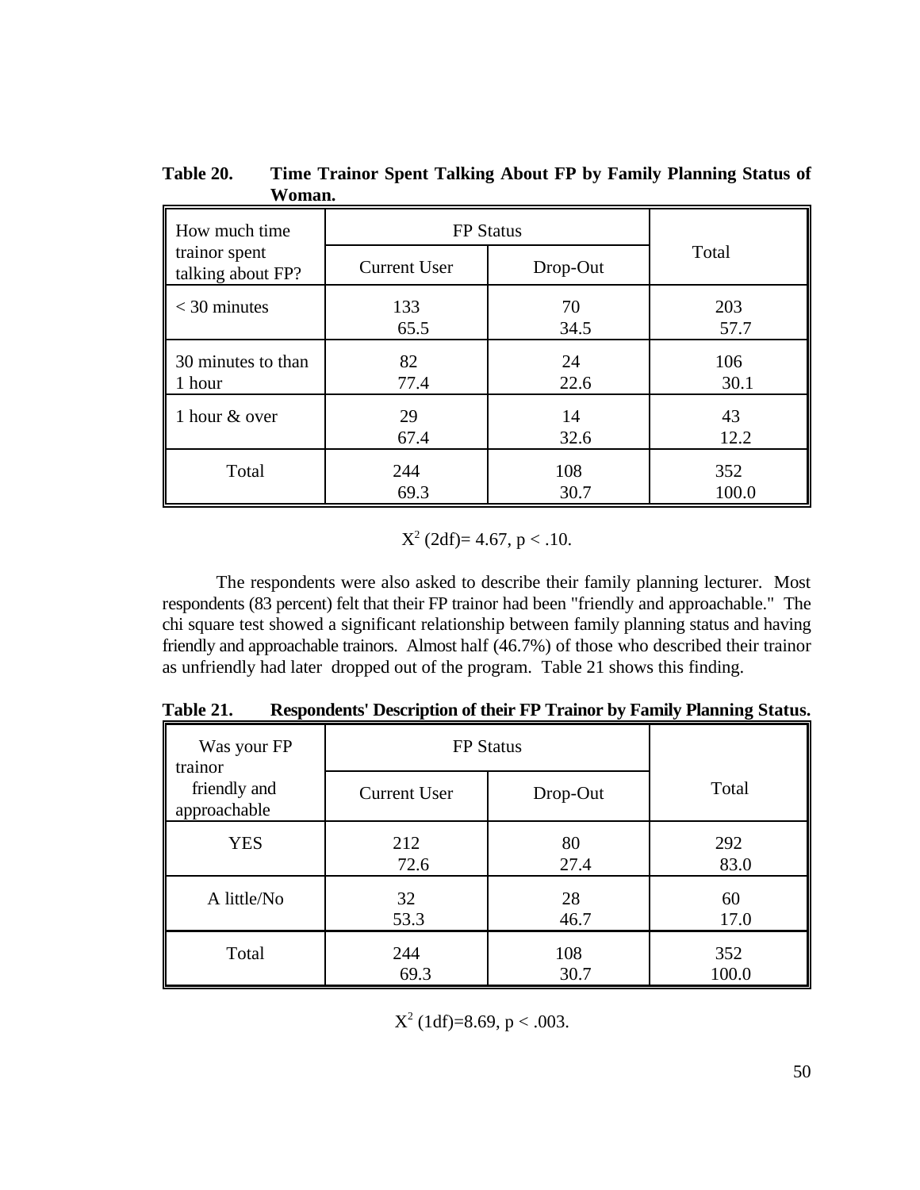**Table 20. Time Trainor Spent Talking About FP by Family Planning Status of Woman.**

| How much time trainor spent talking about FP? | FP Status | | Total |
|---|---|---|---|
| | Current User | Drop-Out | |
| < 30 minutes | 133<br>65.5 | 70<br>34.5 | 203<br>57.7 |
| 30 minutes to than 1 hour | 82<br>77.4 | 24<br>22.6 | 106<br>30.1 |
| 1 hour & over | 29<br>67.4 | 14<br>32.6 | 43<br>12.2 |
| Total | 244<br>69.3 | 108<br>30.7 | 352<br>100.0 |

$X^2$ (2df)= 4.67, $p < .10$.

The respondents were also asked to describe their family planning lecturer. Most respondents (83 percent) felt that their FP trainor had been "friendly and approachable." The chi square test showed a significant relationship between family planning status and having friendly and approachable trainors. Almost half (46.7%) of those who described their trainor as unfriendly had later dropped out of the program. Table 21 shows this finding.

**Table 21. Respondents' Description of their FP Trainor by Family Planning Status.**

| Was your FP trainor friendly and approachable | FP Status | | Total |
|---|---|---|---|
| | Current User | Drop-Out | |
| YES | 212<br>72.6 | 80<br>27.4 | 292<br>83.0 |
| A little/No | 32<br>53.3 | 28<br>46.7 | 60<br>17.0 |
| Total | 244<br>69.3 | 108<br>30.7 | 352<br>100.0 |

$X^2$ (1df)=8.69, $p < .003$.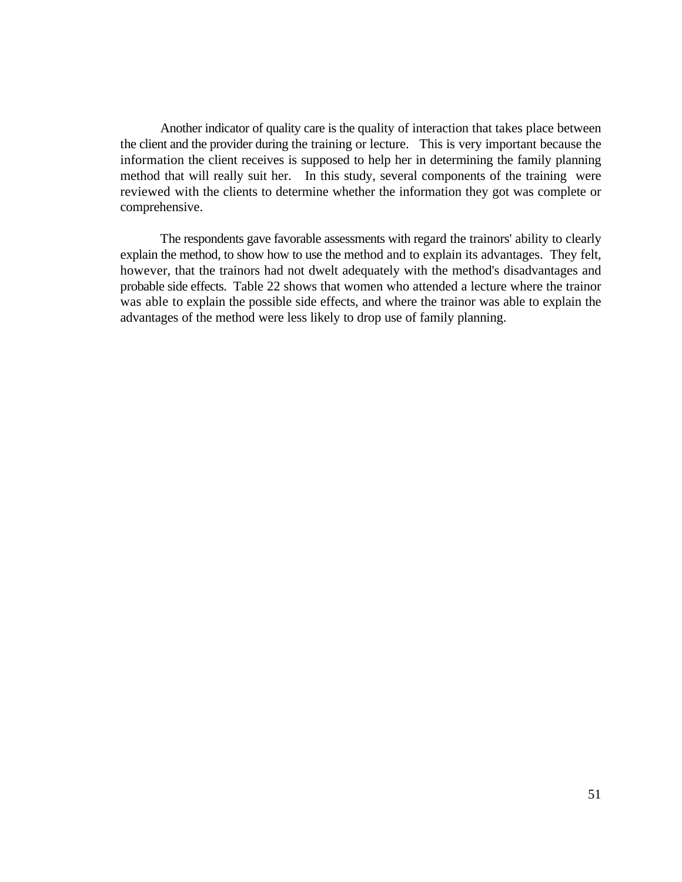Another indicator of quality care is the quality of interaction that takes place between the client and the provider during the training or lecture. This is very important because the information the client receives is supposed to help her in determining the family planning method that will really suit her. In this study, several components of the training were reviewed with the clients to determine whether the information they got was complete or comprehensive.

The respondents gave favorable assessments with regard the trainors' ability to clearly explain the method, to show how to use the method and to explain its advantages. They felt, however, that the trainors had not dwelt adequately with the method's disadvantages and probable side effects. Table 22 shows that women who attended a lecture where the trainor was able to explain the possible side effects, and where the trainor was able to explain the advantages of the method were less likely to drop use of family planning.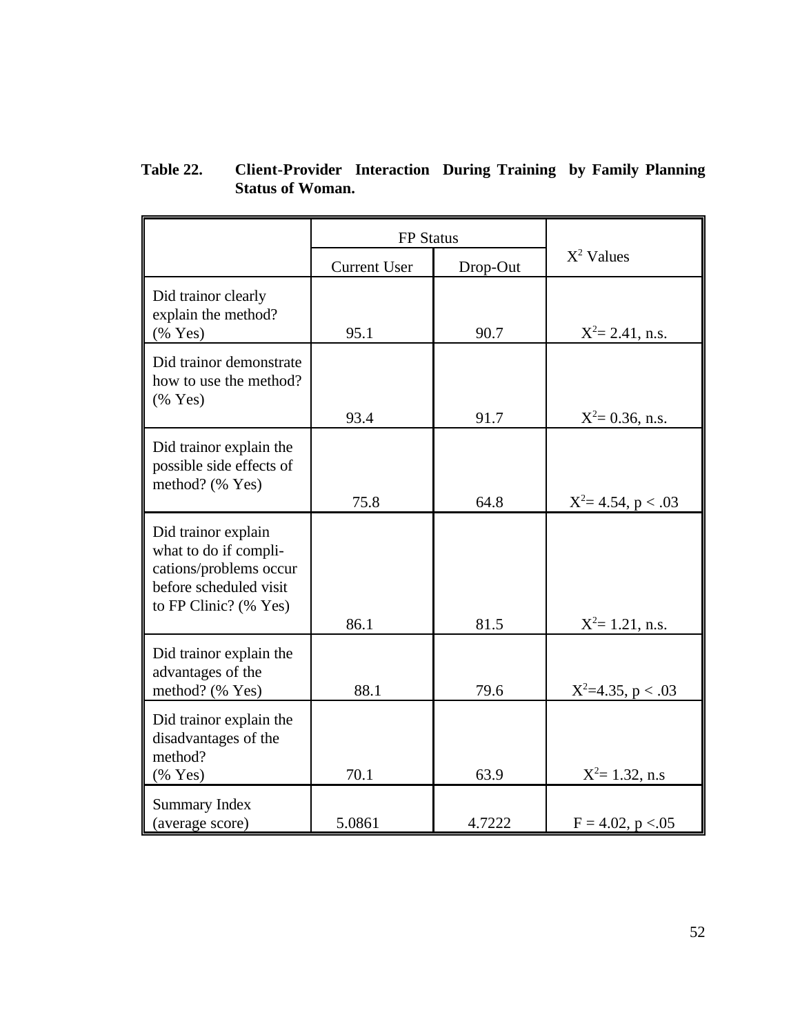**Table 22. Client-Provider Interaction During Training by Family Planning Status of Woman.**

| | FP Status | | $X^2$ Values |
|---|---|---|---|
| | Current User | Drop-Out | |
| Did trainor clearly explain the method? (% Yes) | 95.1 | 90.7 | $X^2$= 2.41, n.s. |
| Did trainor demonstrate how to use the method? (% Yes) | 93.4 | 91.7 | $X^2$= 0.36, n.s. |
| Did trainor explain the possible side effects of method? (% Yes) | 75.8 | 64.8 | $X^2$= 4.54, $p < .03$ |
| Did trainor explain what to do if complications/problems occur before scheduled visit to FP Clinic? (% Yes) | 86.1 | 81.5 | $X^2$= 1.21, n.s. |
| Did trainor explain the advantages of the method? (% Yes) | 88.1 | 79.6 | $X^2$=4.35, $p < .03$ |
| Did trainor explain the disadvantages of the method? (% Yes) | 70.1 | 63.9 | $X^2$= 1.32, n.s |
| Summary Index (average score) | 5.0861 | 4.7222 | $F = 4.02$, $p < .05$ |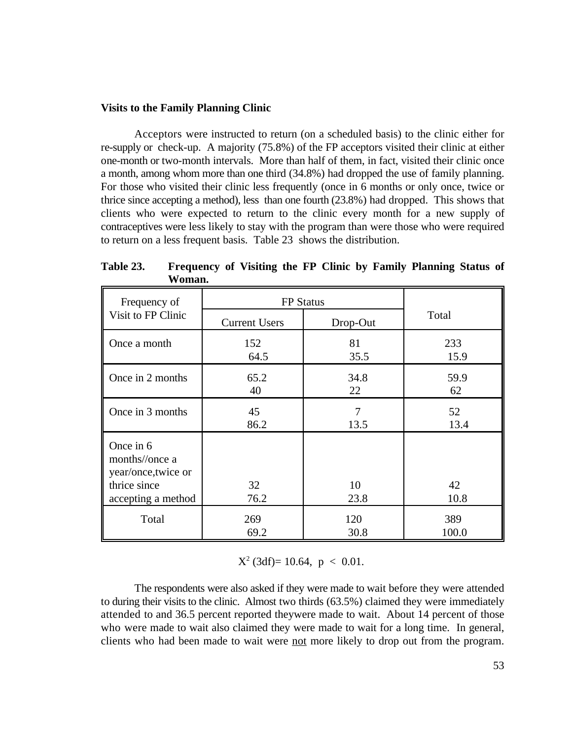**Visits to the Family Planning Clinic**

Acceptors were instructed to return (on a scheduled basis) to the clinic either for re-supply or check-up. A majority (75.8%) of the FP acceptors visited their clinic at either one-month or two-month intervals. More than half of them, in fact, visited their clinic once a month, among whom more than one third (34.8%) had dropped the use of family planning. For those who visited their clinic less frequently (once in 6 months or only once, twice or thrice since accepting a method), less than one fourth (23.8%) had dropped. This shows that clients who were expected to return to the clinic every month for a new supply of contraceptives were less likely to stay with the program than were those who were required to return on a less frequent basis. Table 23 shows the distribution.

**Table 23. Frequency of Visiting the FP Clinic by Family Planning Status of Woman.**

| Frequency of Visit to FP Clinic | FP Status | | Total |
|---|---|---|---|
| | Current Users | Drop-Out | |
| Once a month | 152<br>64.5 | 81<br>35.5 | 233<br>15.9 |
| Once in 2 months | 65.2<br>40 | 34.8<br>22 | 59.9<br>62 |
| Once in 3 months | 45<br>86.2 | 7<br>13.5 | 52<br>13.4 |
| Once in 6 months//once a year/once,twice or thrice since accepting a method | 32<br>76.2 | 10<br>23.8 | 42<br>10.8 |
| Total | 269<br>69.2 | 120<br>30.8 | 389<br>100.0 |

$X^2$ (3df)= 10.64, $p < 0.01$.

The respondents were also asked if they were made to wait before they were attended to during their visits to the clinic. Almost two thirds (63.5%) claimed they were immediately attended to and 36.5 percent reported theywere made to wait. About 14 percent of those who were made to wait also claimed they were made to wait for a long time. In general, clients who had been made to wait were <u>not</u> more likely to drop out from the program.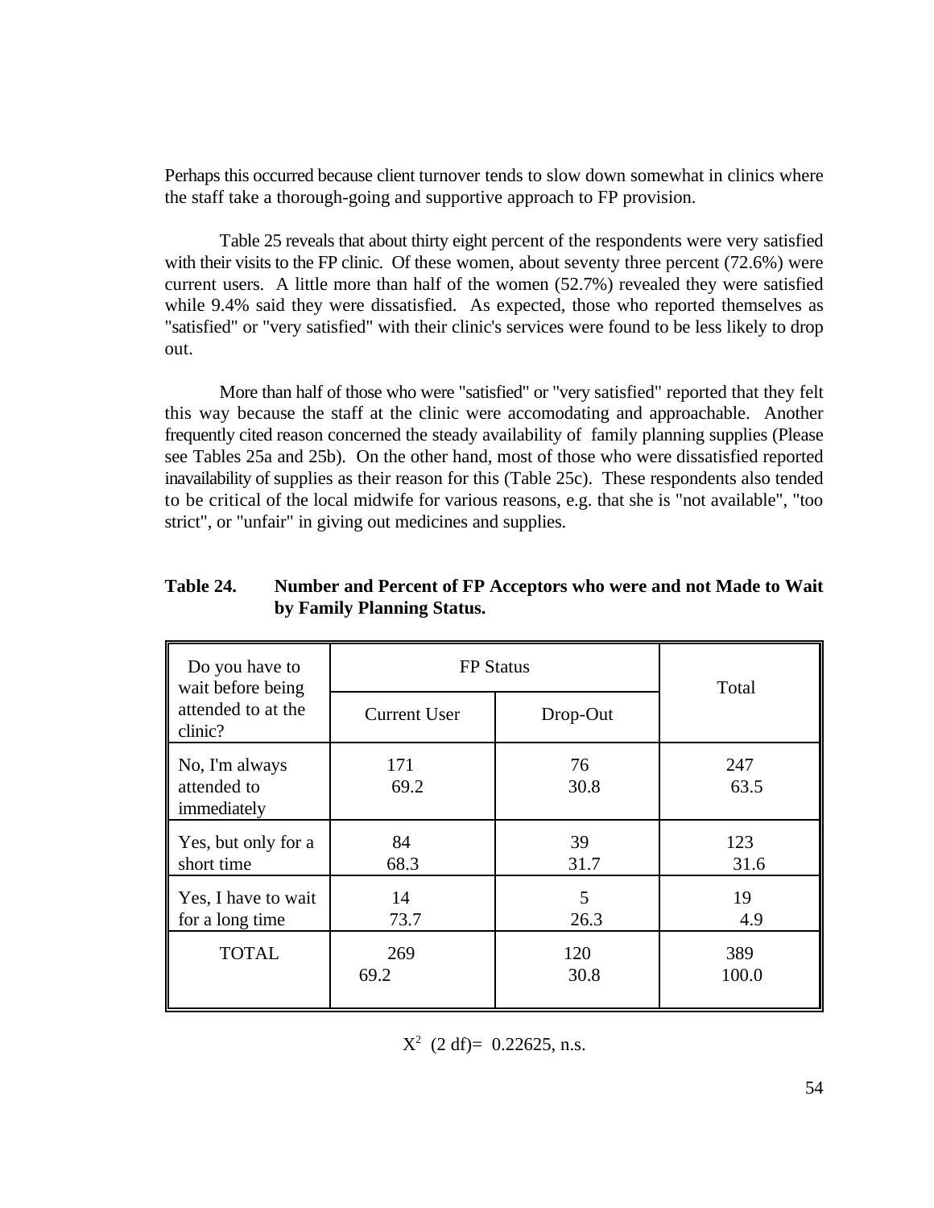Perhaps this occurred because client turnover tends to slow down somewhat in clinics where the staff take a thorough-going and supportive approach to FP provision.

Table 25 reveals that about thirty eight percent of the respondents were very satisfied with their visits to the FP clinic. Of these women, about seventy three percent (72.6%) were current users. A little more than half of the women (52.7%) revealed they were satisfied while 9.4% said they were dissatisfied. As expected, those who reported themselves as "satisfied" or "very satisfied" with their clinic's services were found to be less likely to drop out.

More than half of those who were "satisfied" or "very satisfied" reported that they felt this way because the staff at the clinic were accomodating and approachable. Another frequently cited reason concerned the steady availability of family planning supplies (Please see Tables 25a and 25b). On the other hand, most of those who were dissatisfied reported inavailability of supplies as their reason for this (Table 25c). These respondents also tended to be critical of the local midwife for various reasons, e.g. that she is "not available", "too strict", or "unfair" in giving out medicines and supplies.

**Table 24. Number and Percent of FP Acceptors who were and not Made to Wait by Family Planning Status.**

| Do you have to wait before being attended to at the clinic? | FP Status | | Total |
|---|---|---|---|
| | Current User | Drop-Out | |
| No, I'm always attended to immediately | 171<br>69.2 | 76<br>30.8 | 247<br>63.5 |
| Yes, but only for a short time | 84<br>68.3 | 39<br>31.7 | 123<br>31.6 |
| Yes, I have to wait for a long time | 14<br>73.7 | 5<br>26.3 | 19<br>4.9 |
| TOTAL | 269<br>69.2 | 120<br>30.8 | 389<br>100.0 |

$X^2$ (2 df)= 0.22625, n.s.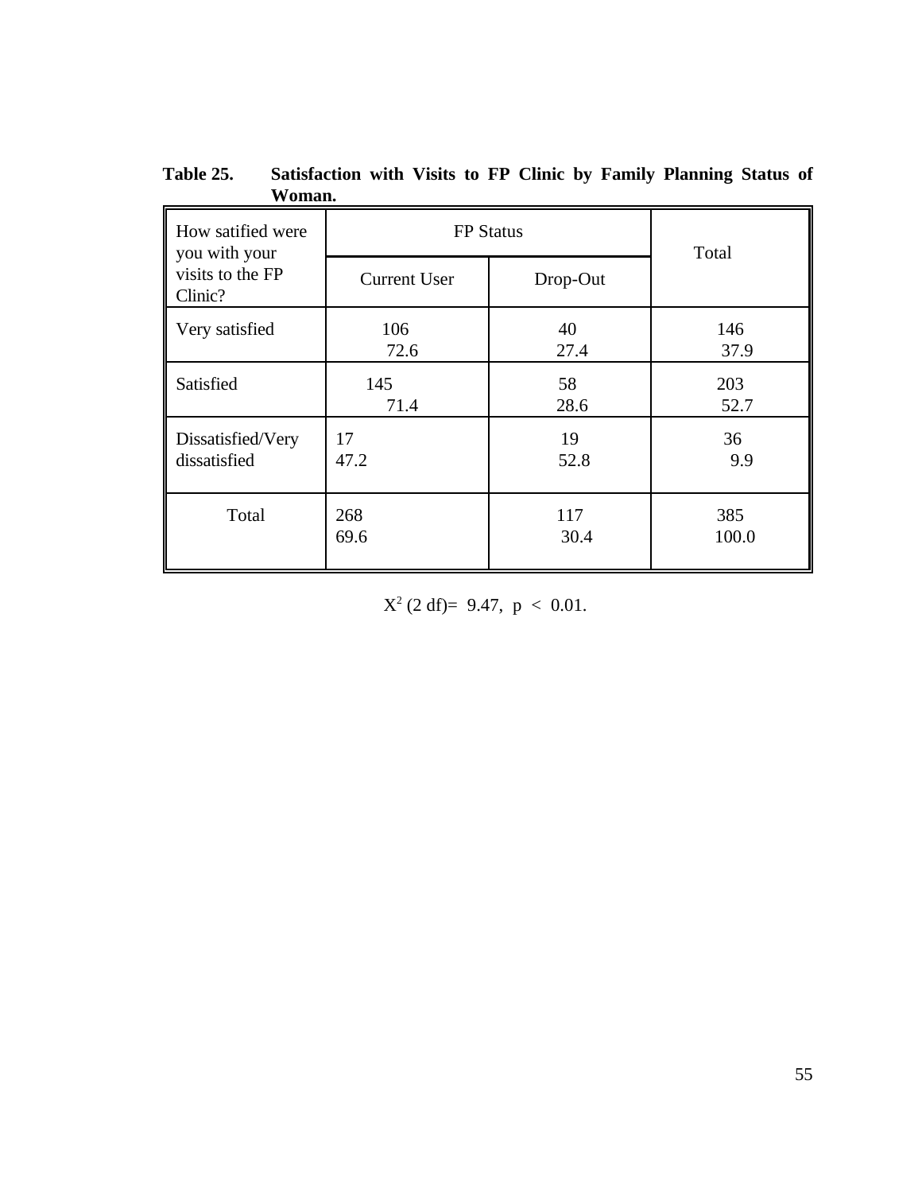**Table 25. Satisfaction with Visits to FP Clinic by Family Planning Status of Woman.**

| How satified were you with your visits to the FP Clinic? | FP Status | | Total |
|---|---|---|---|
| | Current User | Drop-Out | |
| Very satisfied | 106<br>72.6 | 40<br>27.4 | 146<br>37.9 |
| Satisfied | 145<br>71.4 | 58<br>28.6 | 203<br>52.7 |
| Dissatisfied/Very dissatisfied | 17<br>47.2 | 19<br>52.8 | 36<br>9.9 |
| Total | 268<br>69.6 | 117<br>30.4 | 385<br>100.0 |

$X^2$ (2 df)= 9.47, $p < 0.01$.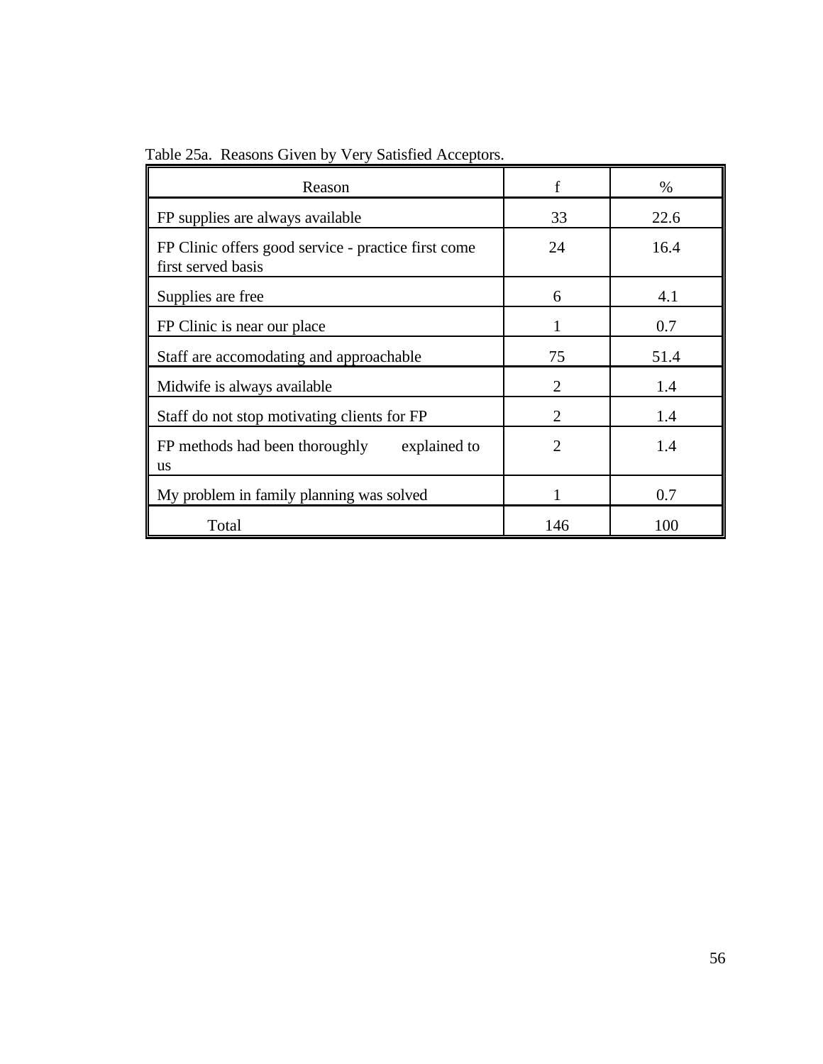Table 25a. Reasons Given by Very Satisfied Acceptors.

| Reason | f | % |
|---|---|---|
| FP supplies are always available | 33 | 22.6 |
| FP Clinic offers good service - practice first come first served basis | 24 | 16.4 |
| Supplies are free | 6 | 4.1 |
| FP Clinic is near our place | 1 | 0.7 |
| Staff are accomodating and approachable | 75 | 51.4 |
| Midwife is always available | 2 | 1.4 |
| Staff do not stop motivating clients for FP | 2 | 1.4 |
| FP methods had been thoroughly explained to us | 2 | 1.4 |
| My problem in family planning was solved | 1 | 0.7 |
| Total | 146 | 100 |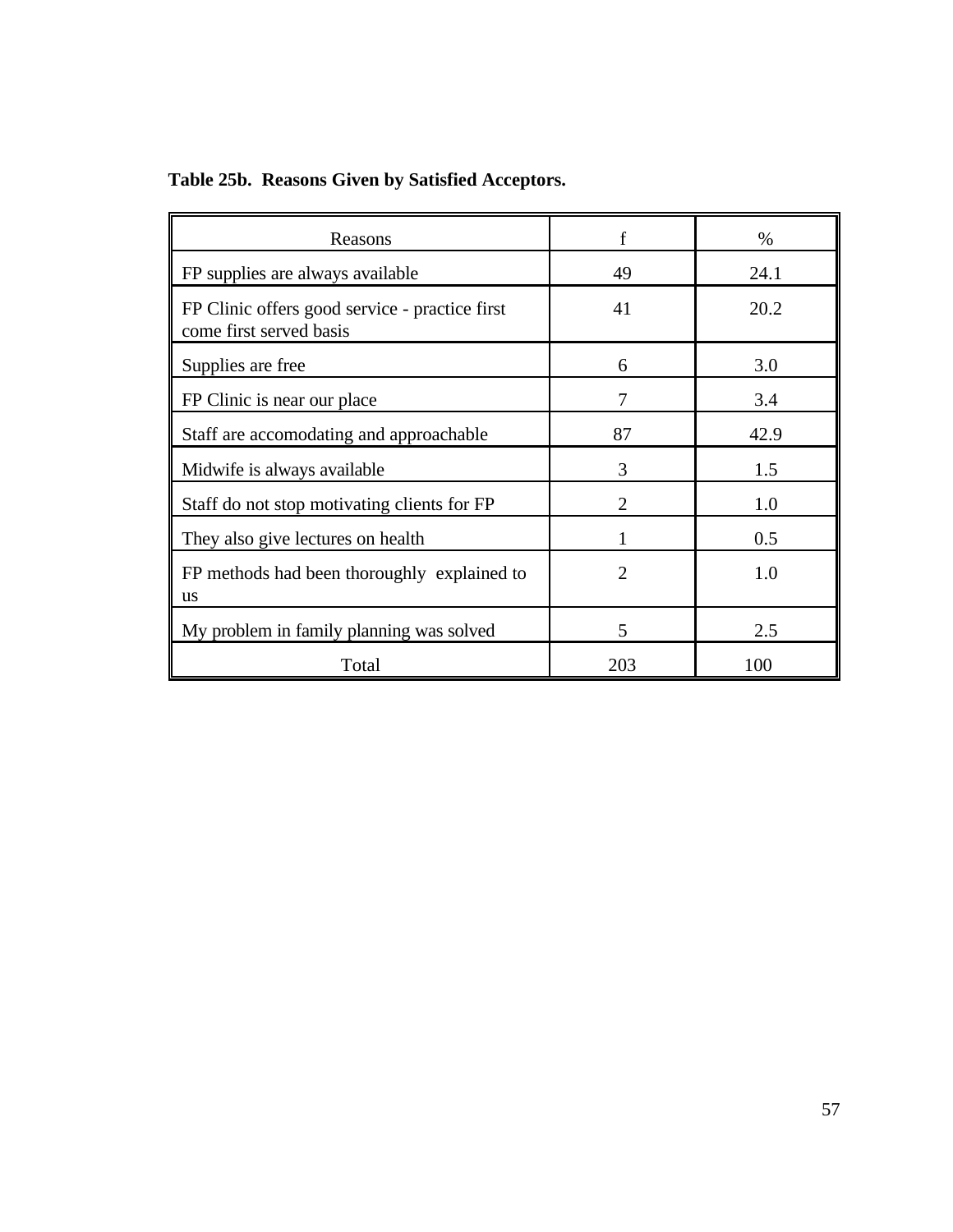**Table 25b. Reasons Given by Satisfied Acceptors.**

| Reasons | f | % |
|---|---|---|
| FP supplies are always available | 49 | 24.1 |
| FP Clinic offers good service - practice first come first served basis | 41 | 20.2 |
| Supplies are free | 6 | 3.0 |
| FP Clinic is near our place | 7 | 3.4 |
| Staff are accomodating and approachable | 87 | 42.9 |
| Midwife is always available | 3 | 1.5 |
| Staff do not stop motivating clients for FP | 2 | 1.0 |
| They also give lectures on health | 1 | 0.5 |
| FP methods had been thoroughly explained to us | 2 | 1.0 |
| My problem in family planning was solved | 5 | 2.5 |
| Total | 203 | 100 |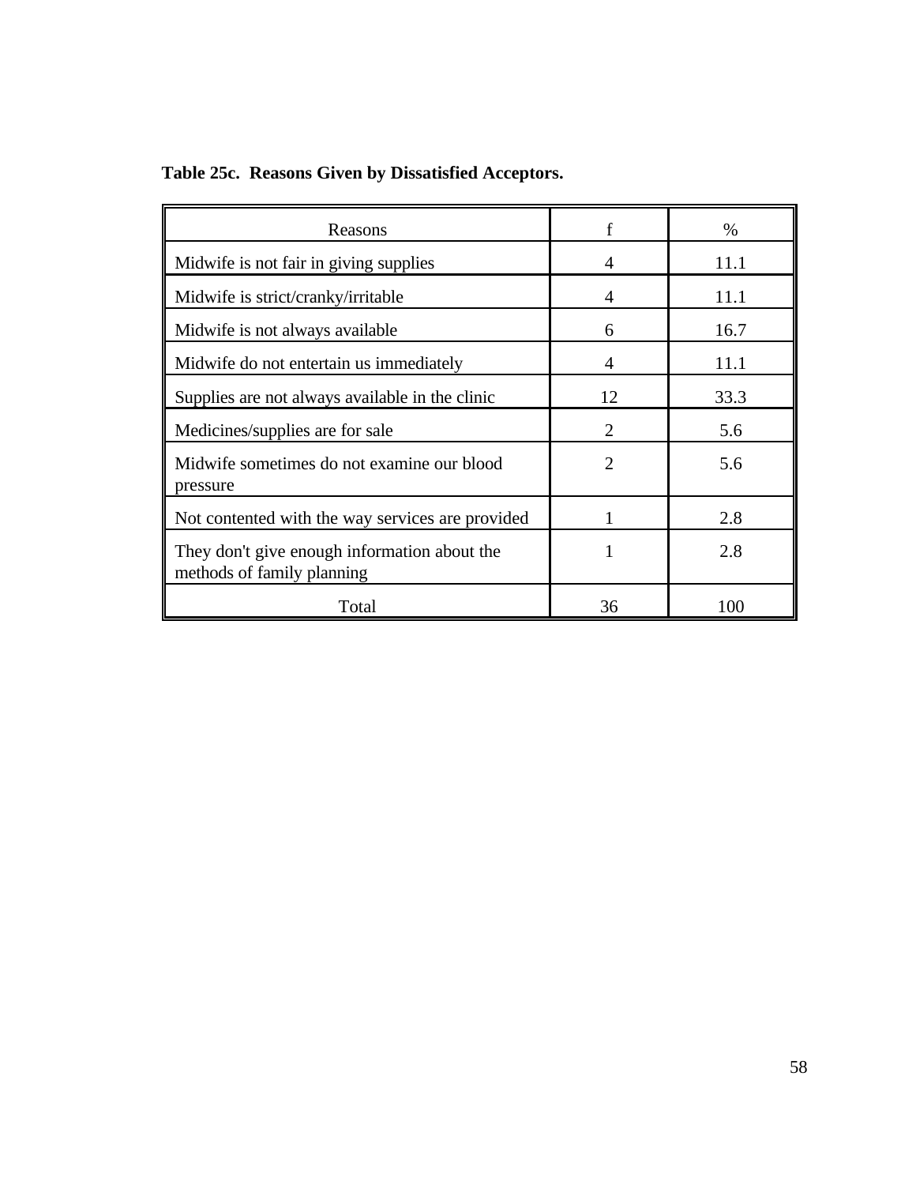**Table 25c. Reasons Given by Dissatisfied Acceptors.**

| Reasons | f | % |
|---|---|---|
| Midwife is not fair in giving supplies | 4 | 11.1 |
| Midwife is strict/cranky/irritable | 4 | 11.1 |
| Midwife is not always available | 6 | 16.7 |
| Midwife do not entertain us immediately | 4 | 11.1 |
| Supplies are not always available in the clinic | 12 | 33.3 |
| Medicines/supplies are for sale | 2 | 5.6 |
| Midwife sometimes do not examine our blood pressure | 2 | 5.6 |
| Not contented with the way services are provided | 1 | 2.8 |
| They don't give enough information about the methods of family planning | 1 | 2.8 |
| Total | 36 | 100 |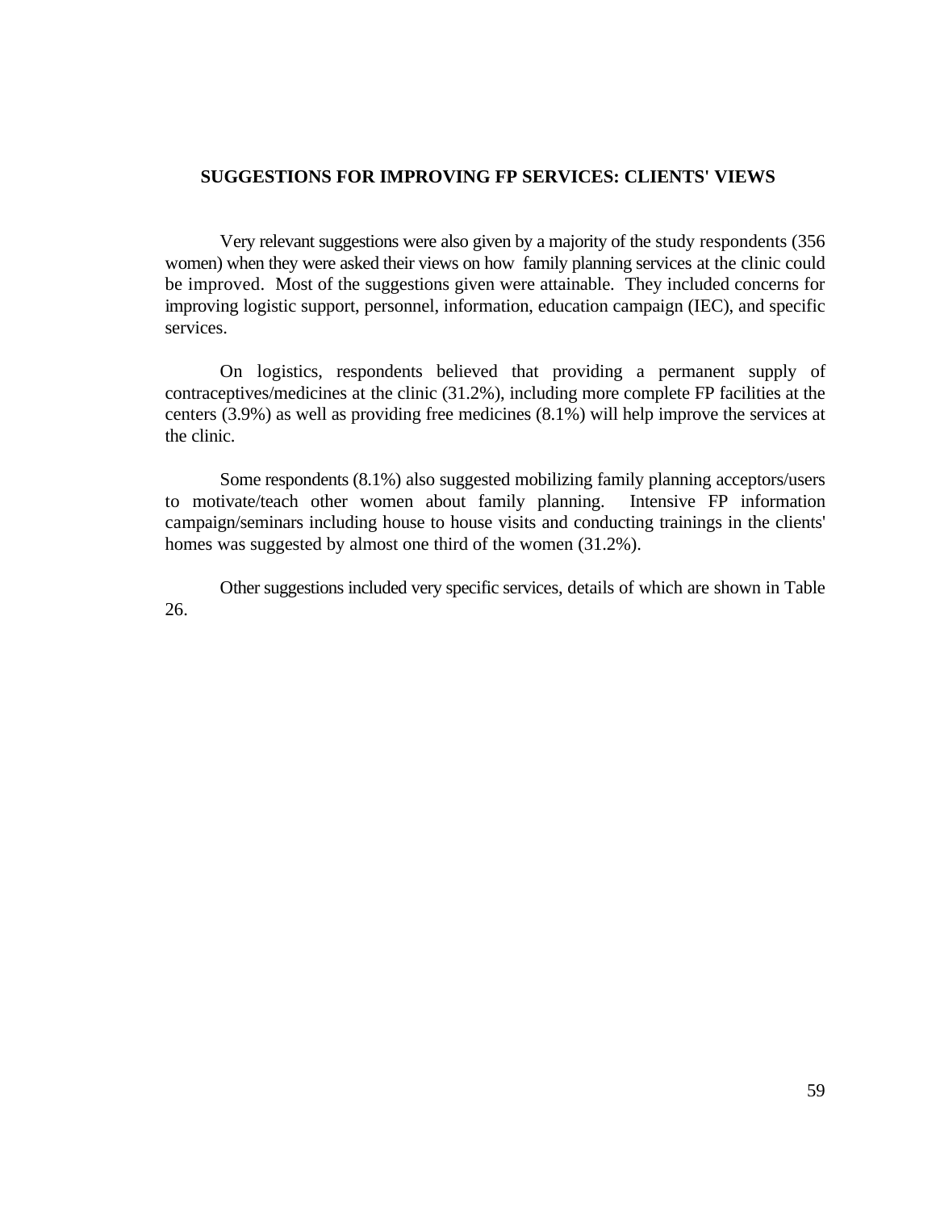## SUGGESTIONS FOR IMPROVING FP SERVICES: CLIENTS' VIEWS

Very relevant suggestions were also given by a majority of the study respondents (356 women) when they were asked their views on how family planning services at the clinic could be improved. Most of the suggestions given were attainable. They included concerns for improving logistic support, personnel, information, education campaign (IEC), and specific services.

On logistics, respondents believed that providing a permanent supply of contraceptives/medicines at the clinic (31.2%), including more complete FP facilities at the centers (3.9%) as well as providing free medicines (8.1%) will help improve the services at the clinic.

Some respondents (8.1%) also suggested mobilizing family planning acceptors/users to motivate/teach other women about family planning. Intensive FP information campaign/seminars including house to house visits and conducting trainings in the clients' homes was suggested by almost one third of the women (31.2%).

Other suggestions included very specific services, details of which are shown in Table 26.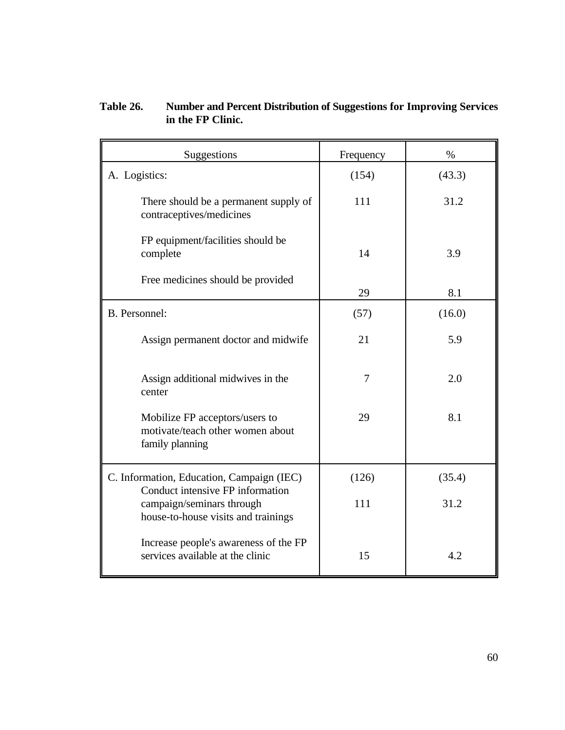**Table 26. Number and Percent Distribution of Suggestions for Improving Services in the FP Clinic.**

| Suggestions | Frequency | % |
|---|---|---|
| A. Logistics: | (154) | (43.3) |
| There should be a permanent supply of contraceptives/medicines | 111 | 31.2 |
| FP equipment/facilities should be complete | 14 | 3.9 |
| Free medicines should be provided | 29 | 8.1 |
| B. Personnel: | (57) | (16.0) |
| Assign permanent doctor and midwife | 21 | 5.9 |
| Assign additional midwives in the center | 7 | 2.0 |
| Mobilize FP acceptors/users to motivate/teach other women about family planning | 29 | 8.1 |
| C. Information, Education, Campaign (IEC) | (126) | (35.4) |
| Conduct intensive FP information campaign/seminars through house-to-house visits and trainings | 111 | 31.2 |
| Increase people's awareness of the FP services available at the clinic | 15 | 4.2 |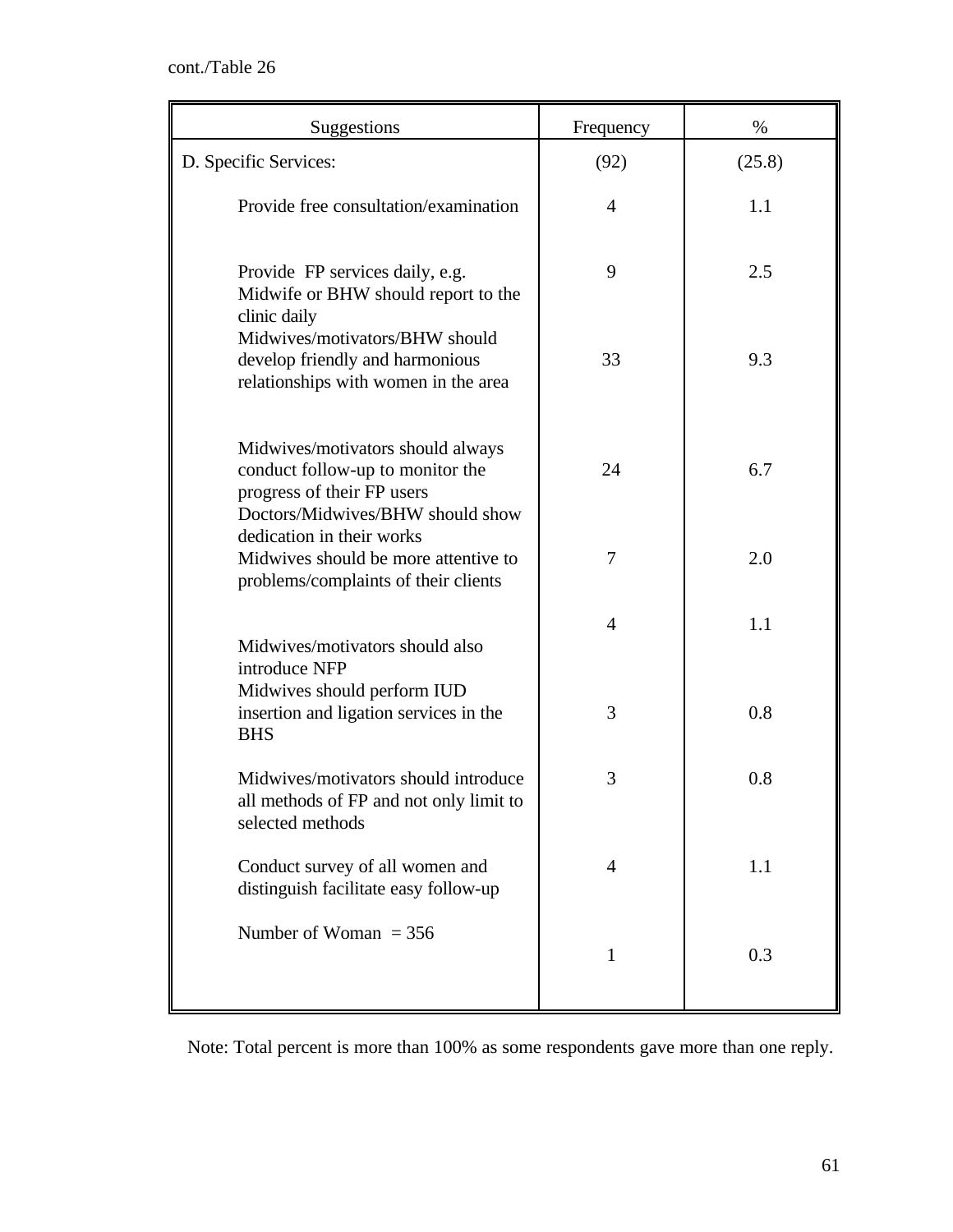cont./Table 26

| Suggestions | Frequency | % |
|---|---|---|
| D. Specific Services: | (92) | (25.8) |
| Provide free consultation/examination | 4 | 1.1 |
| Provide FP services daily, e.g. Midwife or BHW should report to the clinic daily | 9 | 2.5 |
| Midwives/motivators/BHW should develop friendly and harmonious relationships with women in the area | 33 | 9.3 |
| Midwives/motivators should always conduct follow-up to monitor the progress of their FP users | 24 | 6.7 |
| Doctors/Midwives/BHW should show dedication in their works | 7 | 2.0 |
| Midwives should be more attentive to problems/complaints of their clients | 4 | 1.1 |
| Midwives/motivators should also introduce NFP | 3 | 0.8 |
| Midwives should perform IUD insertion and ligation services in the BHS | 3 | 0.8 |
| Midwives/motivators should introduce all methods of FP and not only limit to selected methods | 4 | 1.1 |
| Conduct survey of all women and distinguish facilitate easy follow-up | 1 | 0.3 |
| Number of Woman = 356 | | |

Note: Total percent is more than 100% as some respondents gave more than one reply.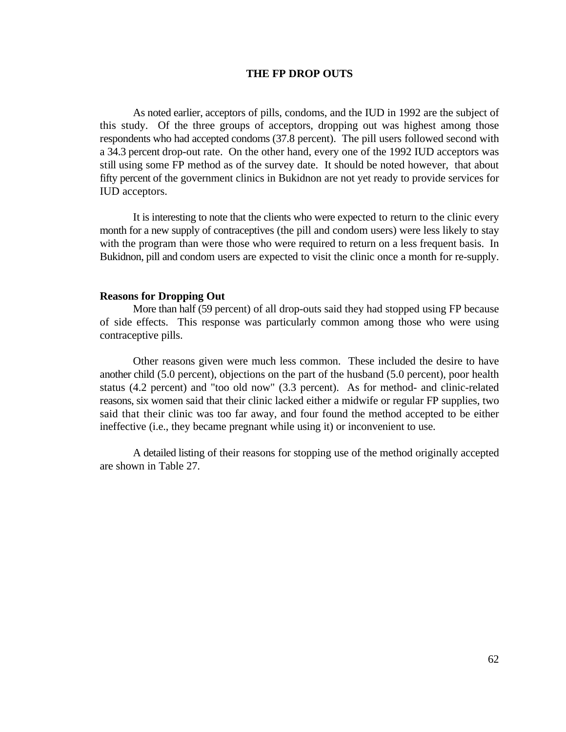# THE FP DROP OUTS

As noted earlier, acceptors of pills, condoms, and the IUD in 1992 are the subject of this study. Of the three groups of acceptors, dropping out was highest among those respondents who had accepted condoms (37.8 percent). The pill users followed second with a 34.3 percent drop-out rate. On the other hand, every one of the 1992 IUD acceptors was still using some FP method as of the survey date. It should be noted however, that about fifty percent of the government clinics in Bukidnon are not yet ready to provide services for IUD acceptors.

It is interesting to note that the clients who were expected to return to the clinic every month for a new supply of contraceptives (the pill and condom users) were less likely to stay with the program than were those who were required to return on a less frequent basis. In Bukidnon, pill and condom users are expected to visit the clinic once a month for re-supply.

## Reasons for Dropping Out

More than half (59 percent) of all drop-outs said they had stopped using FP because of side effects. This response was particularly common among those who were using contraceptive pills.

Other reasons given were much less common. These included the desire to have another child (5.0 percent), objections on the part of the husband (5.0 percent), poor health status (4.2 percent) and "too old now" (3.3 percent). As for method- and clinic-related reasons, six women said that their clinic lacked either a midwife or regular FP supplies, two said that their clinic was too far away, and four found the method accepted to be either ineffective (i.e., they became pregnant while using it) or inconvenient to use.

A detailed listing of their reasons for stopping use of the method originally accepted are shown in Table 27.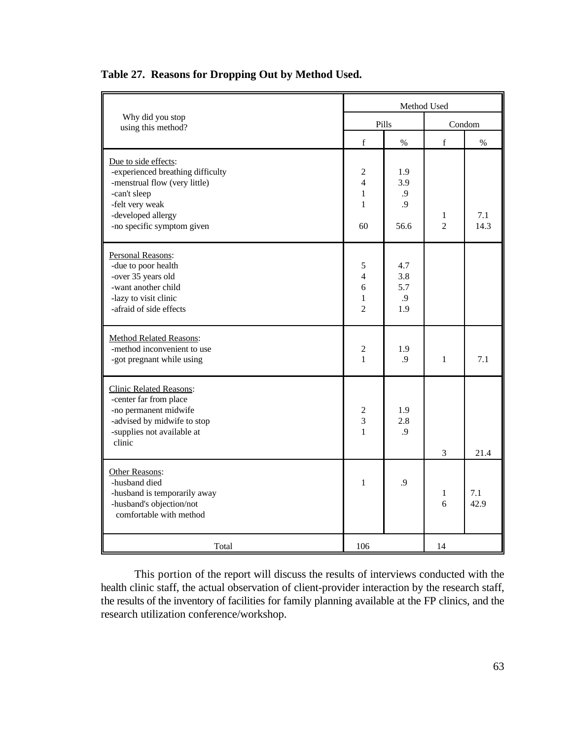**Table 27. Reasons for Dropping Out by Method Used.**

| Why did you stop using this method? | Method Used | | | |
|---|---|---|---|---|
| | Pills | | Condom | |
| | f | % | f | % |
| Due to side effects: | | | | |
| -experienced breathing difficulty | 2 | 1.9 | | |
| -menstrual flow (very little) | 4 | 3.9 | | |
| -can't sleep | 1 | .9 | | |
| -felt very weak | 1 | .9 | | |
| -developed allergy | | | 1 | 7.1 |
| -no specific symptom given | 60 | 56.6 | 2 | 14.3 |
| Personal Reasons: | | | | |
| -due to poor health | 5 | 4.7 | | |
| -over 35 years old | 4 | 3.8 | | |
| -want another child | 6 | 5.7 | | |
| -lazy to visit clinic | 1 | .9 | | |
| -afraid of side effects | 2 | 1.9 | | |
| Method Related Reasons: | | | | |
| -method inconvenient to use | 2 | 1.9 | | |
| -got pregnant while using | 1 | .9 | 1 | 7.1 |
| Clinic Related Reasons: | | | | |
| -center far from place | | | | |
| -no permanent midwife | 2 | 1.9 | | |
| -advised by midwife to stop | 3 | 2.8 | | |
| -supplies not available at clinic | 1 | .9 | 3 | 21.4 |
| Other Reasons: | | | | |
| -husband died | 1 | .9 | | |
| -husband is temporarily away | | | 1 | 7.1 |
| -husband's objection/not comfortable with method | | | 6 | 42.9 |
| Total | 106 | | 14 | |

This portion of the report will discuss the results of interviews conducted with the health clinic staff, the actual observation of client-provider interaction by the research staff, the results of the inventory of facilities for family planning available at the FP clinics, and the research utilization conference/workshop.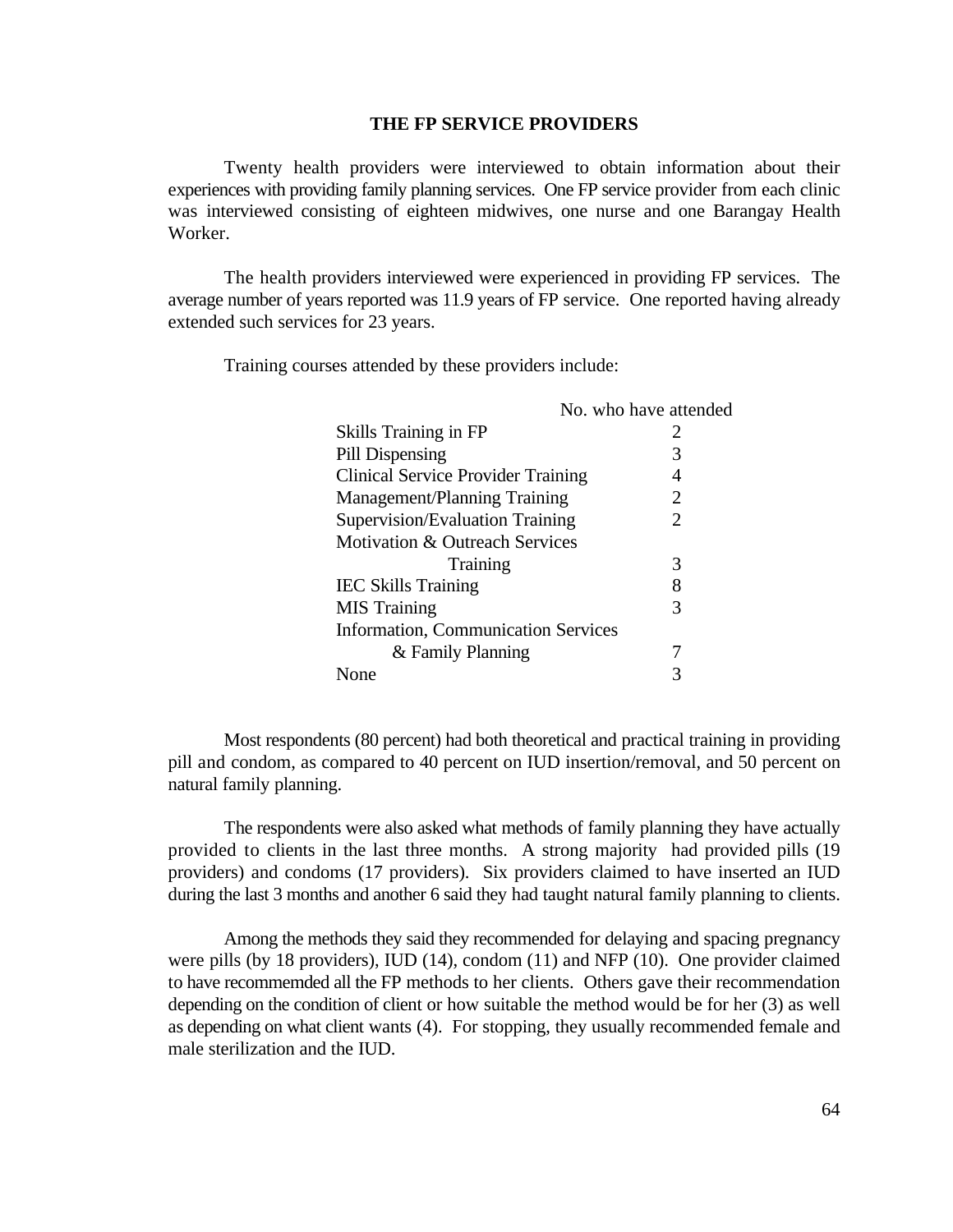## THE FP SERVICE PROVIDERS

Twenty health providers were interviewed to obtain information about their experiences with providing family planning services. One FP service provider from each clinic was interviewed consisting of eighteen midwives, one nurse and one Barangay Health Worker.

The health providers interviewed were experienced in providing FP services. The average number of years reported was 11.9 years of FP service. One reported having already extended such services for 23 years.

Training courses attended by these providers include:

| | No. who have attended |
|---|---|
| Skills Training in FP | 2 |
| Pill Dispensing | 3 |
| Clinical Service Provider Training | 4 |
| Management/Planning Training | 2 |
| Supervision/Evaluation Training | 2 |
| Motivation & Outreach Services Training | 3 |
| IEC Skills Training | 8 |
| MIS Training | 3 |
| Information, Communication Services & Family Planning | 7 |
| None | 3 |

Most respondents (80 percent) had both theoretical and practical training in providing pill and condom, as compared to 40 percent on IUD insertion/removal, and 50 percent on natural family planning.

The respondents were also asked what methods of family planning they have actually provided to clients in the last three months. A strong majority had provided pills (19 providers) and condoms (17 providers). Six providers claimed to have inserted an IUD during the last 3 months and another 6 said they had taught natural family planning to clients.

Among the methods they said they recommended for delaying and spacing pregnancy were pills (by 18 providers), IUD (14), condom (11) and NFP (10). One provider claimed to have recommemded all the FP methods to her clients. Others gave their recommendation depending on the condition of client or how suitable the method would be for her (3) as well as depending on what client wants (4). For stopping, they usually recommended female and male sterilization and the IUD.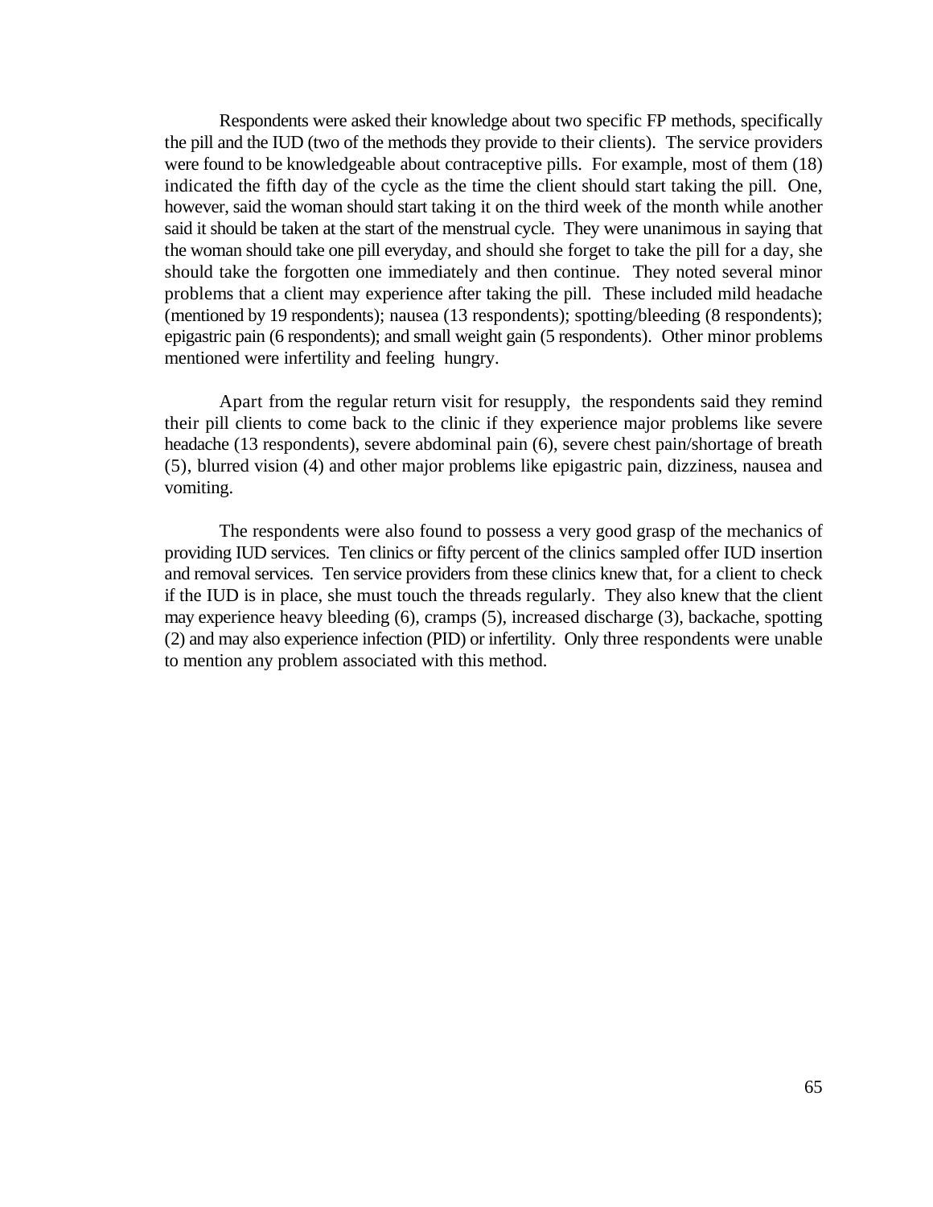Respondents were asked their knowledge about two specific FP methods, specifically the pill and the IUD (two of the methods they provide to their clients). The service providers were found to be knowledgeable about contraceptive pills. For example, most of them (18) indicated the fifth day of the cycle as the time the client should start taking the pill. One, however, said the woman should start taking it on the third week of the month while another said it should be taken at the start of the menstrual cycle. They were unanimous in saying that the woman should take one pill everyday, and should she forget to take the pill for a day, she should take the forgotten one immediately and then continue. They noted several minor problems that a client may experience after taking the pill. These included mild headache (mentioned by 19 respondents); nausea (13 respondents); spotting/bleeding (8 respondents); epigastric pain (6 respondents); and small weight gain (5 respondents). Other minor problems mentioned were infertility and feeling hungry.

Apart from the regular return visit for resupply, the respondents said they remind their pill clients to come back to the clinic if they experience major problems like severe headache (13 respondents), severe abdominal pain (6), severe chest pain/shortage of breath (5), blurred vision (4) and other major problems like epigastric pain, dizziness, nausea and vomiting.

The respondents were also found to possess a very good grasp of the mechanics of providing IUD services. Ten clinics or fifty percent of the clinics sampled offer IUD insertion and removal services. Ten service providers from these clinics knew that, for a client to check if the IUD is in place, she must touch the threads regularly. They also knew that the client may experience heavy bleeding (6), cramps (5), increased discharge (3), backache, spotting (2) and may also experience infection (PID) or infertility. Only three respondents were unable to mention any problem associated with this method.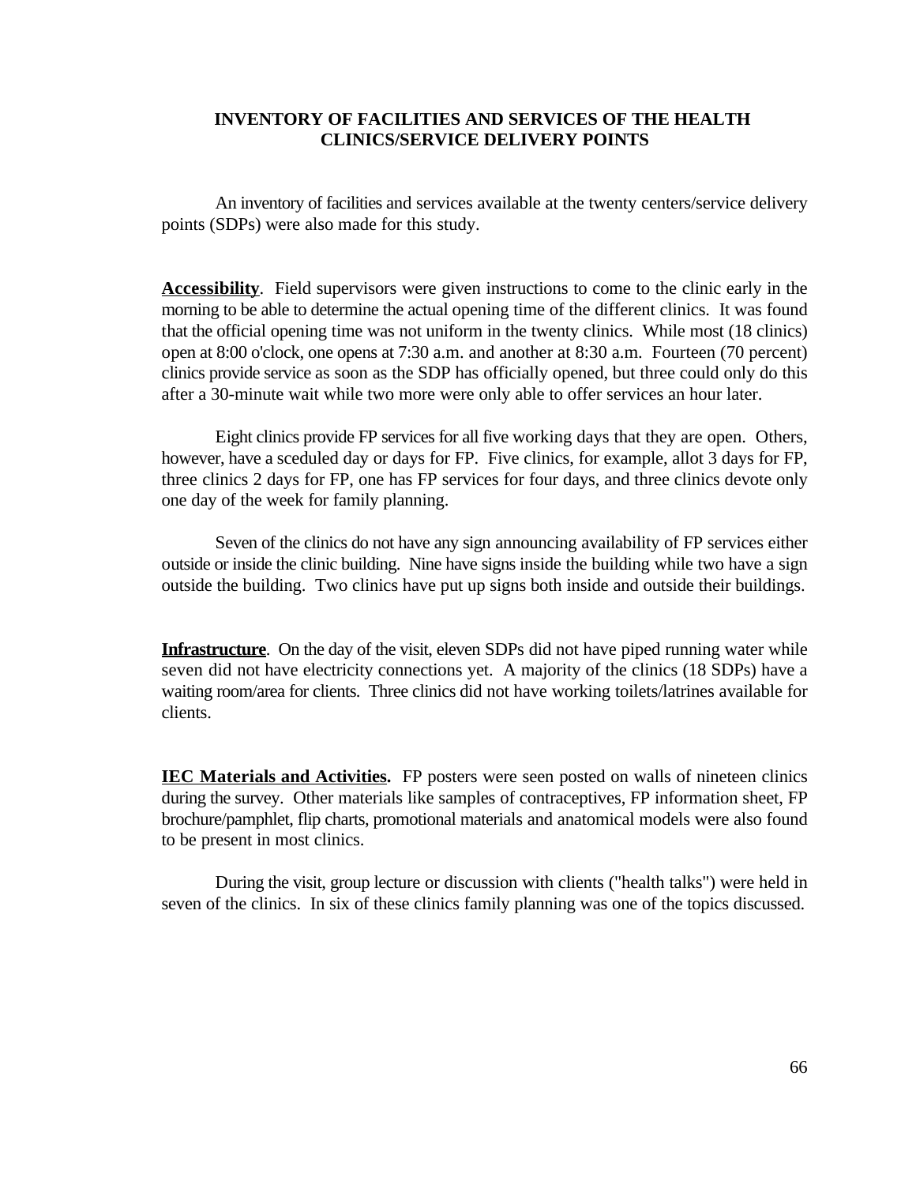## INVENTORY OF FACILITIES AND SERVICES OF THE HEALTH CLINICS/SERVICE DELIVERY POINTS

An inventory of facilities and services available at the twenty centers/service delivery points (SDPs) were also made for this study.

**Accessibility**. Field supervisors were given instructions to come to the clinic early in the morning to be able to determine the actual opening time of the different clinics. It was found that the official opening time was not uniform in the twenty clinics. While most (18 clinics) open at 8:00 o'clock, one opens at 7:30 a.m. and another at 8:30 a.m. Fourteen (70 percent) clinics provide service as soon as the SDP has officially opened, but three could only do this after a 30-minute wait while two more were only able to offer services an hour later.

Eight clinics provide FP services for all five working days that they are open. Others, however, have a sceduled day or days for FP. Five clinics, for example, allot 3 days for FP, three clinics 2 days for FP, one has FP services for four days, and three clinics devote only one day of the week for family planning.

Seven of the clinics do not have any sign announcing availability of FP services either outside or inside the clinic building. Nine have signs inside the building while two have a sign outside the building. Two clinics have put up signs both inside and outside their buildings.

**Infrastructure**. On the day of the visit, eleven SDPs did not have piped running water while seven did not have electricity connections yet. A majority of the clinics (18 SDPs) have a waiting room/area for clients. Three clinics did not have working toilets/latrines available for clients.

**IEC Materials and Activities.** FP posters were seen posted on walls of nineteen clinics during the survey. Other materials like samples of contraceptives, FP information sheet, FP brochure/pamphlet, flip charts, promotional materials and anatomical models were also found to be present in most clinics.

During the visit, group lecture or discussion with clients ("health talks") were held in seven of the clinics. In six of these clinics family planning was one of the topics discussed.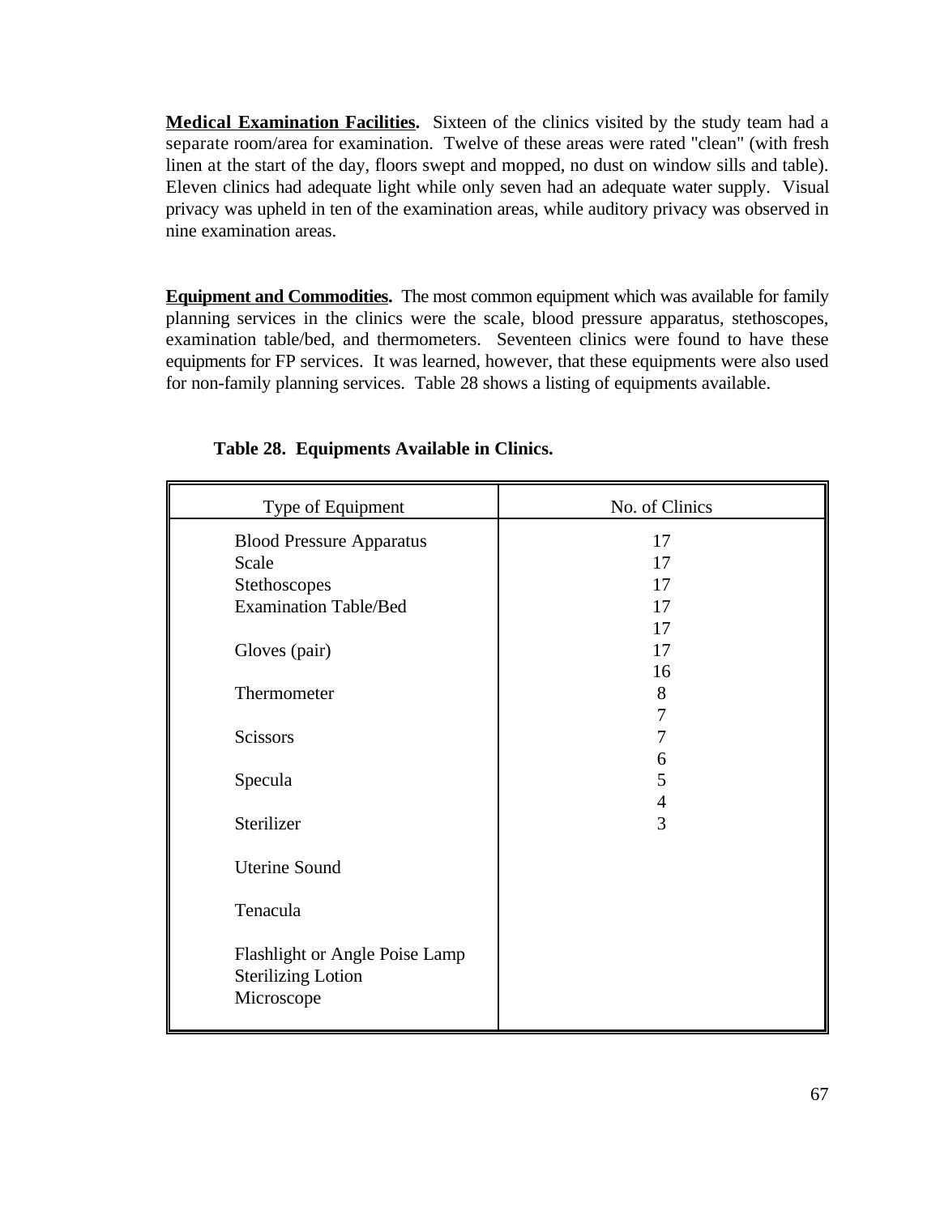**Medical Examination Facilities.** Sixteen of the clinics visited by the study team had a separate room/area for examination. Twelve of these areas were rated "clean" (with fresh linen at the start of the day, floors swept and mopped, no dust on window sills and table). Eleven clinics had adequate light while only seven had an adequate water supply. Visual privacy was upheld in ten of the examination areas, while auditory privacy was observed in nine examination areas.

**Equipment and Commodities.** The most common equipment which was available for family planning services in the clinics were the scale, blood pressure apparatus, stethoscopes, examination table/bed, and thermometers. Seventeen clinics were found to have these equipments for FP services. It was learned, however, that these equipments were also used for non-family planning services. Table 28 shows a listing of equipments available.

**Table 28. Equipments Available in Clinics.**

| Type of Equipment | No. of Clinics |
|---|---|
| Blood Pressure Apparatus | 17 |
| Scale | 17 |
| Stethoscopes | 17 |
| Examination Table/Bed | 17 |
| Gloves (pair) | 17 |
| Thermometer | 17 |
| Scissors | 16 |
| Specula | 8 |
| Sterilizer | 7 |
| Uterine Sound | 7 |
| Tenacula | 6 |
| Flashlight or Angle Poise Lamp | 5 |
| Sterilizing Lotion | 4 |
| Microscope | 3 |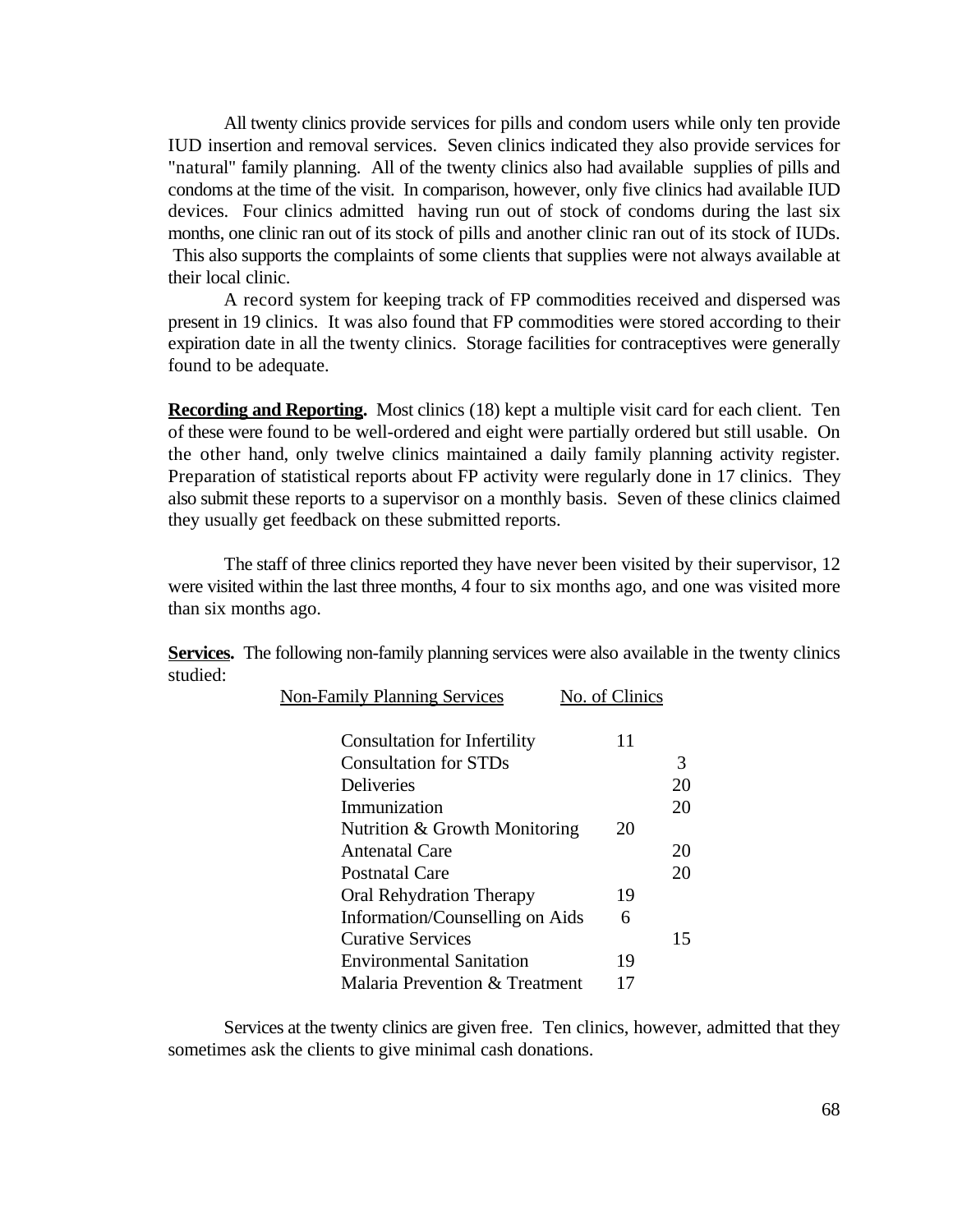All twenty clinics provide services for pills and condom users while only ten provide IUD insertion and removal services. Seven clinics indicated they also provide services for "natural" family planning. All of the twenty clinics also had available supplies of pills and condoms at the time of the visit. In comparison, however, only five clinics had available IUD devices. Four clinics admitted having run out of stock of condoms during the last six months, one clinic ran out of its stock of pills and another clinic ran out of its stock of IUDs. This also supports the complaints of some clients that supplies were not always available at their local clinic.

A record system for keeping track of FP commodities received and dispersed was present in 19 clinics. It was also found that FP commodities were stored according to their expiration date in all the twenty clinics. Storage facilities for contraceptives were generally found to be adequate.

**Recording and Reporting.** Most clinics (18) kept a multiple visit card for each client. Ten of these were found to be well-ordered and eight were partially ordered but still usable. On the other hand, only twelve clinics maintained a daily family planning activity register. Preparation of statistical reports about FP activity were regularly done in 17 clinics. They also submit these reports to a supervisor on a monthly basis. Seven of these clinics claimed they usually get feedback on these submitted reports.

The staff of three clinics reported they have never been visited by their supervisor, 12 were visited within the last three months, 4 four to six months ago, and one was visited more than six months ago.

**Services.** The following non-family planning services were also available in the twenty clinics studied:

| Non-Family Planning Services | No. of Clinics |
|---|---|
| Consultation for Infertility | 11 |
| Consultation for STDs | 3 |
| Deliveries | 20 |
| Immunization | 20 |
| Nutrition & Growth Monitoring | 20 |
| Antenatal Care | 20 |
| Postnatal Care | 20 |
| Oral Rehydration Therapy | 19 |
| Information/Counselling on Aids | 6 |
| Curative Services | 15 |
| Environmental Sanitation | 19 |
| Malaria Prevention & Treatment | 17 |

Services at the twenty clinics are given free. Ten clinics, however, admitted that they sometimes ask the clients to give minimal cash donations.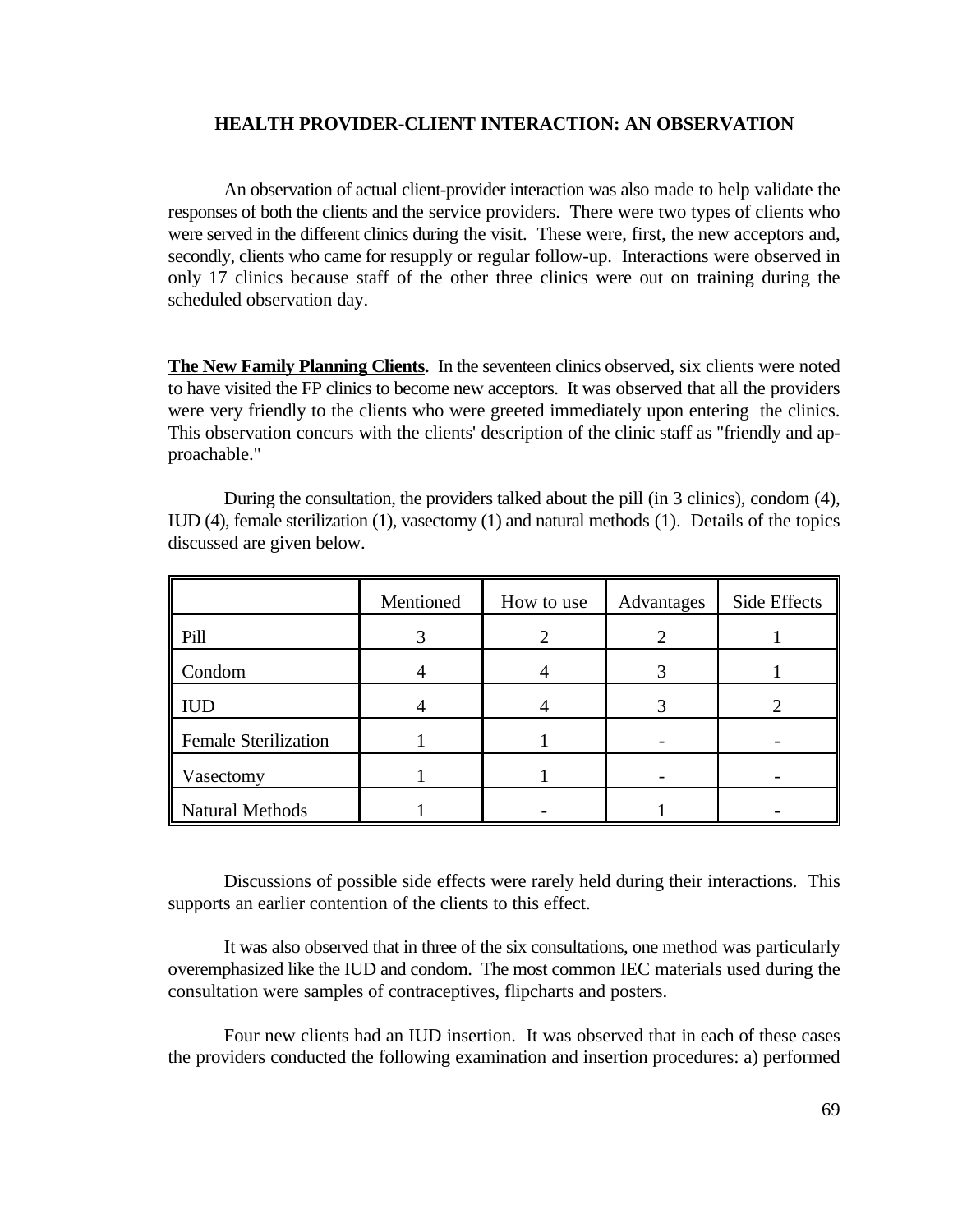## HEALTH PROVIDER-CLIENT INTERACTION: AN OBSERVATION

An observation of actual client-provider interaction was also made to help validate the responses of both the clients and the service providers. There were two types of clients who were served in the different clinics during the visit. These were, first, the new acceptors and, secondly, clients who came for resupply or regular follow-up. Interactions were observed in only 17 clinics because staff of the other three clinics were out on training during the scheduled observation day.

**The New Family Planning Clients.** In the seventeen clinics observed, six clients were noted to have visited the FP clinics to become new acceptors. It was observed that all the providers were very friendly to the clients who were greeted immediately upon entering the clinics. This observation concurs with the clients' description of the clinic staff as "friendly and approachable."

During the consultation, the providers talked about the pill (in 3 clinics), condom (4), IUD (4), female sterilization (1), vasectomy (1) and natural methods (1). Details of the topics discussed are given below.

| | Mentioned | How to use | Advantages | Side Effects |
|---|---|---|---|---|
| Pill | 3 | 2 | 2 | 1 |
| Condom | 4 | 4 | 3 | 1 |
| IUD | 4 | 4 | 3 | 2 |
| Female Sterilization | 1 | 1 | - | - |
| Vasectomy | 1 | 1 | - | - |
| Natural Methods | 1 | - | 1 | - |

Discussions of possible side effects were rarely held during their interactions. This supports an earlier contention of the clients to this effect.

It was also observed that in three of the six consultations, one method was particularly overemphasized like the IUD and condom. The most common IEC materials used during the consultation were samples of contraceptives, flipcharts and posters.

Four new clients had an IUD insertion. It was observed that in each of these cases the providers conducted the following examination and insertion procedures: a) performed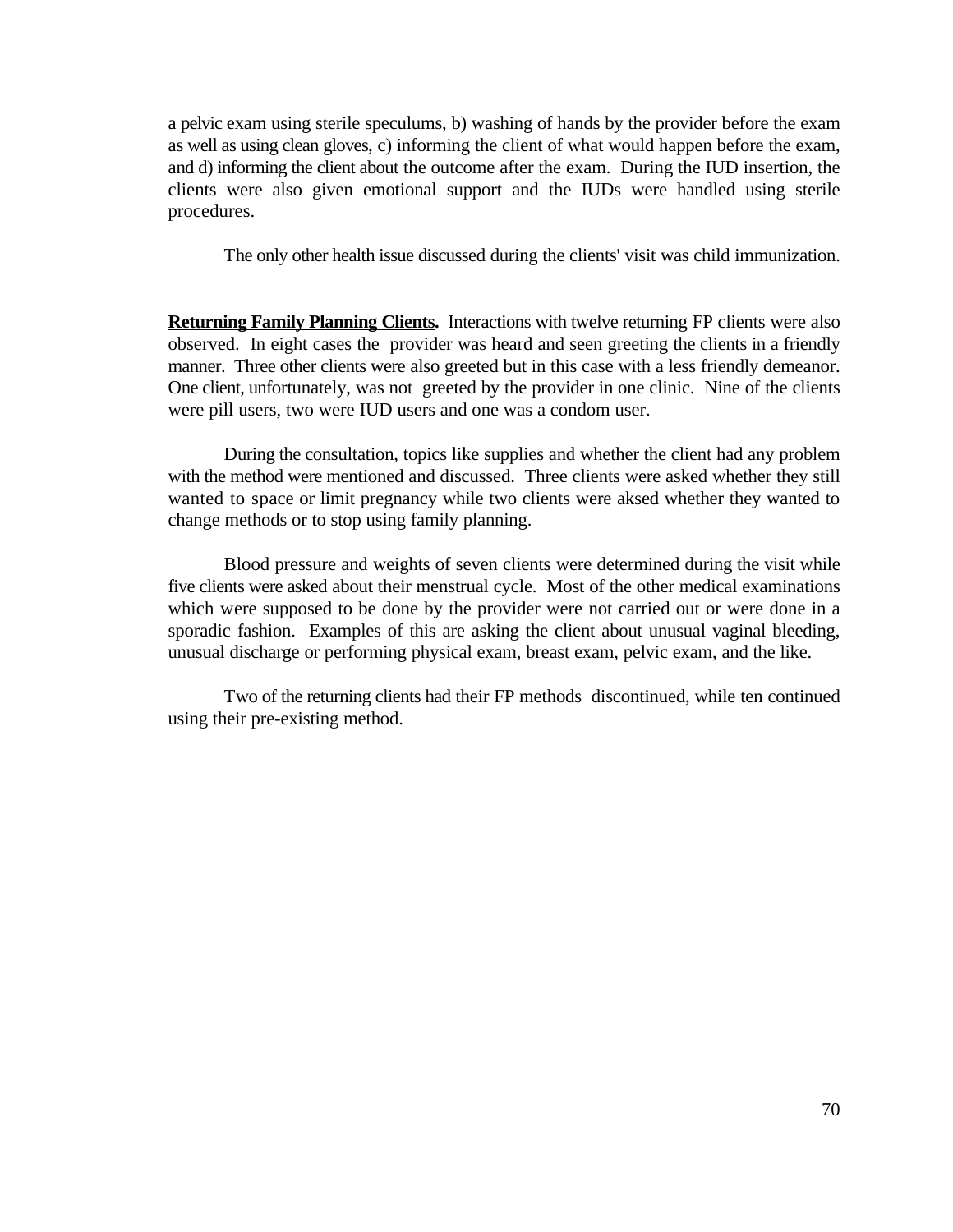a pelvic exam using sterile speculums, b) washing of hands by the provider before the exam as well as using clean gloves, c) informing the client of what would happen before the exam, and d) informing the client about the outcome after the exam. During the IUD insertion, the clients were also given emotional support and the IUDs were handled using sterile procedures.

The only other health issue discussed during the clients' visit was child immunization.

**Returning Family Planning Clients.** Interactions with twelve returning FP clients were also observed. In eight cases the provider was heard and seen greeting the clients in a friendly manner. Three other clients were also greeted but in this case with a less friendly demeanor. One client, unfortunately, was not greeted by the provider in one clinic. Nine of the clients were pill users, two were IUD users and one was a condom user.

During the consultation, topics like supplies and whether the client had any problem with the method were mentioned and discussed. Three clients were asked whether they still wanted to space or limit pregnancy while two clients were aksed whether they wanted to change methods or to stop using family planning.

Blood pressure and weights of seven clients were determined during the visit while five clients were asked about their menstrual cycle. Most of the other medical examinations which were supposed to be done by the provider were not carried out or were done in a sporadic fashion. Examples of this are asking the client about unusual vaginal bleeding, unusual discharge or performing physical exam, breast exam, pelvic exam, and the like.

Two of the returning clients had their FP methods discontinued, while ten continued using their pre-existing method.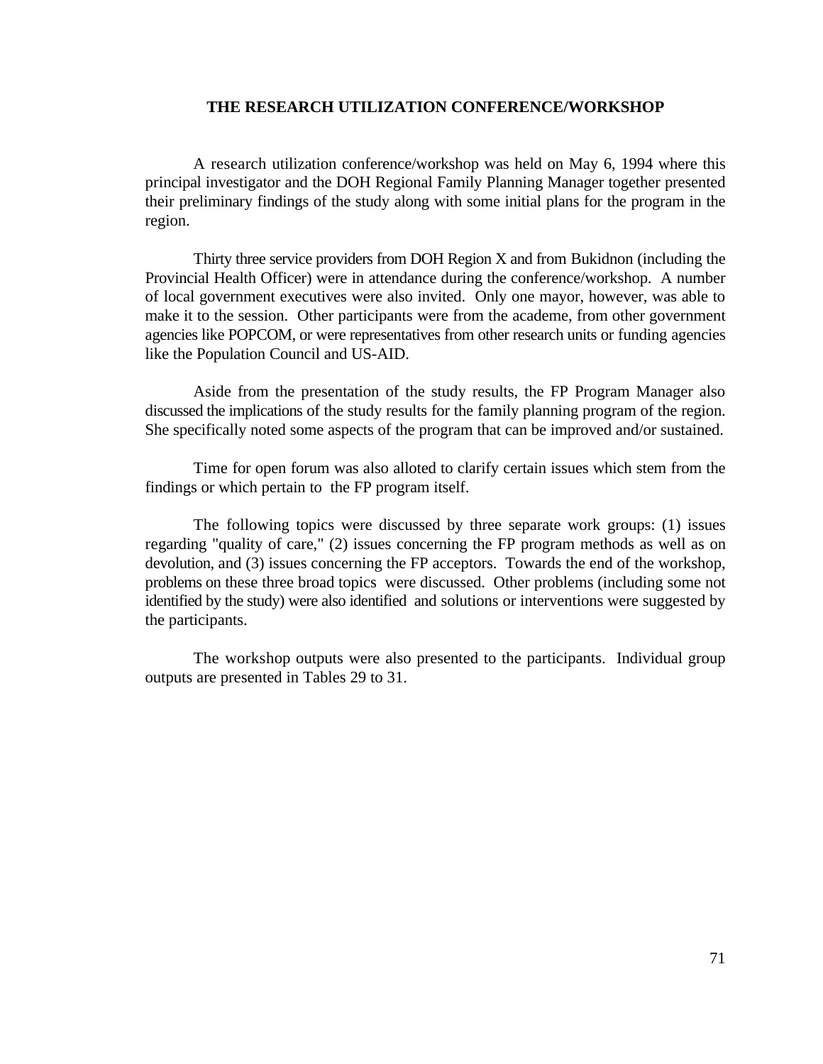## THE RESEARCH UTILIZATION CONFERENCE/WORKSHOP

A research utilization conference/workshop was held on May 6, 1994 where this principal investigator and the DOH Regional Family Planning Manager together presented their preliminary findings of the study along with some initial plans for the program in the region.

Thirty three service providers from DOH Region X and from Bukidnon (including the Provincial Health Officer) were in attendance during the conference/workshop. A number of local government executives were also invited. Only one mayor, however, was able to make it to the session. Other participants were from the academe, from other government agencies like POPCOM, or were representatives from other research units or funding agencies like the Population Council and US-AID.

Aside from the presentation of the study results, the FP Program Manager also discussed the implications of the study results for the family planning program of the region. She specifically noted some aspects of the program that can be improved and/or sustained.

Time for open forum was also alloted to clarify certain issues which stem from the findings or which pertain to the FP program itself.

The following topics were discussed by three separate work groups: (1) issues regarding "quality of care," (2) issues concerning the FP program methods as well as on devolution, and (3) issues concerning the FP acceptors. Towards the end of the workshop, problems on these three broad topics were discussed. Other problems (including some not identified by the study) were also identified and solutions or interventions were suggested by the participants.

The workshop outputs were also presented to the participants. Individual group outputs are presented in Tables 29 to 31.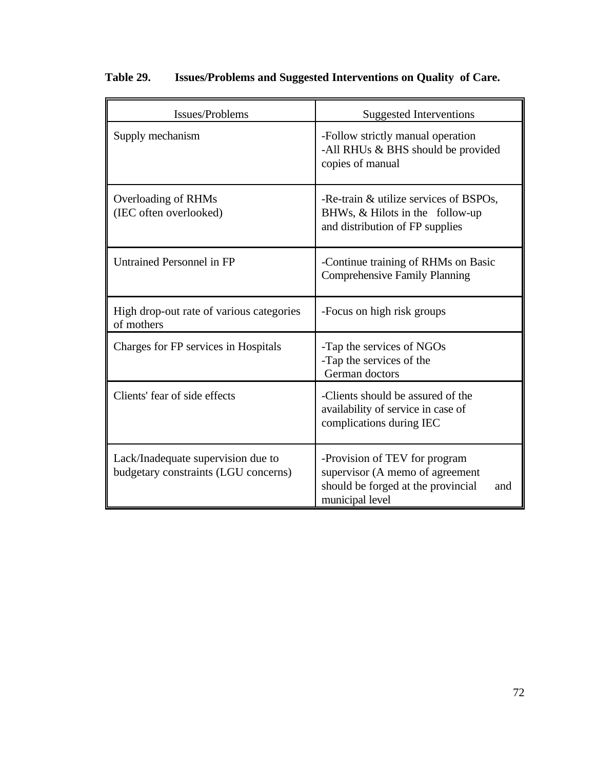**Table 29. Issues/Problems and Suggested Interventions on Quality of Care.**

| Issues/Problems | Suggested Interventions |
|---|---|
| Supply mechanism | -Follow strictly manual operation<br>-All RHUs & BHS should be provided copies of manual |
| Overloading of RHMs<br>(IEC often overlooked) | -Re-train & utilize services of BSPOs, BHWs, & Hilots in the follow-up and distribution of FP supplies |
| Untrained Personnel in FP | -Continue training of RHMs on Basic Comprehensive Family Planning |
| High drop-out rate of various categories of mothers | -Focus on high risk groups |
| Charges for FP services in Hospitals | -Tap the services of NGOs<br>-Tap the services of the German doctors |
| Clients' fear of side effects | -Clients should be assured of the availability of service in case of complications during IEC |
| Lack/Inadequate supervision due to budgetary constraints (LGU concerns) | -Provision of TEV for program supervisor (A memo of agreement should be forged at the provincial and municipal level |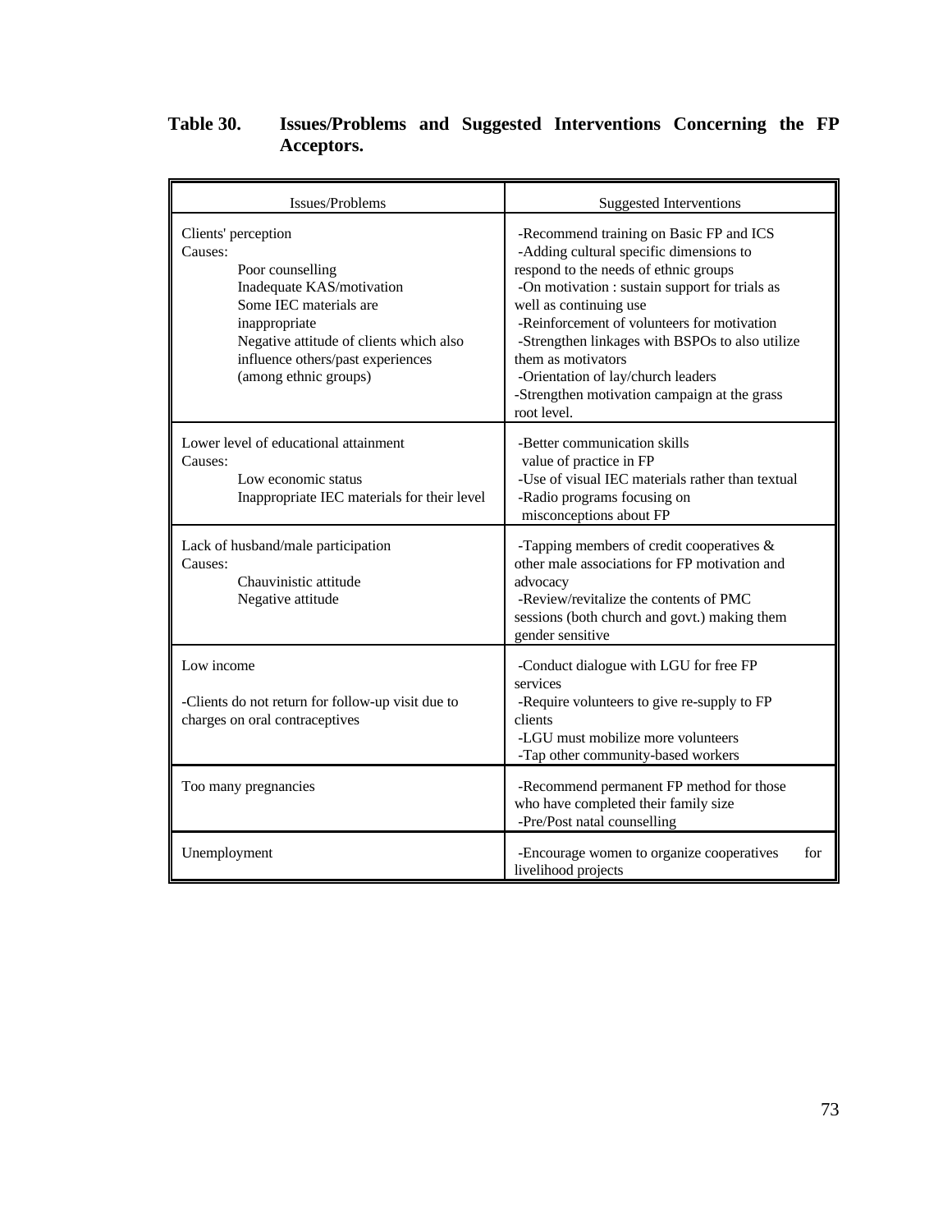**Table 30. Issues/Problems and Suggested Interventions Concerning the FP Acceptors.**

| Issues/Problems | Suggested Interventions |
|---|---|
| Clients' perception<br>Causes:<br>Poor counselling<br>Inadequate KAS/motivation<br>Some IEC materials are inappropriate<br>Negative attitude of clients which also influence others/past experiences (among ethnic groups) | -Recommend training on Basic FP and ICS<br>-Adding cultural specific dimensions to respond to the needs of ethnic groups<br>-On motivation : sustain support for trials as well as continuing use<br>-Reinforcement of volunteers for motivation<br>-Strengthen linkages with BSPOs to also utilize them as motivators<br>-Orientation of lay/church leaders<br>-Strengthen motivation campaign at the grass root level. |
| Lower level of educational attainment<br>Causes:<br>Low economic status<br>Inappropriate IEC materials for their level | -Better communication skills value of practice in FP<br>-Use of visual IEC materials rather than textual<br>-Radio programs focusing on misconceptions about FP |
| Lack of husband/male participation<br>Causes:<br>Chauvinistic attitude<br>Negative attitude | -Tapping members of credit cooperatives & other male associations for FP motivation and advocacy<br>-Review/revitalize the contents of PMC sessions (both church and govt.) making them gender sensitive |
| Low income<br><br>-Clients do not return for follow-up visit due to charges on oral contraceptives | -Conduct dialogue with LGU for free FP services<br>-Require volunteers to give re-supply to FP clients<br>-LGU must mobilize more volunteers<br>-Tap other community-based workers |
| Too many pregnancies | -Recommend permanent FP method for those who have completed their family size<br>-Pre/Post natal counselling |
| Unemployment | -Encourage women to organize cooperatives for livelihood projects |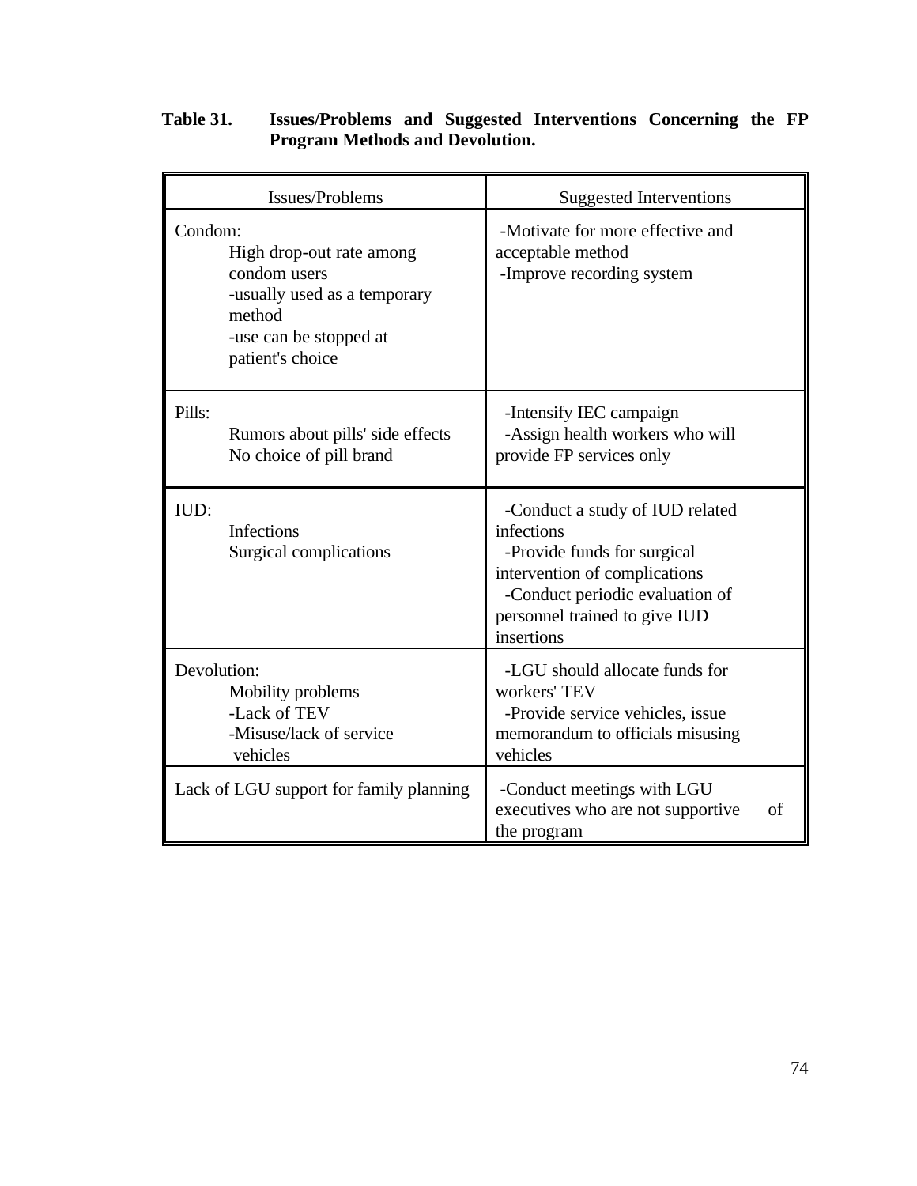**Table 31. Issues/Problems and Suggested Interventions Concerning the FP Program Methods and Devolution.**

| Issues/Problems | Suggested Interventions |
|---|---|
| Condom:<br>High drop-out rate among condom users<br>-usually used as a temporary method<br>-use can be stopped at patient's choice | -Motivate for more effective and acceptable method<br>-Improve recording system |
| Pills:<br>Rumors about pills' side effects<br>No choice of pill brand | -Intensify IEC campaign<br>-Assign health workers who will provide FP services only |
| IUD:<br>Infections<br>Surgical complications | -Conduct a study of IUD related infections<br>-Provide funds for surgical intervention of complications<br>-Conduct periodic evaluation of personnel trained to give IUD insertions |
| Devolution:<br>Mobility problems<br>-Lack of TEV<br>-Misuse/lack of service vehicles | -LGU should allocate funds for workers' TEV<br>-Provide service vehicles, issue memorandum to officials misusing vehicles |
| Lack of LGU support for family planning | -Conduct meetings with LGU executives who are not supportive of the program |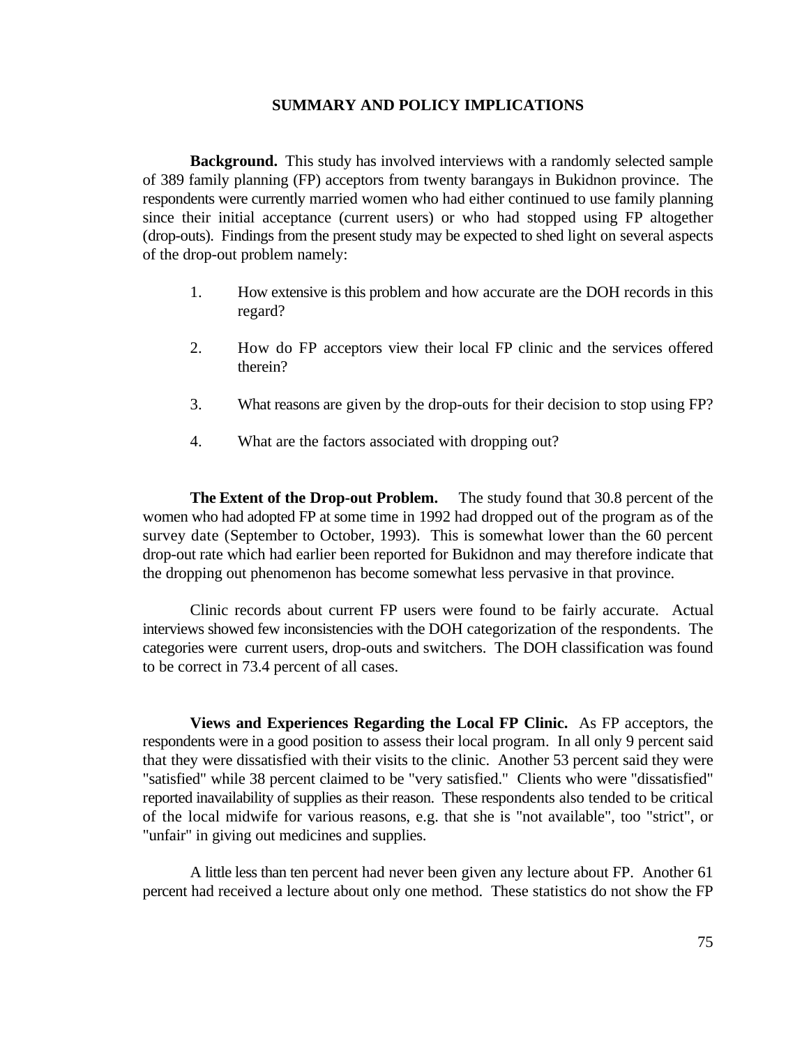## SUMMARY AND POLICY IMPLICATIONS

**Background.** This study has involved interviews with a randomly selected sample of 389 family planning (FP) acceptors from twenty barangays in Bukidnon province. The respondents were currently married women who had either continued to use family planning since their initial acceptance (current users) or who had stopped using FP altogether (drop-outs). Findings from the present study may be expected to shed light on several aspects of the drop-out problem namely:

1. How extensive is this problem and how accurate are the DOH records in this regard?
2. How do FP acceptors view their local FP clinic and the services offered therein?
3. What reasons are given by the drop-outs for their decision to stop using FP?
4. What are the factors associated with dropping out?

**The Extent of the Drop-out Problem.** The study found that 30.8 percent of the women who had adopted FP at some time in 1992 had dropped out of the program as of the survey date (September to October, 1993). This is somewhat lower than the 60 percent drop-out rate which had earlier been reported for Bukidnon and may therefore indicate that the dropping out phenomenon has become somewhat less pervasive in that province.

Clinic records about current FP users were found to be fairly accurate. Actual interviews showed few inconsistencies with the DOH categorization of the respondents. The categories were current users, drop-outs and switchers. The DOH classification was found to be correct in 73.4 percent of all cases.

**Views and Experiences Regarding the Local FP Clinic.** As FP acceptors, the respondents were in a good position to assess their local program. In all only 9 percent said that they were dissatisfied with their visits to the clinic. Another 53 percent said they were "satisfied" while 38 percent claimed to be "very satisfied." Clients who were "dissatisfied" reported inavailability of supplies as their reason. These respondents also tended to be critical of the local midwife for various reasons, e.g. that she is "not available", too "strict", or "unfair" in giving out medicines and supplies.

A little less than ten percent had never been given any lecture about FP. Another 61 percent had received a lecture about only one method. These statistics do not show the FP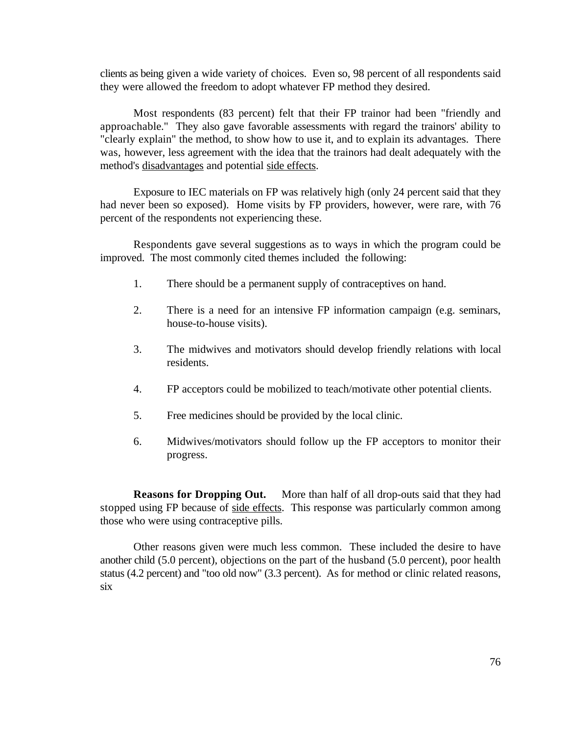clients as being given a wide variety of choices. Even so, 98 percent of all respondents said they were allowed the freedom to adopt whatever FP method they desired.

Most respondents (83 percent) felt that their FP trainor had been "friendly and approachable." They also gave favorable assessments with regard the trainors' ability to "clearly explain" the method, to show how to use it, and to explain its advantages. There was, however, less agreement with the idea that the trainors had dealt adequately with the method's <u>disadvantages</u> and potential <u>side effects</u>.

Exposure to IEC materials on FP was relatively high (only 24 percent said that they had never been so exposed). Home visits by FP providers, however, were rare, with 76 percent of the respondents not experiencing these.

Respondents gave several suggestions as to ways in which the program could be improved. The most commonly cited themes included the following:

1. There should be a permanent supply of contraceptives on hand.

2. There is a need for an intensive FP information campaign (e.g. seminars, house-to-house visits).

3. The midwives and motivators should develop friendly relations with local residents.

4. FP acceptors could be mobilized to teach/motivate other potential clients.

5. Free medicines should be provided by the local clinic.

6. Midwives/motivators should follow up the FP acceptors to monitor their progress.

**Reasons for Dropping Out.** More than half of all drop-outs said that they had stopped using FP because of <u>side effects</u>. This response was particularly common among those who were using contraceptive pills.

Other reasons given were much less common. These included the desire to have another child (5.0 percent), objections on the part of the husband (5.0 percent), poor health status (4.2 percent) and "too old now" (3.3 percent). As for method or clinic related reasons, six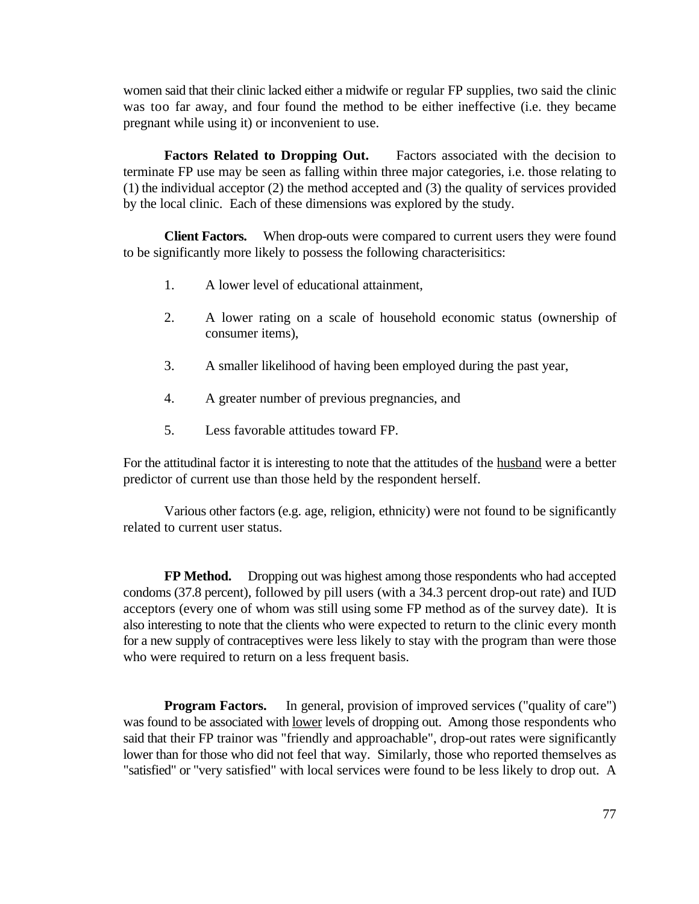women said that their clinic lacked either a midwife or regular FP supplies, two said the clinic was too far away, and four found the method to be either ineffective (i.e. they became pregnant while using it) or inconvenient to use.

**Factors Related to Dropping Out.** Factors associated with the decision to terminate FP use may be seen as falling within three major categories, i.e. those relating to (1) the individual acceptor (2) the method accepted and (3) the quality of services provided by the local clinic. Each of these dimensions was explored by the study.

**Client Factors.** When drop-outs were compared to current users they were found to be significantly more likely to possess the following characterisitics:

1. A lower level of educational attainment,

2. A lower rating on a scale of household economic status (ownership of consumer items),

3. A smaller likelihood of having been employed during the past year,

4. A greater number of previous pregnancies, and

5. Less favorable attitudes toward FP.

For the attitudinal factor it is interesting to note that the attitudes of the <u>husband</u> were a better predictor of current use than those held by the respondent herself.

Various other factors (e.g. age, religion, ethnicity) were not found to be significantly related to current user status.

**FP Method.** Dropping out was highest among those respondents who had accepted condoms (37.8 percent), followed by pill users (with a 34.3 percent drop-out rate) and IUD acceptors (every one of whom was still using some FP method as of the survey date). It is also interesting to note that the clients who were expected to return to the clinic every month for a new supply of contraceptives were less likely to stay with the program than were those who were required to return on a less frequent basis.

**Program Factors.** In general, provision of improved services ("quality of care") was found to be associated with <u>lower</u> levels of dropping out. Among those respondents who said that their FP trainor was "friendly and approachable", drop-out rates were significantly lower than for those who did not feel that way. Similarly, those who reported themselves as "satisfied" or "very satisfied" with local services were found to be less likely to drop out. A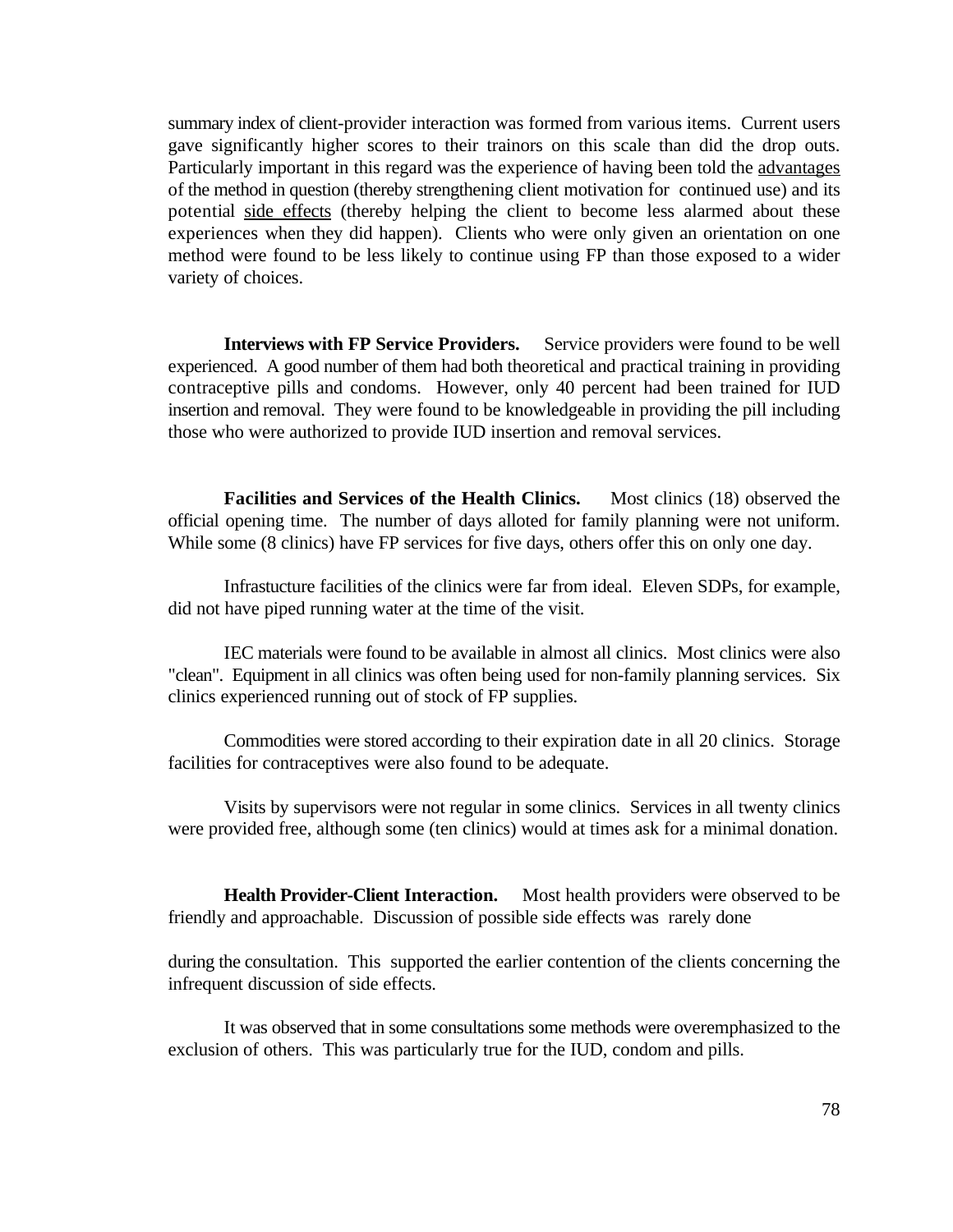summary index of client-provider interaction was formed from various items. Current users gave significantly higher scores to their trainors on this scale than did the drop outs. Particularly important in this regard was the experience of having been told the <u>advantages</u> of the method in question (thereby strengthening client motivation for continued use) and its potential <u>side effects</u> (thereby helping the client to become less alarmed about these experiences when they did happen). Clients who were only given an orientation on one method were found to be less likely to continue using FP than those exposed to a wider variety of choices.

**Interviews with FP Service Providers.** Service providers were found to be well experienced. A good number of them had both theoretical and practical training in providing contraceptive pills and condoms. However, only 40 percent had been trained for IUD insertion and removal. They were found to be knowledgeable in providing the pill including those who were authorized to provide IUD insertion and removal services.

**Facilities and Services of the Health Clinics.** Most clinics (18) observed the official opening time. The number of days alloted for family planning were not uniform. While some (8 clinics) have FP services for five days, others offer this on only one day.

Infrastucture facilities of the clinics were far from ideal. Eleven SDPs, for example, did not have piped running water at the time of the visit.

IEC materials were found to be available in almost all clinics. Most clinics were also "clean". Equipment in all clinics was often being used for non-family planning services. Six clinics experienced running out of stock of FP supplies.

Commodities were stored according to their expiration date in all 20 clinics. Storage facilities for contraceptives were also found to be adequate.

Visits by supervisors were not regular in some clinics. Services in all twenty clinics were provided free, although some (ten clinics) would at times ask for a minimal donation.

**Health Provider-Client Interaction.** Most health providers were observed to be friendly and approachable. Discussion of possible side effects was rarely done during the consultation. This supported the earlier contention of the clients concerning the infrequent discussion of side effects.

It was observed that in some consultations some methods were overemphasized to the exclusion of others. This was particularly true for the IUD, condom and pills.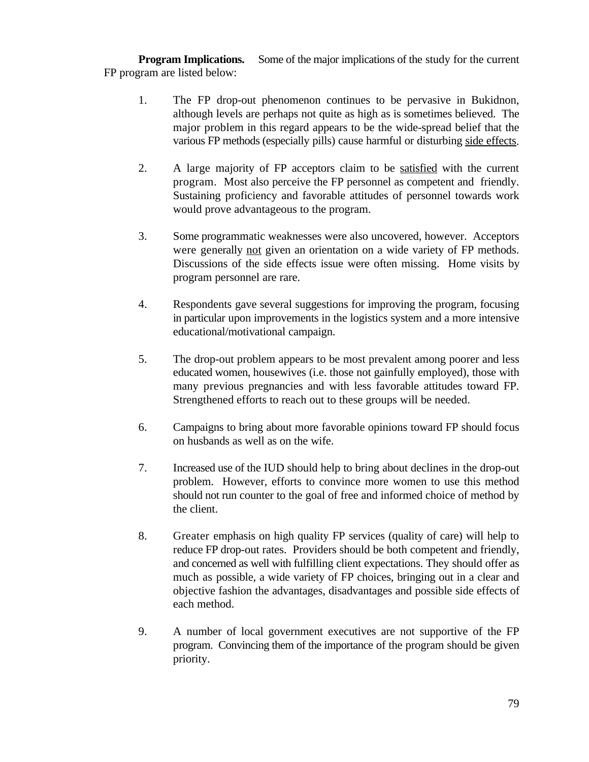**Program Implications.** Some of the major implications of the study for the current FP program are listed below:

1. The FP drop-out phenomenon continues to be pervasive in Bukidnon, although levels are perhaps not quite as high as is sometimes believed. The major problem in this regard appears to be the wide-spread belief that the various FP methods (especially pills) cause harmful or disturbing <u>side effects</u>.

2. A large majority of FP acceptors claim to be <u>satisfied</u> with the current program. Most also perceive the FP personnel as competent and friendly. Sustaining proficiency and favorable attitudes of personnel towards work would prove advantageous to the program.

3. Some programmatic weaknesses were also uncovered, however. Acceptors were generally <u>not</u> given an orientation on a wide variety of FP methods. Discussions of the side effects issue were often missing. Home visits by program personnel are rare.

4. Respondents gave several suggestions for improving the program, focusing in particular upon improvements in the logistics system and a more intensive educational/motivational campaign.

5. The drop-out problem appears to be most prevalent among poorer and less educated women, housewives (i.e. those not gainfully employed), those with many previous pregnancies and with less favorable attitudes toward FP. Strengthened efforts to reach out to these groups will be needed.

6. Campaigns to bring about more favorable opinions toward FP should focus on husbands as well as on the wife.

7. Increased use of the IUD should help to bring about declines in the drop-out problem. However, efforts to convince more women to use this method should not run counter to the goal of free and informed choice of method by the client.

8. Greater emphasis on high quality FP services (quality of care) will help to reduce FP drop-out rates. Providers should be both competent and friendly, and concerned as well with fulfilling client expectations. They should offer as much as possible, a wide variety of FP choices, bringing out in a clear and objective fashion the advantages, disadvantages and possible side effects of each method.

9. A number of local government executives are not supportive of the FP program. Convincing them of the importance of the program should be given priority.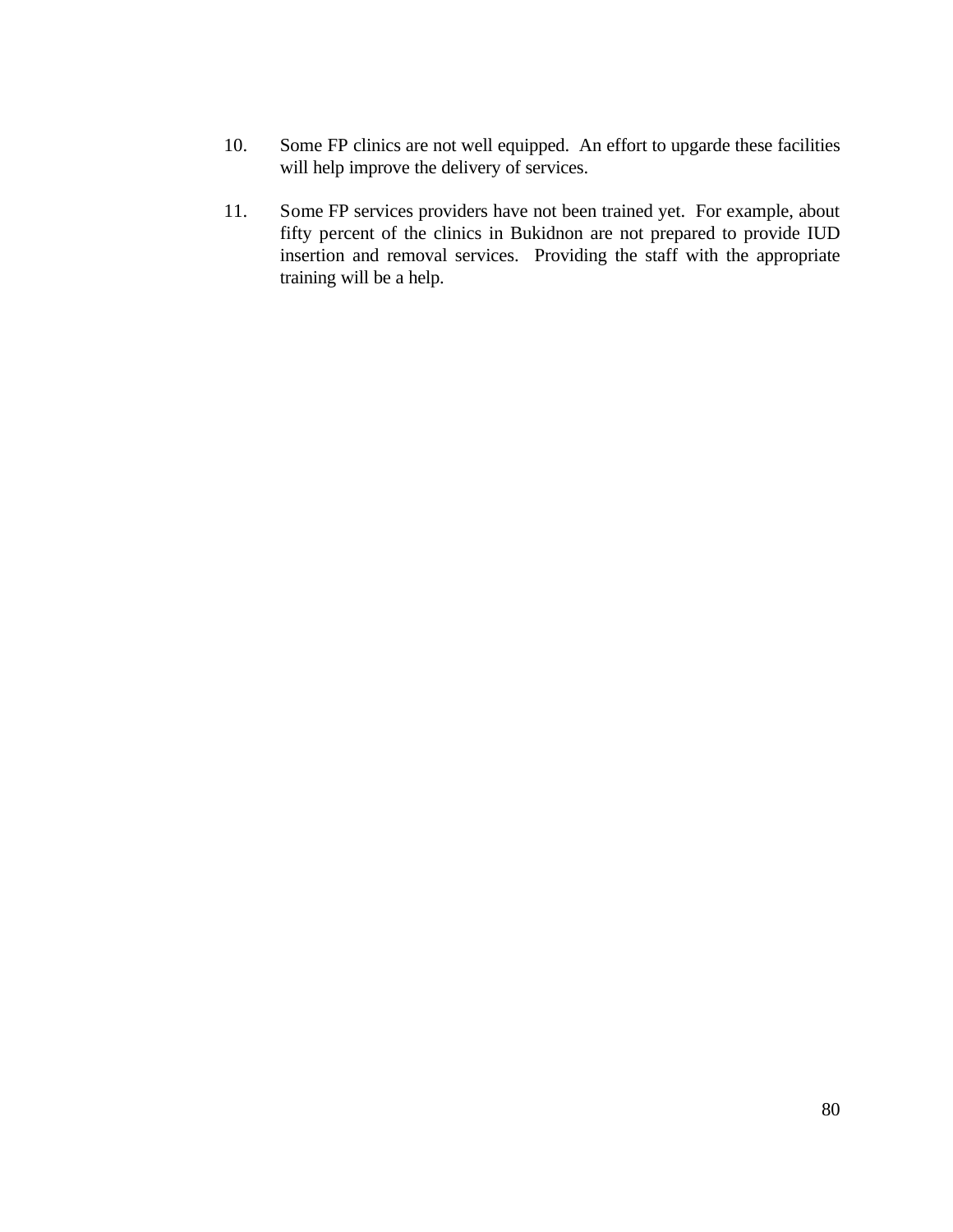10. Some FP clinics are not well equipped. An effort to upgarde these facilities will help improve the delivery of services.

11. Some FP services providers have not been trained yet. For example, about fifty percent of the clinics in Bukidnon are not prepared to provide IUD insertion and removal services. Providing the staff with the appropriate training will be a help.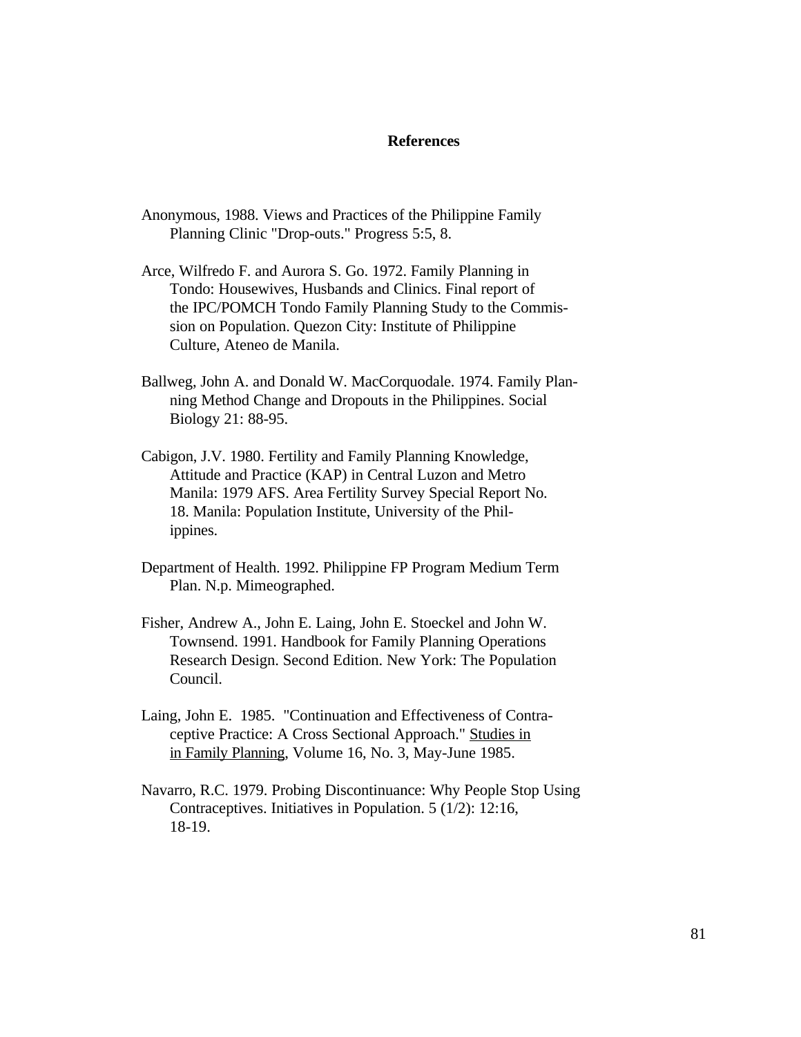## References

Anonymous, 1988. Views and Practices of the Philippine Family Planning Clinic "Drop-outs." Progress 5:5, 8.

Arce, Wilfredo F. and Aurora S. Go. 1972. Family Planning in Tondo: Housewives, Husbands and Clinics. Final report of the IPC/POMCH Tondo Family Planning Study to the Commission on Population. Quezon City: Institute of Philippine Culture, Ateneo de Manila.

Ballweg, John A. and Donald W. MacCorquodale. 1974. Family Planning Method Change and Dropouts in the Philippines. Social Biology 21: 88-95.

Cabigon, J.V. 1980. Fertility and Family Planning Knowledge, Attitude and Practice (KAP) in Central Luzon and Metro Manila: 1979 AFS. Area Fertility Survey Special Report No. 18. Manila: Population Institute, University of the Philippines.

Department of Health. 1992. Philippine FP Program Medium Term Plan. N.p. Mimeographed.

Fisher, Andrew A., John E. Laing, John E. Stoeckel and John W. Townsend. 1991. Handbook for Family Planning Operations Research Design. Second Edition. New York: The Population Council.

Laing, John E. 1985. "Continuation and Effectiveness of Contraceptive Practice: A Cross Sectional Approach." Studies in in Family Planning, Volume 16, No. 3, May-June 1985.

Navarro, R.C. 1979. Probing Discontinuance: Why People Stop Using Contraceptives. Initiatives in Population. 5 (1/2): 12:16, 18-19.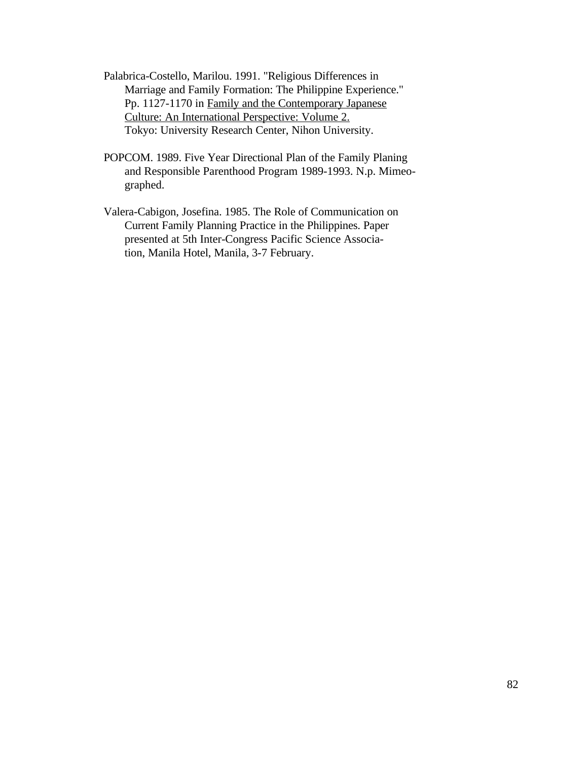Palabrica-Costello, Marilou. 1991. "Religious Differences in Marriage and Family Formation: The Philippine Experience." Pp. 1127-1170 in Family and the Contemporary Japanese Culture: An International Perspective: Volume 2. Tokyo: University Research Center, Nihon University.

POPCOM. 1989. Five Year Directional Plan of the Family Planing and Responsible Parenthood Program 1989-1993. N.p. Mimeographed.

Valera-Cabigon, Josefina. 1985. The Role of Communication on Current Family Planning Practice in the Philippines. Paper presented at 5th Inter-Congress Pacific Science Association, Manila Hotel, Manila, 3-7 February.